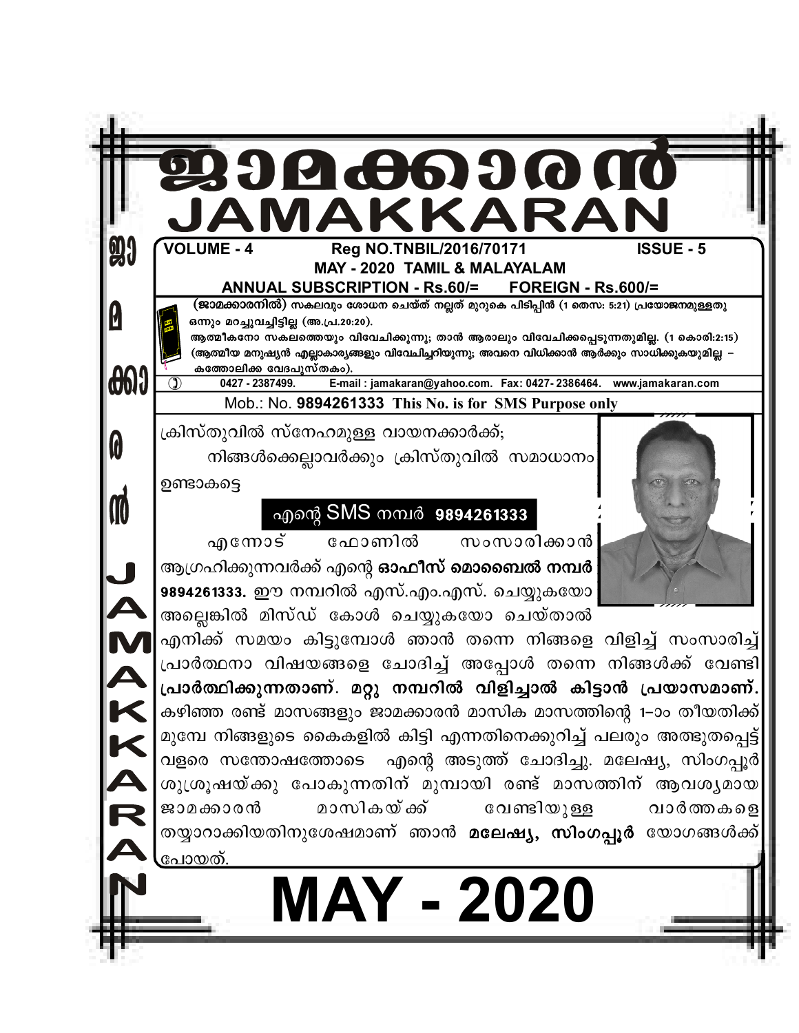# ജാമക്കാരൻ
# JAMAKKARAN

**VOLUME - 4** **Reg NO.TNBIL/2016/70171** **ISSUE - 5**

**MAY - 2020 TAMIL & MALAYALAM**

**ANNUAL SUBSCRIPTION - Rs.60/= FOREIGN - Rs.600/=**

**(ജാമക്കാരനിൽ)** സകലവും ശോധന ചെയ്ത് നല്ലത് മുറുകെ പിടിപ്പിൻ (1 തെസ: 5:21) പ്രയോജനമുള്ളതു ഒന്നും മറച്ചുവച്ചിട്ടില്ല (അ.പ്ര.20:20).

ആത്മീകനോ സകലത്തെയും വിവേചിക്കുന്നു; താൻ ആരാലും വിവേചിക്കപ്പെടുന്നതുമില്ല. (1 കൊരി:2:15) (ആത്മീയ മനുഷ്യൻ എല്ലാകാര്യങ്ങളും വിവേചിച്ചറിയുന്നു; അവനെ വിധിക്കാൻ ആർക്കും സാധിക്കുകയുമില്ല – കത്തോലിക്ക വേദപുസ്തകം).

0427 - 2387499. E-mail : jamakaran@yahoo.com. Fax: 0427- 2386464. www.jamakaran.com

Mob.: No. **9894261333** This No. is for SMS Purpose only

ക്രിസ്തുവിൽ സ്നേഹമുള്ള വായനക്കാർക്ക്;

നിങ്ങൾക്കെല്ലാവർക്കും ക്രിസ്തുവിൽ സമാധാനം ഉണ്ടാകട്ടെ

**എന്റെ SMS നമ്പർ 9894261333**

എന്നോട് ഫോണിൽ സംസാരിക്കാൻ ആഗ്രഹിക്കുന്നവർക്ക് എന്റെ **ഓഫീസ് മൊബൈൽ നമ്പർ 9894261333.** ഈ നമ്പറിൽ എസ്.എം.എസ്. ചെയ്യുകയോ അല്ലെങ്കിൽ മിസ്ഡ് കോൾ ചെയ്യുകയോ ചെയ്താൽ എനിക്ക് സമയം കിട്ടുമ്പോൾ ഞാൻ തന്നെ നിങ്ങളെ വിളിച്ച് സംസാരിച്ച് പ്രാർത്ഥനാ വിഷയങ്ങളെ ചോദിച്ച് അപ്പോൾ തന്നെ നിങ്ങൾക്ക് വേണ്ടി **പ്രാർത്ഥിക്കുന്നതാണ്. മറ്റു നമ്പറിൽ വിളിച്ചാൽ കിട്ടാൻ പ്രയാസമാണ്.** കഴിഞ്ഞ രണ്ട് മാസങ്ങളും ജാമക്കാരൻ മാസിക മാസത്തിന്റെ 1–ാം തീയതിക്ക് മുമ്പേ നിങ്ങളുടെ കൈകളിൽ കിട്ടി എന്നതിനെക്കുറിച്ച് പലരും അത്ഭുതപ്പെട്ട് വളരെ സന്തോഷത്തോടെ എന്റെ അടുത്ത് ചോദിച്ചു. മലേഷ്യ, സിംഗപ്പൂർ ശുശ്രൂഷയ്ക്കു പോകുന്നതിന് മുമ്പായി രണ്ട് മാസത്തിന് ആവശ്യമായ ജാമക്കാരൻ മാസികയ്ക്ക് വേണ്ടിയുള്ള വാർത്തകളെ തയ്യാറാക്കിയതിനുശേഷമാണ് ഞാൻ **മലേഷ്യ, സിംഗപ്പൂർ** യോഗങ്ങൾക്ക് പോയത്.

# MAY - 2020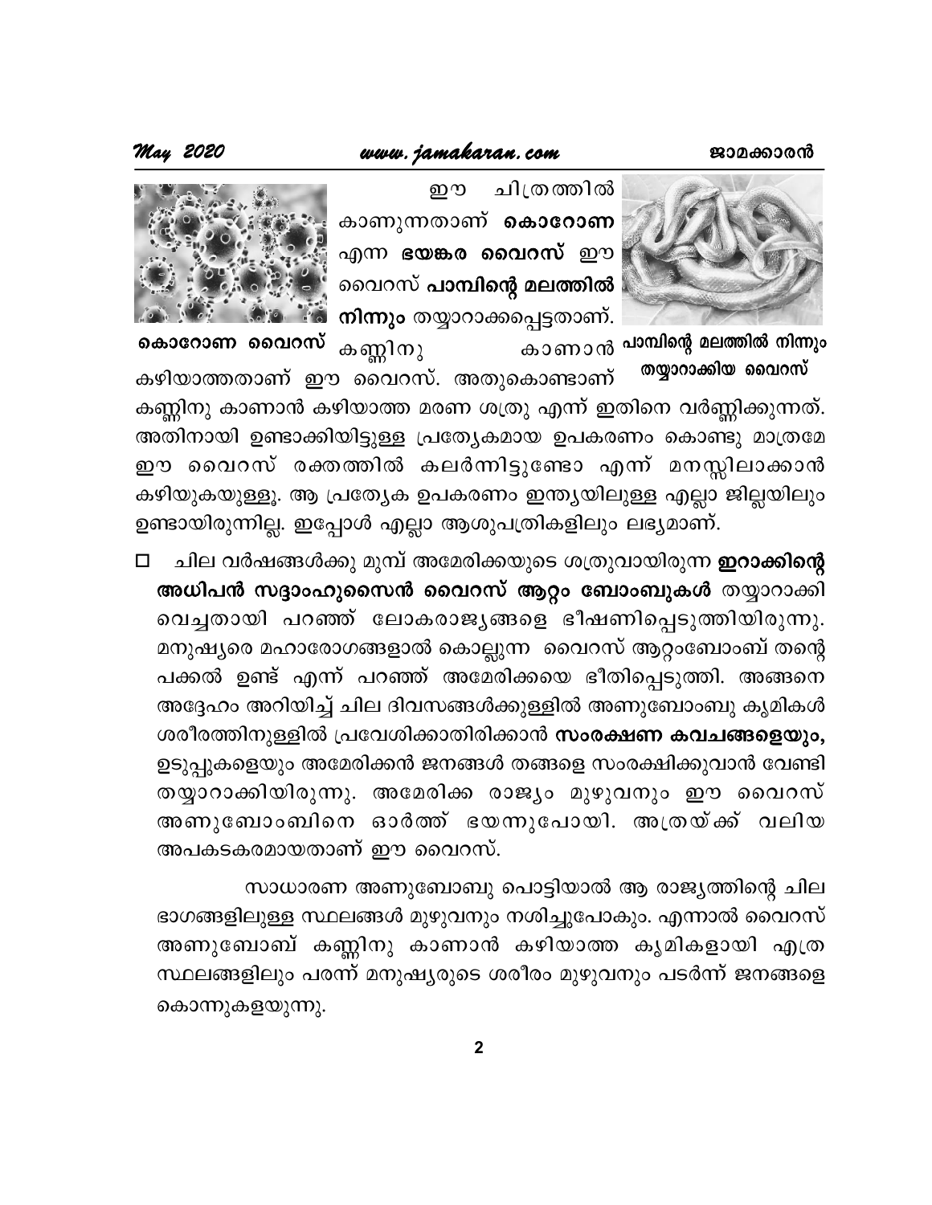ഈ ചിത്രത്തിൽ കാണുന്നതാണ് **കൊറോണ** എന്ന **ഭയങ്കര വൈറസ്** ഈ വൈറസ് **പാമ്പിന്റെ മലത്തിൽ നിന്നും** തയ്യാറാക്കപ്പെട്ടതാണ്.

**കൊറോണ വൈറസ്**

**പാമ്പിന്റെ മലത്തിൽ നിന്നും തയ്യാറാക്കിയ വൈറസ്**

കണ്ണിനു കാണാൻ കഴിയാത്തതാണ് ഈ വൈറസ്. അതുകൊണ്ടാണ് കണ്ണിനു കാണാൻ കഴിയാത്ത മരണ ശത്രു എന്ന് ഇതിനെ വർണ്ണിക്കുന്നത്. അതിനായി ഉണ്ടാക്കിയിട്ടുള്ള പ്രത്യേകമായ ഉപകരണം കൊണ്ടു മാത്രമേ ഈ വൈറസ് രക്തത്തിൽ കലർന്നിട്ടുണ്ടോ എന്ന് മനസ്സിലാക്കാൻ കഴിയുകയുള്ളൂ. ആ പ്രത്യേക ഉപകരണം ഇന്ത്യയിലുള്ള എല്ലാ ജില്ലയിലും ഉണ്ടായിരുന്നില്ല. ഇപ്പോൾ എല്ലാ ആശുപത്രികളിലും ലഭ്യമാണ്.

- ചില വർഷങ്ങൾക്കു മുമ്പ് അമേരിക്കയുടെ ശത്രുവായിരുന്ന **ഇറാക്കിന്റെ അധിപൻ സദ്ദാംഹുസൈൻ വൈറസ് ആറ്റം ബോംബുകൾ** തയ്യാറാക്കി വെച്ചതായി പറഞ്ഞ് ലോകരാജ്യങ്ങളെ ഭീഷണിപ്പെടുത്തിയിരുന്നു. മനുഷ്യരെ മഹാരോഗങ്ങളാൽ കൊല്ലുന്ന വൈറസ് ആറ്റംബോംബ് തന്റെ പക്കൽ ഉണ്ട് എന്ന് പറഞ്ഞ് അമേരിക്കയെ ഭീതിപ്പെടുത്തി. അങ്ങനെ അദ്ദേഹം അറിയിച്ച് ചില ദിവസങ്ങൾക്കുള്ളിൽ അണുബോംബു കൃമികൾ ശരീരത്തിനുള്ളിൽ പ്രവേശിക്കാതിരിക്കാൻ **സംരക്ഷണ കവചങ്ങളെയും,** ഉടുപ്പുകളെയും അമേരിക്കൻ ജനങ്ങൾ തങ്ങളെ സംരക്ഷിക്കുവാൻ വേണ്ടി തയ്യാറാക്കിയിരുന്നു. അമേരിക്ക രാജ്യം മുഴുവനും ഈ വൈറസ് അണുബോംബിനെ ഓർത്ത് ഭയന്നുപോയി. അത്രയ്ക്ക് വലിയ അപകടകരമായതാണ് ഈ വൈറസ്.

സാധാരണ അണുബോബു പൊട്ടിയാൽ ആ രാജ്യത്തിന്റെ ചില ഭാഗങ്ങളിലുള്ള സ്ഥലങ്ങൾ മുഴുവനും നശിച്ചുപോകും. എന്നാൽ വൈറസ് അണുബോബ് കണ്ണിനു കാണാൻ കഴിയാത്ത കൃമികളായി എത്ര സ്ഥലങ്ങളിലും പരന്ന് മനുഷ്യരുടെ ശരീരം മുഴുവനും പടർന്ന് ജനങ്ങളെ കൊന്നുകളയുന്നു.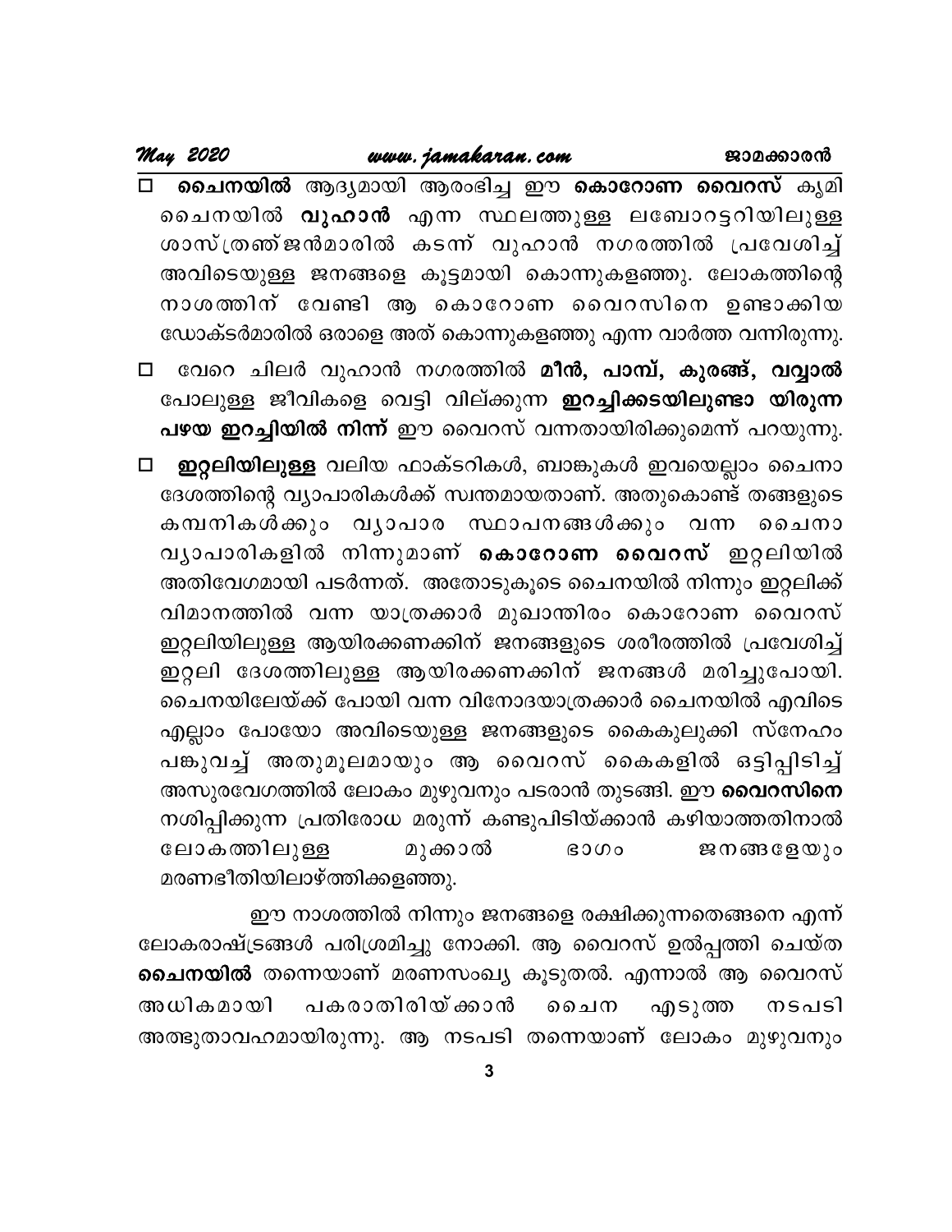- **ചൈനയിൽ** ആദ്യമായി ആരംഭിച്ച ഈ **കൊറോണ വൈറസ്** കൃമി ചൈനയിൽ **വുഹാൻ** എന്ന സ്ഥലത്തുള്ള ലബോറട്ടറിയിലുള്ള ശാസ്ത്രജ്ഞൻമാരിൽ കടന്ന് വുഹാൻ നഗരത്തിൽ പ്രവേശിച്ച് അവിടെയുള്ള ജനങ്ങളെ കൂട്ടമായി കൊന്നുകളഞ്ഞു. ലോകത്തിന്റെ നാശത്തിന് വേണ്ടി ആ കൊറോണ വൈറസിനെ ഉണ്ടാക്കിയ ഡോക്ടർമാരിൽ ഒരാളെ അത് കൊന്നുകളഞ്ഞു എന്ന വാർത്ത വന്നിരുന്നു.

- വേറെ ചിലർ വുഹാൻ നഗരത്തിൽ **മീൻ, പാമ്പ്, കുരങ്ങ്, വവ്വാൽ** പോലുള്ള ജീവികളെ വെട്ടി വില്ക്കുന്ന **ഇറച്ചിക്കടയിലുണ്ടാ യിരുന്ന പഴയ ഇറച്ചിയിൽ നിന്ന്** ഈ വൈറസ് വന്നതായിരിക്കുമെന്ന് പറയുന്നു.

- **ഇറ്റലിയിലുള്ള** വലിയ ഫാക്ടറികൾ, ബാങ്കുകൾ ഇവയെല്ലാം ചൈനാ ദേശത്തിന്റെ വ്യാപാരികൾക്ക് സ്വന്തമായതാണ്. അതുകൊണ്ട് തങ്ങളുടെ കമ്പനികൾക്കും വ്യാപാര സ്ഥാപനങ്ങൾക്കും വന്ന ചൈനാ വ്യാപാരികളിൽ നിന്നുമാണ് **കൊറോണ വൈറസ്** ഇറ്റലിയിൽ അതിവേഗമായി പടർന്നത്. അതോടുകൂടെ ചൈനയിൽ നിന്നും ഇറ്റലിക്ക് വിമാനത്തിൽ വന്ന യാത്രക്കാർ മുഖാന്തിരം കൊറോണ വൈറസ് ഇറ്റലിയിലുള്ള ആയിരക്കണക്കിന് ജനങ്ങളുടെ ശരീരത്തിൽ പ്രവേശിച്ച് ഇറ്റലി ദേശത്തിലുള്ള ആയിരക്കണക്കിന് ജനങ്ങൾ മരിച്ചുപോയി. ചൈനയിലേയ്ക്ക് പോയി വന്ന വിനോദയാത്രക്കാർ ചൈനയിൽ എവിടെ എല്ലാം പോയോ അവിടെയുള്ള ജനങ്ങളുടെ കൈകുലുക്കി സ്നേഹം പങ്കുവച്ച് അതുമൂലമായും ആ വൈറസ് കൈകളിൽ ഒട്ടിപ്പിടിച്ച് അസുരവേഗത്തിൽ ലോകം മുഴുവനും പടരാൻ തുടങ്ങി. ഈ **വൈറസിനെ** നശിപ്പിക്കുന്ന പ്രതിരോധ മരുന്ന് കണ്ടുപിടിയ്ക്കാൻ കഴിയാത്തതിനാൽ ലോകത്തിലുള്ള മുക്കാൽ ഭാഗം ജനങ്ങളേയും മരണഭീതിയിലാഴ്ത്തിക്കളഞ്ഞു.

ഈ നാശത്തിൽ നിന്നും ജനങ്ങളെ രക്ഷിക്കുന്നതെങ്ങനെ എന്ന് ലോകരാഷ്ട്രങ്ങൾ പരിശ്രമിച്ചു നോക്കി. ആ വൈറസ് ഉൽപ്പത്തി ചെയ്ത **ചൈനയിൽ** തന്നെയാണ് മരണസംഖ്യ കൂടുതൽ. എന്നാൽ ആ വൈറസ് അധികമായി പകരാതിരിയ്ക്കാൻ ചൈന എടുത്ത നടപടി അത്ഭുതാവഹമായിരുന്നു. ആ നടപടി തന്നെയാണ് ലോകം മുഴുവനും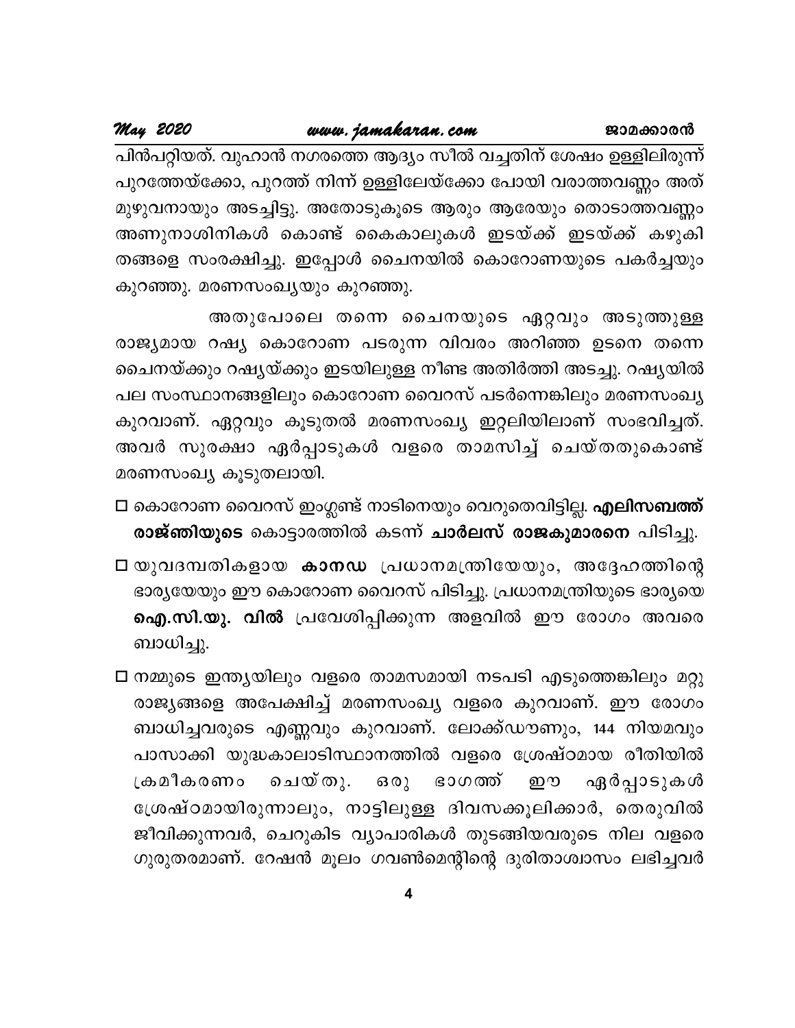പിൻപറ്റിയത്. വുഹാൻ നഗരത്തെ ആദ്യം സീൽ വച്ചതിന് ശേഷം ഉള്ളിലിരുന്ന് പുറത്തേയ്ക്കോ, പുറത്ത് നിന്ന് ഉള്ളിലേയ്ക്കോ പോയി വരാത്തവണ്ണം അത് മുഴുവനായും അടച്ചിട്ടു. അതോടുകൂടെ ആരും ആരേയും തൊടാത്തവണ്ണം അണുനാശിനികൾ കൊണ്ട് കൈകാലുകൾ ഇടയ്ക്ക് ഇടയ്ക്ക് കഴുകി തങ്ങളെ സംരക്ഷിച്ചു. ഇപ്പോൾ ചൈനയിൽ കൊറോണയുടെ പകർച്ചയും കുറഞ്ഞു. മരണസംഖ്യയും കുറഞ്ഞു.

അതുപോലെ തന്നെ ചൈനയുടെ ഏറ്റവും അടുത്തുള്ള രാജ്യമായ റഷ്യ കൊറോണ പടരുന്ന വിവരം അറിഞ്ഞ ഉടനെ തന്നെ ചൈനയ്ക്കും റഷ്യയ്ക്കും ഇടയിലുള്ള നീണ്ട അതിർത്തി അടച്ചു. റഷ്യയിൽ പല സംസ്ഥാനങ്ങളിലും കൊറോണ വൈറസ് പടർന്നെങ്കിലും മരണസംഖ്യ കുറവാണ്. ഏറ്റവും കൂടുതൽ മരണസംഖ്യ ഇറ്റലിയിലാണ് സംഭവിച്ചത്. അവർ സുരക്ഷാ ഏർപ്പാടുകൾ വളരെ താമസിച്ച് ചെയ്തതുകൊണ്ട് മരണസംഖ്യ കൂടുതലായി.

- കൊറോണ വൈറസ് ഇംഗ്ലണ്ട് നാടിനെയും വെറുതെവിട്ടില്ല. **എലിസബത്ത് രാജ്ഞിയുടെ** കൊട്ടാരത്തിൽ കടന്ന് **ചാർലസ് രാജകുമാരനെ** പിടിച്ചു.
- യുവദമ്പതികളായ **കാനഡ** പ്രധാനമന്ത്രിയേയും, അദ്ദേഹത്തിന്റെ ഭാര്യയേയും ഈ കൊറോണ വൈറസ് പിടിച്ചു. പ്രധാനമന്ത്രിയുടെ ഭാര്യയെ **ഐ.സി.യു. വിൽ** പ്രവേശിപ്പിക്കുന്ന അളവിൽ ഈ രോഗം അവരെ ബാധിച്ചു.
- നമ്മുടെ ഇന്ത്യയിലും വളരെ താമസമായി നടപടി എടുത്തെങ്കിലും മറ്റു രാജ്യങ്ങളെ അപേക്ഷിച്ച് മരണസംഖ്യ വളരെ കുറവാണ്. ഈ രോഗം ബാധിച്ചവരുടെ എണ്ണവും കുറവാണ്. ലോക്ക്ഡൗണും, 144 നിയമവും പാസാക്കി യുദ്ധകാലാടിസ്ഥാനത്തിൽ വളരെ ശ്രേഷ്ഠമായ രീതിയിൽ ക്രമീകരണം ചെയ്തു. ഒരു ഭാഗത്ത് ഈ ഏർപ്പാടുകൾ ശ്രേഷ്ഠമായിരുന്നാലും, നാട്ടിലുള്ള ദിവസക്കൂലിക്കാർ, തെരുവിൽ ജീവിക്കുന്നവർ, ചെറുകിട വ്യാപാരികൾ തുടങ്ങിയവരുടെ നില വളരെ ഗുരുതരമാണ്. റേഷൻ മൂലം ഗവൺമെന്റിന്റെ ദുരിതാശ്വാസം ലഭിച്ചവർ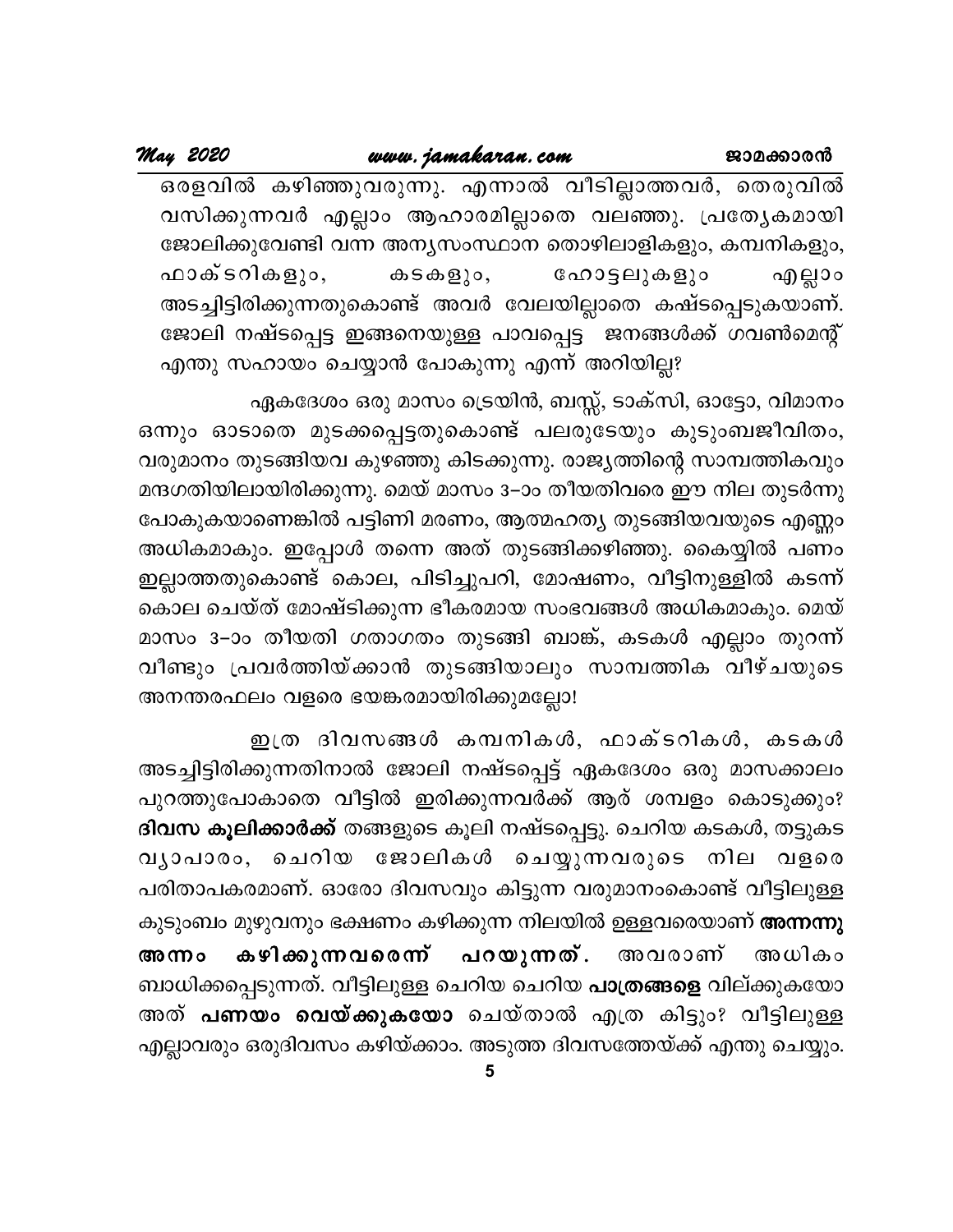ഒരളവിൽ കഴിഞ്ഞുവരുന്നു. എന്നാൽ വീടില്ലാത്തവർ, തെരുവിൽ വസിക്കുന്നവർ എല്ലാം ആഹാരമില്ലാതെ വലഞ്ഞു. പ്രത്യേകമായി ജോലിക്കുവേണ്ടി വന്ന അന്യസംസ്ഥാന തൊഴിലാളികളും, കമ്പനികളും, ഫാക്ടറികളും, കടകളും, ഹോട്ടലുകളും എല്ലാം അടച്ചിട്ടിരിക്കുന്നതുകൊണ്ട് അവർ വേലയില്ലാതെ കഷ്ടപ്പെടുകയാണ്. ജോലി നഷ്ടപ്പെട്ട ഇങ്ങനെയുള്ള പാവപ്പെട്ട ജനങ്ങൾക്ക് ഗവൺമെന്റ് എന്തു സഹായം ചെയ്യാൻ പോകുന്നു എന്ന് അറിയില്ല?

ഏകദേശം ഒരു മാസം ട്രെയിൻ, ബസ്സ്, ടാക്സി, ഓട്ടോ, വിമാനം ഒന്നും ഓടാതെ മുടക്കപ്പെട്ടതുകൊണ്ട് പലരുടേയും കുടുംബജീവിതം, വരുമാനം തുടങ്ങിയവ കുഴഞ്ഞു കിടക്കുന്നു. രാജ്യത്തിന്റെ സാമ്പത്തികവും മന്ദഗതിയിലായിരിക്കുന്നു. മെയ് മാസം 3–ാം തീയതിവരെ ഈ നില തുടർന്നു പോകുകയാണെങ്കിൽ പട്ടിണി മരണം, ആത്മഹത്യ തുടങ്ങിയവയുടെ എണ്ണം അധികമാകും. ഇപ്പോൾ തന്നെ അത് തുടങ്ങിക്കഴിഞ്ഞു. കൈയ്യിൽ പണം ഇല്ലാത്തതുകൊണ്ട് കൊല, പിടിച്ചുപറി, മോഷണം, വീട്ടിനുള്ളിൽ കടന്ന് കൊല ചെയ്ത് മോഷ്ടിക്കുന്ന ഭീകരമായ സംഭവങ്ങൾ അധികമാകും. മെയ് മാസം 3–ാം തീയതി ഗതാഗതം തുടങ്ങി ബാങ്ക്, കടകൾ എല്ലാം തുറന്ന് വീണ്ടും പ്രവർത്തിയ്ക്കാൻ തുടങ്ങിയാലും സാമ്പത്തിക വീഴ്ചയുടെ അനന്തരഫലം വളരെ ഭയങ്കരമായിരിക്കുമല്ലോ!

ഇത്ര ദിവസങ്ങൾ കമ്പനികൾ, ഫാക്ടറികൾ, കടകൾ അടച്ചിട്ടിരിക്കുന്നതിനാൽ ജോലി നഷ്ടപ്പെട്ട് ഏകദേശം ഒരു മാസക്കാലം പുറത്തുപോകാതെ വീട്ടിൽ ഇരിക്കുന്നവർക്ക് ആര് ശമ്പളം കൊടുക്കും? **ദിവസ കൂലിക്കാർക്ക്** തങ്ങളുടെ കൂലി നഷ്ടപ്പെട്ടു. ചെറിയ കടകൾ, തട്ടുകട വ്യാപാരം, ചെറിയ ജോലികൾ ചെയ്യുന്നവരുടെ നില വളരെ പരിതാപകരമാണ്. ഓരോ ദിവസവും കിട്ടുന്ന വരുമാനംകൊണ്ട് വീട്ടിലുള്ള കുടുംബം മുഴുവനും ഭക്ഷണം കഴിക്കുന്ന നിലയിൽ ഉള്ളവരെയാണ് **അന്നന്നു അന്നം കഴിക്കുന്നവരെന്ന് പറയുന്നത്.** അവരാണ് അധികം ബാധിക്കപ്പെടുന്നത്. വീട്ടിലുള്ള ചെറിയ ചെറിയ **പാത്രങ്ങളെ** വില്ക്കുകയോ അത് **പണയം വെയ്ക്കുകയോ** ചെയ്താൽ എത്ര കിട്ടും? വീട്ടിലുള്ള എല്ലാവരും ഒരുദിവസം കഴിയ്ക്കാം. അടുത്ത ദിവസത്തേയ്ക്ക് എന്തു ചെയ്യും.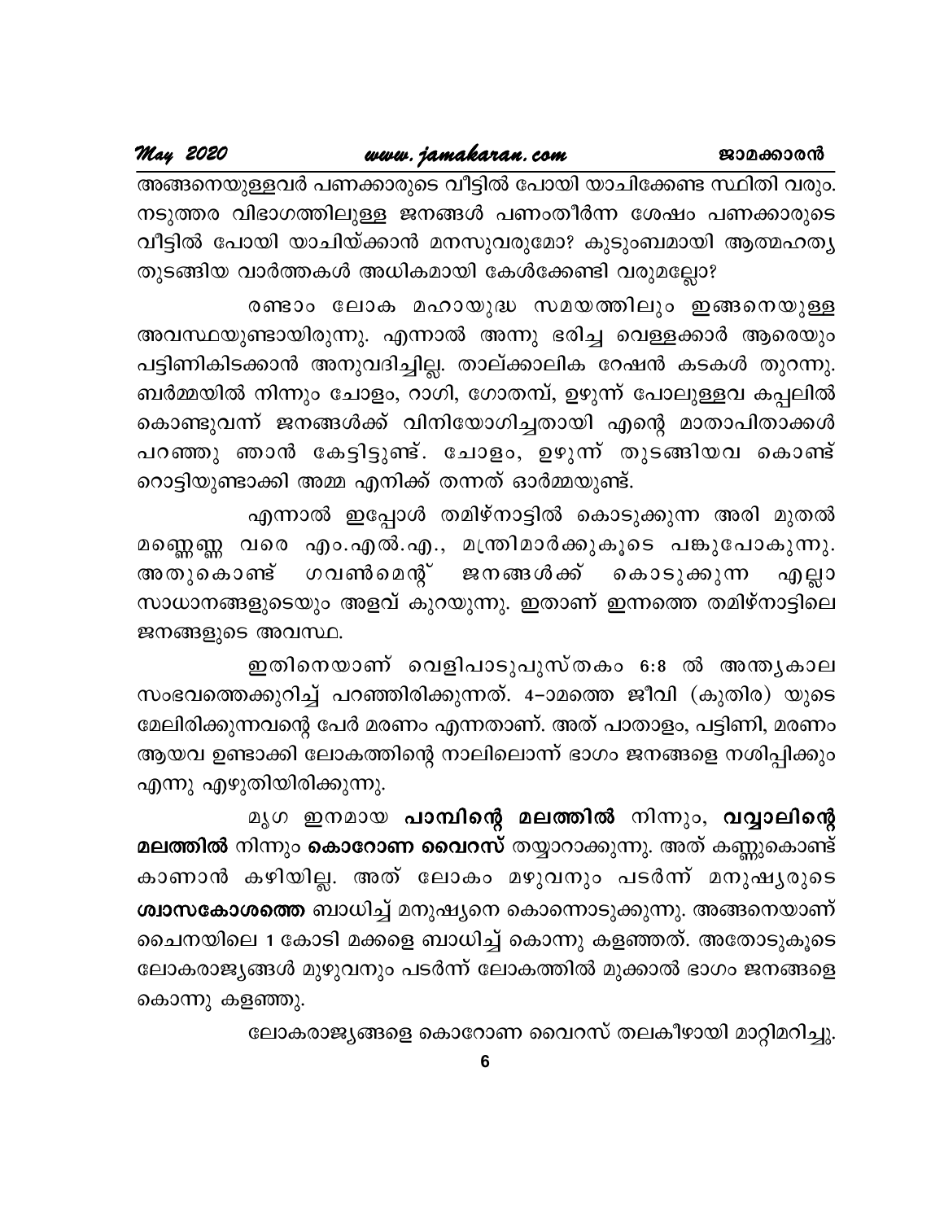അങ്ങനെയുള്ളവർ പണക്കാരുടെ വീട്ടിൽ പോയി യാചിക്കേണ്ട സ്ഥിതി വരും. നടുത്തര വിഭാഗത്തിലുള്ള ജനങ്ങൾ പണംതീർന്ന ശേഷം പണക്കാരുടെ വീട്ടിൽ പോയി യാചിയ്ക്കാൻ മനസുവരുമോ? കുടുംബമായി ആത്മഹത്യ തുടങ്ങിയ വാർത്തകൾ അധികമായി കേൾക്കേണ്ടി വരുമല്ലോ?

രണ്ടാം ലോക മഹായുദ്ധ സമയത്തിലും ഇങ്ങനെയുള്ള അവസ്ഥയുണ്ടായിരുന്നു. എന്നാൽ അന്നു ഭരിച്ച വെള്ളക്കാർ ആരെയും പട്ടിണികിടക്കാൻ അനുവദിച്ചില്ല. താല്ക്കാലിക റേഷൻ കടകൾ തുറന്നു. ബർമ്മയിൽ നിന്നും ചോളം, റാഗി, ഗോതമ്പ്, ഉഴുന്ന് പോലുള്ളവ കപ്പലിൽ കൊണ്ടുവന്ന് ജനങ്ങൾക്ക് വിനിയോഗിച്ചതായി എന്റെ മാതാപിതാക്കൾ പറഞ്ഞു ഞാൻ കേട്ടിട്ടുണ്ട്. ചോളം, ഉഴുന്ന് തുടങ്ങിയവ കൊണ്ട് റൊട്ടിയുണ്ടാക്കി അമ്മ എനിക്ക് തന്നത് ഓർമ്മയുണ്ട്.

എന്നാൽ ഇപ്പോൾ തമിഴ്നാട്ടിൽ കൊടുക്കുന്ന അരി മുതൽ മണ്ണെണ്ണ വരെ എം.എൽ.എ., മന്ത്രിമാർക്കുകൂടെ പങ്കുപോകുന്നു. അതുകൊണ്ട് ഗവൺമെന്റ് ജനങ്ങൾക്ക് കൊടുക്കുന്ന എല്ലാ സാധാനങ്ങളുടെയും അളവ് കുറയുന്നു. ഇതാണ് ഇന്നത്തെ തമിഴ്നാട്ടിലെ ജനങ്ങളുടെ അവസ്ഥ.

ഇതിനെയാണ് വെളിപാടുപുസ്തകം 6:8 ൽ അന്ത്യകാല സംഭവത്തെക്കുറിച്ച് പറഞ്ഞിരിക്കുന്നത്. 4–ാമത്തെ ജീവി (കുതിര) യുടെ മേലിരിക്കുന്നവന്റെ പേർ മരണം എന്നതാണ്. അത് പാതാളം, പട്ടിണി, മരണം ആയവ ഉണ്ടാക്കി ലോകത്തിന്റെ നാലിലൊന്ന് ഭാഗം ജനങ്ങളെ നശിപ്പിക്കും എന്നു എഴുതിയിരിക്കുന്നു.

മൃഗ ഇനമായ **പാമ്പിന്റെ മലത്തിൽ** നിന്നും, **വവ്വാലിന്റെ മലത്തിൽ** നിന്നും **കൊറോണ വൈറസ്** തയ്യാറാക്കുന്നു. അത് കണ്ണുകൊണ്ട് കാണാൻ കഴിയില്ല. അത് ലോകം മഴുവനും പടർന്ന് മനുഷ്യരുടെ **ശ്വാസകോശത്തെ** ബാധിച്ച് മനുഷ്യനെ കൊന്നൊടുക്കുന്നു. അങ്ങനെയാണ് ചൈനയിലെ 1 കോടി മക്കളെ ബാധിച്ച് കൊന്നു കളഞ്ഞത്. അതോടുകൂടെ ലോകരാജ്യങ്ങൾ മുഴുവനും പടർന്ന് ലോകത്തിൽ മുക്കാൽ ഭാഗം ജനങ്ങളെ കൊന്നു കളഞ്ഞു.

ലോകരാജ്യങ്ങളെ കൊറോണ വൈറസ് തലകീഴായി മാറ്റിമറിച്ചു.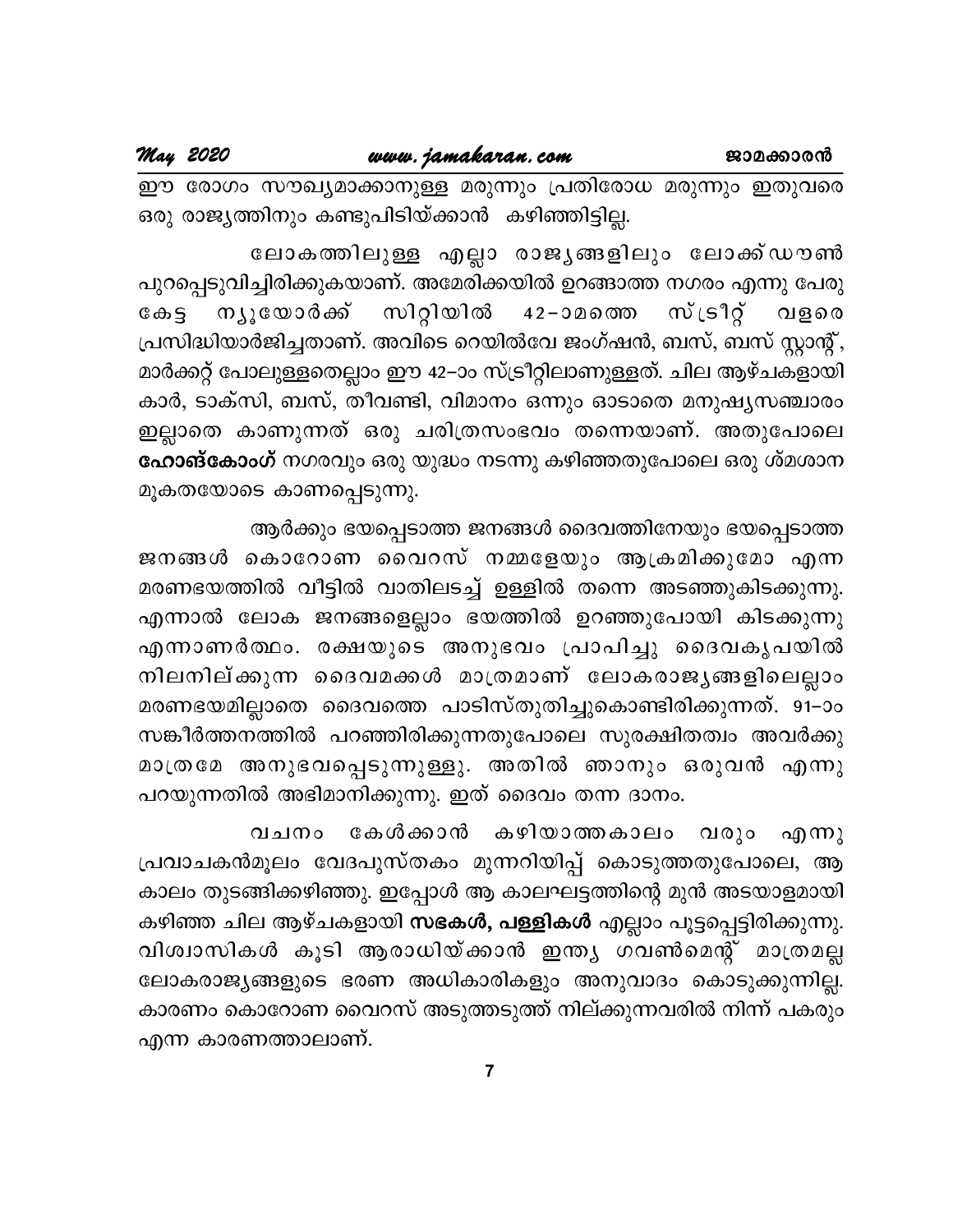ഈ രോഗം സൗഖ്യമാക്കാനുള്ള മരുന്നും പ്രതിരോധ മരുന്നും ഇതുവരെ ഒരു രാജ്യത്തിനും കണ്ടുപിടിയ്ക്കാൻ കഴിഞ്ഞിട്ടില്ല.

ലോകത്തിലുള്ള എല്ലാ രാജ്യങ്ങളിലും ലോക്ക്ഡൗൺ പുറപ്പെടുവിച്ചിരിക്കുകയാണ്. അമേരിക്കയിൽ ഉറങ്ങാത്ത നഗരം എന്നു പേരു കേട്ട ന്യൂയോർക്ക് സിറ്റിയിൽ 42–ാമത്തെ സ്ട്രീറ്റ് വളരെ പ്രസിദ്ധിയാർജിച്ചതാണ്. അവിടെ റെയിൽവേ ജംഗ്ഷൻ, ബസ്, ബസ് സ്റ്റാന്റ്, മാർക്കറ്റ് പോലുള്ളതെല്ലാം ഈ 42–ാം സ്ട്രീറ്റിലാണുള്ളത്. ചില ആഴ്ചകളായി കാർ, ടാക്സി, ബസ്, തീവണ്ടി, വിമാനം ഒന്നും ഓടാതെ മനുഷ്യസഞ്ചാരം ഇല്ലാതെ കാണുന്നത് ഒരു ചരിത്രസംഭവം തന്നെയാണ്. അതുപോലെ **ഹോങ്കോംഗ്** നഗരവും ഒരു യുദ്ധം നടന്നു കഴിഞ്ഞതുപോലെ ഒരു ശ്മശാന മൂകതയോടെ കാണപ്പെടുന്നു.

ആർക്കും ഭയപ്പെടാത്ത ജനങ്ങൾ ദൈവത്തിനേയും ഭയപ്പെടാത്ത ജനങ്ങൾ കൊറോണ വൈറസ് നമ്മളേയും ആക്രമിക്കുമോ എന്ന മരണഭയത്തിൽ വീട്ടിൽ വാതിലടച്ച് ഉള്ളിൽ തന്നെ അടഞ്ഞുകിടക്കുന്നു. എന്നാൽ ലോക ജനങ്ങളെല്ലാം ഭയത്തിൽ ഉറഞ്ഞുപോയി കിടക്കുന്നു എന്നാണർത്ഥം. രക്ഷയുടെ അനുഭവം പ്രാപിച്ചു ദൈവകൃപയിൽ നിലനില്ക്കുന്ന ദൈവമക്കൾ മാത്രമാണ് ലോകരാജ്യങ്ങളിലെല്ലാം മരണഭയമില്ലാതെ ദൈവത്തെ പാടിസ്തുതിച്ചുകൊണ്ടിരിക്കുന്നത്. 91–ാം സങ്കീർത്തനത്തിൽ പറഞ്ഞിരിക്കുന്നതുപോലെ സുരക്ഷിതത്വം അവർക്കു മാത്രമേ അനുഭവപ്പെടുന്നുള്ളു. അതിൽ ഞാനും ഒരുവൻ എന്നു പറയുന്നതിൽ അഭിമാനിക്കുന്നു. ഇത് ദൈവം തന്ന ദാനം.

വചനം കേൾക്കാൻ കഴിയാത്തകാലം വരും എന്നു പ്രവാചകൻമൂലം വേദപുസ്തകം മുന്നറിയിപ്പ് കൊടുത്തതുപോലെ, ആ കാലം തുടങ്ങിക്കഴിഞ്ഞു. ഇപ്പോൾ ആ കാലഘട്ടത്തിന്റെ മുൻ അടയാളമായി കഴിഞ്ഞ ചില ആഴ്ചകളായി **സഭകൾ, പള്ളികൾ** എല്ലാം പൂട്ടപ്പെട്ടിരിക്കുന്നു. വിശ്വാസികൾ കൂടി ആരാധിയ്ക്കാൻ ഇന്ത്യ ഗവൺമെന്റ് മാത്രമല്ല ലോകരാജ്യങ്ങളുടെ ഭരണ അധികാരികളും അനുവാദം കൊടുക്കുന്നില്ല. കാരണം കൊറോണ വൈറസ് അടുത്തടുത്ത് നില്ക്കുന്നവരിൽ നിന്ന് പകരും എന്ന കാരണത്താലാണ്.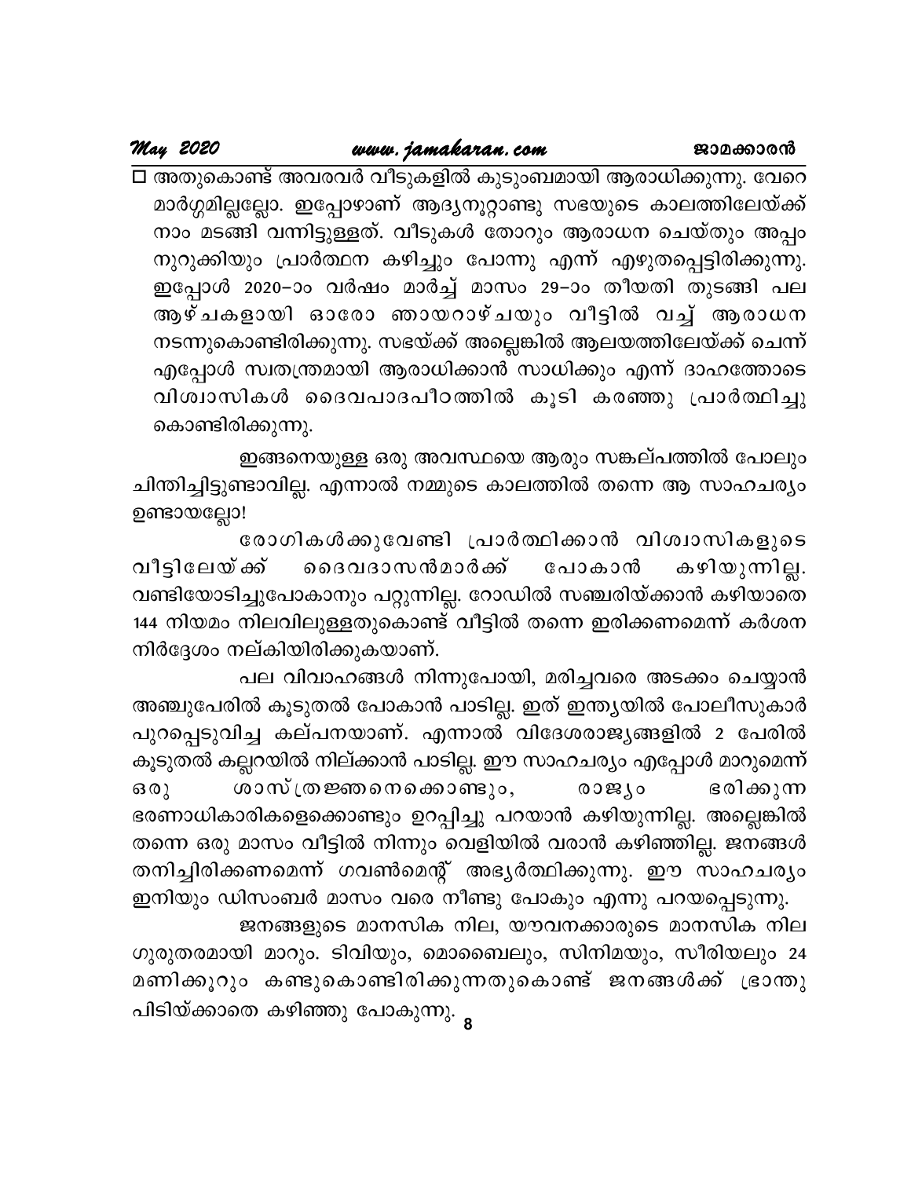□ അതുകൊണ്ട് അവരവർ വീടുകളിൽ കുടുംബമായി ആരാധിക്കുന്നു. വേറെ മാർഗ്ഗമില്ലല്ലോ. ഇപ്പോഴാണ് ആദ്യനൂറ്റാണ്ടു സഭയുടെ കാലത്തിലേയ്ക്ക് നാം മടങ്ങി വന്നിട്ടുള്ളത്. വീടുകൾ തോറും ആരാധന ചെയ്തും അപ്പം നുറുക്കിയും പ്രാർത്ഥന കഴിച്ചും പോന്നു എന്ന് എഴുതപ്പെട്ടിരിക്കുന്നു. ഇപ്പോൾ 2020–ാം വർഷം മാർച്ച് മാസം 29–ാം തീയതി തുടങ്ങി പല ആഴ്ചകളായി ഓരോ ഞായറാഴ്ചയും വീട്ടിൽ വച്ച് ആരാധന നടന്നുകൊണ്ടിരിക്കുന്നു. സഭയ്ക്ക് അല്ലെങ്കിൽ ആലയത്തിലേയ്ക്ക് ചെന്ന് എപ്പോൾ സ്വതന്ത്രമായി ആരാധിക്കാൻ സാധിക്കും എന്ന് ദാഹത്തോടെ വിശ്വാസികൾ ദൈവപാദപീഠത്തിൽ കൂടി കരഞ്ഞു പ്രാർത്ഥിച്ചു കൊണ്ടിരിക്കുന്നു.

ഇങ്ങനെയുള്ള ഒരു അവസ്ഥയെ ആരും സങ്കല്പത്തിൽ പോലും ചിന്തിച്ചിട്ടുണ്ടാവില്ല. എന്നാൽ നമ്മുടെ കാലത്തിൽ തന്നെ ആ സാഹചര്യം ഉണ്ടായല്ലോ!

രോഗികൾക്കുവേണ്ടി പ്രാർത്ഥിക്കാൻ വിശ്വാസികളുടെ വീട്ടിലേയ്ക്ക് ദൈവദാസൻമാർക്ക് പോകാൻ കഴിയുന്നില്ല. വണ്ടിയോടിച്ചുപോകാനും പറ്റുന്നില്ല. റോഡിൽ സഞ്ചരിയ്ക്കാൻ കഴിയാതെ 144 നിയമം നിലവിലുള്ളതുകൊണ്ട് വീട്ടിൽ തന്നെ ഇരിക്കണമെന്ന് കർശന നിർദ്ദേശം നല്കിയിരിക്കുകയാണ്.

പല വിവാഹങ്ങൾ നിന്നുപോയി, മരിച്ചവരെ അടക്കം ചെയ്യാൻ അഞ്ചുപേരിൽ കൂടുതൽ പോകാൻ പാടില്ല. ഇത് ഇന്ത്യയിൽ പോലീസുകാർ പുറപ്പെടുവിച്ച കല്പനയാണ്. എന്നാൽ വിദേശരാജ്യങ്ങളിൽ 2 പേരിൽ കൂടുതൽ കല്ലറയിൽ നില്ക്കാൻ പാടില്ല. ഈ സാഹചര്യം എപ്പോൾ മാറുമെന്ന് ഒരു ശാസ്ത്രജ്ഞനെക്കൊണ്ടും, രാജ്യം ഭരിക്കുന്ന ഭരണാധികാരികളെക്കൊണ്ടും ഉറപ്പിച്ചു പറയാൻ കഴിയുന്നില്ല. അല്ലെങ്കിൽ തന്നെ ഒരു മാസം വീട്ടിൽ നിന്നും വെളിയിൽ വരാൻ കഴിഞ്ഞില്ല. ജനങ്ങൾ തനിച്ചിരിക്കണമെന്ന് ഗവൺമെന്റ് അഭ്യർത്ഥിക്കുന്നു. ഈ സാഹചര്യം ഇനിയും ഡിസംബർ മാസം വരെ നീണ്ടു പോകും എന്നു പറയപ്പെടുന്നു.

ജനങ്ങളുടെ മാനസിക നില, യൗവനക്കാരുടെ മാനസിക നില ഗുരുതരമായി മാറും. ടിവിയും, മൊബൈലും, സിനിമയും, സീരിയലും 24 മണിക്കൂറും കണ്ടുകൊണ്ടിരിക്കുന്നതുകൊണ്ട് ജനങ്ങൾക്ക് ഭ്രാന്തു പിടിയ്ക്കാതെ കഴിഞ്ഞു പോകുന്നു.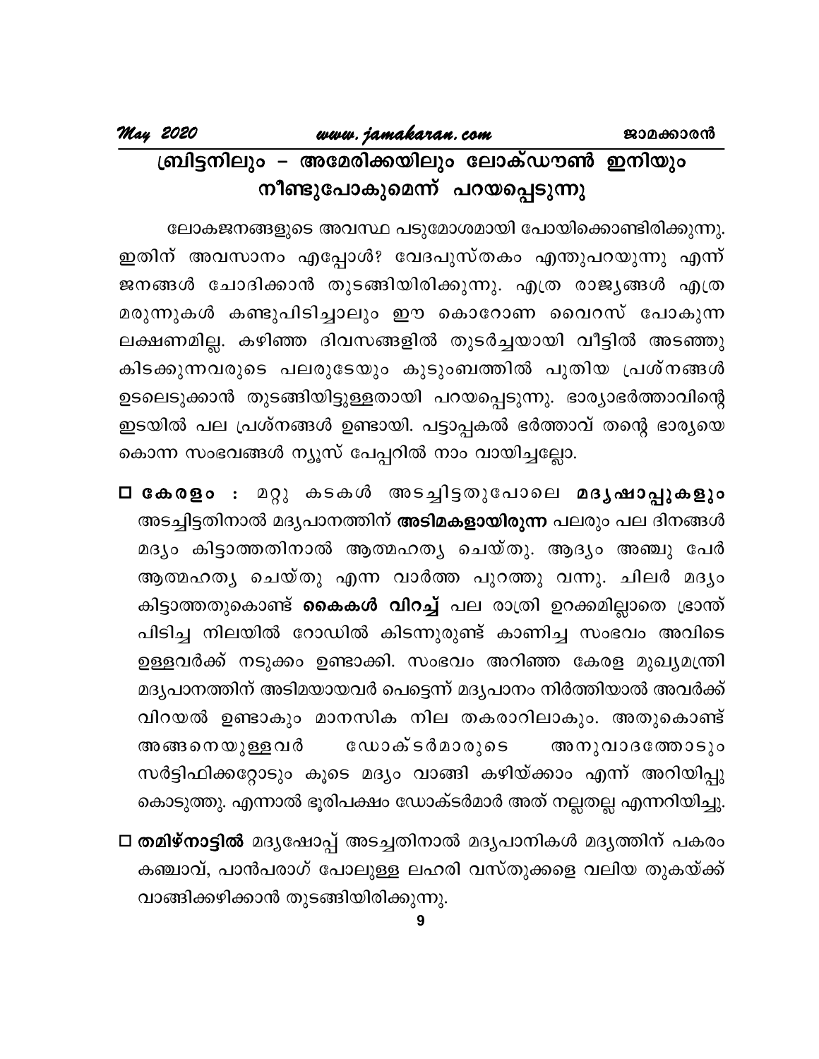## ബ്രിട്ടനിലും – അമേരിക്കയിലും ലോക്ഡൗൺ ഇനിയും നീണ്ടുപോകുമെന്ന് പറയപ്പെടുന്നു

ലോകജനങ്ങളുടെ അവസ്ഥ പടുമോശമായി പോയിക്കൊണ്ടിരിക്കുന്നു. ഇതിന് അവസാനം എപ്പോൾ? വേദപുസ്തകം എന്തുപറയുന്നു എന്ന് ജനങ്ങൾ ചോദിക്കാൻ തുടങ്ങിയിരിക്കുന്നു. എത്ര രാജ്യങ്ങൾ എത്ര മരുന്നുകൾ കണ്ടുപിടിച്ചാലും ഈ കൊറോണ വൈറസ് പോകുന്ന ലക്ഷണമില്ല. കഴിഞ്ഞ ദിവസങ്ങളിൽ തുടർച്ചയായി വീട്ടിൽ അടഞ്ഞു കിടക്കുന്നവരുടെ പലരുടേയും കുടുംബത്തിൽ പുതിയ പ്രശ്നങ്ങൾ ഉടലെടുക്കാൻ തുടങ്ങിയിട്ടുള്ളതായി പറയപ്പെടുന്നു. ഭാര്യാഭർത്താവിന്റെ ഇടയിൽ പല പ്രശ്നങ്ങൾ ഉണ്ടായി. പട്ടാപ്പകൽ ഭർത്താവ് തന്റെ ഭാര്യയെ കൊന്ന സംഭവങ്ങൾ ന്യൂസ് പേപ്പറിൽ നാം വായിച്ചല്ലോ.

- **കേരളം :** മറ്റു കടകൾ അടച്ചിട്ടതുപോലെ **മദ്യഷാപ്പുകളും** അടച്ചിട്ടതിനാൽ മദ്യപാനത്തിന് **അടിമകളായിരുന്ന** പലരും പല ദിനങ്ങൾ മദ്യം കിട്ടാത്തതിനാൽ ആത്മഹത്യ ചെയ്തു. ആദ്യം അഞ്ചു പേർ ആത്മഹത്യ ചെയ്തു എന്ന വാർത്ത പുറത്തു വന്നു. ചിലർ മദ്യം കിട്ടാത്തതുകൊണ്ട് **കൈകൾ വിറച്ച്** പല രാത്രി ഉറക്കമില്ലാതെ ഭ്രാന്ത് പിടിച്ച നിലയിൽ റോഡിൽ കിടന്നുരുണ്ട് കാണിച്ച സംഭവം അവിടെ ഉള്ളവർക്ക് നടുക്കം ഉണ്ടാക്കി. സംഭവം അറിഞ്ഞ കേരള മുഖ്യമന്ത്രി മദ്യപാനത്തിന് അടിമയായവർ പെട്ടെന്ന് മദ്യപാനം നിർത്തിയാൽ അവർക്ക് വിറയൽ ഉണ്ടാകും മാനസിക നില തകരാറിലാകും. അതുകൊണ്ട് അങ്ങനെയുള്ളവർ ഡോക്ടർമാരുടെ അനുവാദത്തോടും സർട്ടിഫിക്കറ്റോടും കൂടെ മദ്യം വാങ്ങി കഴിയ്ക്കാം എന്ന് അറിയിപ്പു കൊടുത്തു. എന്നാൽ ഭൂരിപക്ഷം ഡോക്ടർമാർ അത് നല്ലതല്ല എന്നറിയിച്ചു.
- **തമിഴ്നാട്ടിൽ** മദ്യഷോപ്പ് അടച്ചതിനാൽ മദ്യപാനികൾ മദ്യത്തിന് പകരം കഞ്ചാവ്, പാൻപരാഗ് പോലുള്ള ലഹരി വസ്തുക്കളെ വലിയ തുകയ്ക്ക് വാങ്ങിക്കഴിക്കാൻ തുടങ്ങിയിരിക്കുന്നു.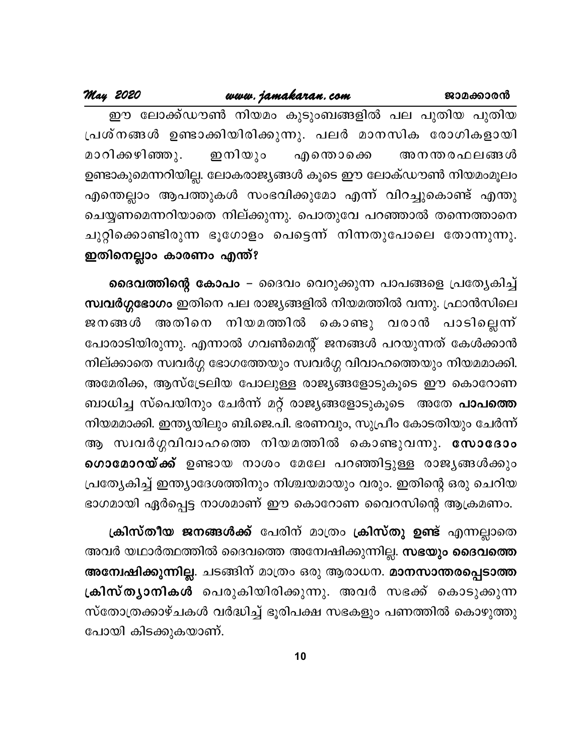ഈ ലോക്ക്ഡൗൺ നിയമം കുടുംബങ്ങളിൽ പല പുതിയ പുതിയ പ്രശ്നങ്ങൾ ഉണ്ടാക്കിയിരിക്കുന്നു. പലർ മാനസിക രോഗികളായി മാറിക്കഴിഞ്ഞു. ഇനിയും എന്തൊക്കെ അനന്തരഫലങ്ങൾ ഉണ്ടാകുമെന്നറിയില്ല. ലോകരാജ്യങ്ങൾ കൂടെ ഈ ലോക്ഡൗൺ നിയമംമൂലം എന്തെല്ലാം ആപത്തുകൾ സംഭവിക്കുമോ എന്ന് വിറച്ചുകൊണ്ട് എന്തു ചെയ്യണമെന്നറിയാതെ നില്ക്കുന്നു. പൊതുവേ പറഞ്ഞാൽ തന്നെത്താനെ ചുറ്റിക്കൊണ്ടിരുന്ന ഭൂഗോളം പെട്ടെന്ന് നിന്നതുപോലെ തോന്നുന്നു. **ഇതിനെല്ലാം കാരണം എന്ത്?**

**ദൈവത്തിന്റെ കോപം** – ദൈവം വെറുക്കുന്ന പാപങ്ങളെ പ്രത്യേകിച്ച് **സ്വവർഗ്ഗഭോഗം** ഇതിനെ പല രാജ്യങ്ങളിൽ നിയമത്തിൽ വന്നു. ഫ്രാൻസിലെ ജനങ്ങൾ അതിനെ നിയമത്തിൽ കൊണ്ടു വരാൻ പാടില്ലെന്ന് പോരാടിയിരുന്നു. എന്നാൽ ഗവൺമെന്റ് ജനങ്ങൾ പറയുന്നത് കേൾക്കാൻ നില്ക്കാതെ സ്വവർഗ്ഗ ഭോഗത്തേയും സ്വവർഗ്ഗ വിവാഹത്തെയും നിയമമാക്കി. അമേരിക്ക, ആസ്ട്രേലിയ പോലുള്ള രാജ്യങ്ങളോടുകൂടെ ഈ കൊറോണ ബാധിച്ച സ്പെയിനും ചേർന്ന് മറ്റ് രാജ്യങ്ങളോടുകൂടെ അതേ **പാപത്തെ** നിയമമാക്കി. ഇന്ത്യയിലും ബി.ജെ.പി. ഭരണവും, സുപ്രീം കോടതിയും ചേർന്ന് ആ സ്വവർഗ്ഗവിവാഹത്തെ നിയമത്തിൽ കൊണ്ടുവന്നു. **സോദോം ഗൊമോറയ്ക്ക്** ഉണ്ടായ നാശം മേലേ പറഞ്ഞിട്ടുള്ള രാജ്യങ്ങൾക്കും പ്രത്യേകിച്ച് ഇന്ത്യാദേശത്തിനും നിശ്ചയമായും വരും. ഇതിന്റെ ഒരു ചെറിയ ഭാഗമായി ഏർപ്പെട്ട നാശമാണ് ഈ കൊറോണ വൈറസിന്റെ ആക്രമണം.

**ക്രിസ്തീയ ജനങ്ങൾക്ക്** പേരിന് മാത്രം **ക്രിസ്തു ഉണ്ട്** എന്നല്ലാതെ അവർ യഥാർത്ഥത്തിൽ ദൈവത്തെ അന്വേഷിക്കുന്നില്ല. **സഭയും ദൈവത്തെ അന്വേഷിക്കുന്നില്ല**. ചടങ്ങിന് മാത്രം ഒരു ആരാധന. **മാനസാന്തരപ്പെടാത്ത ക്രിസ്ത്യാനികൾ** പെരുകിയിരിക്കുന്നു. അവർ സഭക്ക് കൊടുക്കുന്ന സ്തോത്രക്കാഴ്ചകൾ വർദ്ധിച്ച് ഭൂരിപക്ഷ സഭകളും പണത്തിൽ കൊഴുത്തു പോയി കിടക്കുകയാണ്.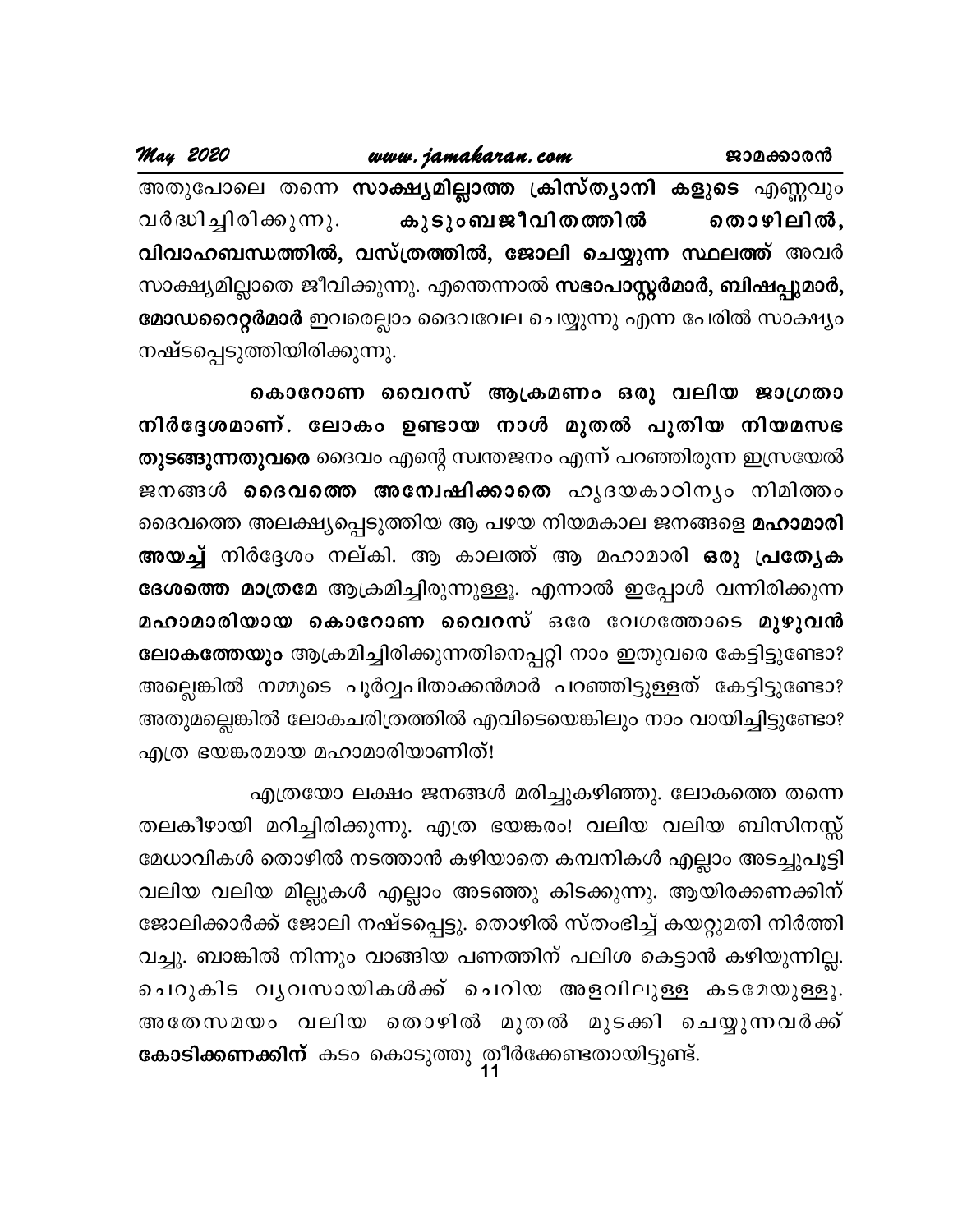അതുപോലെ തന്നെ **സാക്ഷ്യമില്ലാത്ത ക്രിസ്ത്യാനി കളുടെ** എണ്ണവും വർദ്ധിച്ചിരിക്കുന്നു. **കുടുംബജീവിതത്തിൽ തൊഴിലിൽ, വിവാഹബന്ധത്തിൽ, വസ്ത്രത്തിൽ, ജോലി ചെയ്യുന്ന സ്ഥലത്ത്** അവർ സാക്ഷ്യമില്ലാതെ ജീവിക്കുന്നു. എന്തെന്നാൽ **സഭാപാസ്റ്റർമാർ, ബിഷപ്പുമാർ, മോഡറൈറ്റർമാർ** ഇവരെല്ലാം ദൈവവേല ചെയ്യുന്നു എന്ന പേരിൽ സാക്ഷ്യം നഷ്ടപ്പെടുത്തിയിരിക്കുന്നു.

**കൊറോണ വൈറസ് ആക്രമണം ഒരു വലിയ ജാഗ്രതാ നിർദ്ദേശമാണ്. ലോകം ഉണ്ടായ നാൾ മുതൽ പുതിയ നിയമസഭ തുടങ്ങുന്നതുവരെ** ദൈവം എന്റെ സ്വന്തജനം എന്ന് പറഞ്ഞിരുന്ന ഇസ്രയേൽ ജനങ്ങൾ **ദൈവത്തെ അന്വേഷിക്കാതെ** ഹൃദയകാഠിന്യം നിമിത്തം ദൈവത്തെ അലക്ഷ്യപ്പെടുത്തിയ ആ പഴയ നിയമകാല ജനങ്ങളെ **മഹാമാരി അയച്ച്** നിർദ്ദേശം നല്കി. ആ കാലത്ത് ആ മഹാമാരി **ഒരു പ്രത്യേക ദേശത്തെ മാത്രമേ** ആക്രമിച്ചിരുന്നുള്ളൂ. എന്നാൽ ഇപ്പോൾ വന്നിരിക്കുന്ന **മഹാമാരിയായ കൊറോണ വൈറസ്** ഒരേ വേഗത്തോടെ **മുഴുവൻ ലോകത്തേയും** ആക്രമിച്ചിരിക്കുന്നതിനെപ്പറ്റി നാം ഇതുവരെ കേട്ടിട്ടുണ്ടോ? അല്ലെങ്കിൽ നമ്മുടെ പൂർവ്വപിതാക്കൻമാർ പറഞ്ഞിട്ടുള്ളത് കേട്ടിട്ടുണ്ടോ? അതുമല്ലെങ്കിൽ ലോകചരിത്രത്തിൽ എവിടെയെങ്കിലും നാം വായിച്ചിട്ടുണ്ടോ? എത്ര ഭയങ്കരമായ മഹാമാരിയാണിത്!

എത്രയോ ലക്ഷം ജനങ്ങൾ മരിച്ചുകഴിഞ്ഞു. ലോകത്തെ തന്നെ തലകീഴായി മറിച്ചിരിക്കുന്നു. എത്ര ഭയങ്കരം! വലിയ വലിയ ബിസിനസ്സ് മേധാവികൾ തൊഴിൽ നടത്താൻ കഴിയാതെ കമ്പനികൾ എല്ലാം അടച്ചുപൂട്ടി വലിയ വലിയ മില്ലുകൾ എല്ലാം അടഞ്ഞു കിടക്കുന്നു. ആയിരക്കണക്കിന് ജോലിക്കാർക്ക് ജോലി നഷ്ടപ്പെട്ടു. തൊഴിൽ സ്തംഭിച്ച് കയറ്റുമതി നിർത്തി വച്ചു. ബാങ്കിൽ നിന്നും വാങ്ങിയ പണത്തിന് പലിശ കെട്ടാൻ കഴിയുന്നില്ല. ചെറുകിട വ്യവസായികൾക്ക് ചെറിയ അളവിലുള്ള കടമേയുള്ളൂ. അതേസമയം വലിയ തൊഴിൽ മുതൽ മുടക്കി ചെയ്യുന്നവർക്ക് **കോടിക്കണക്കിന്** കടം കൊടുത്തു തീർക്കേണ്ടതായിട്ടുണ്ട്.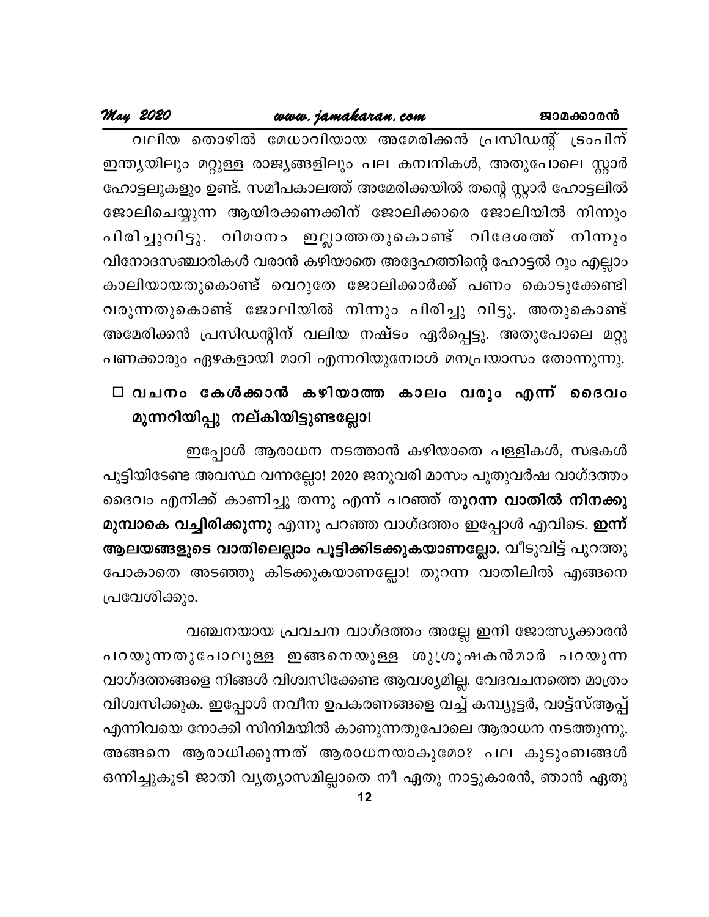വലിയ തൊഴിൽ മേധാവിയായ അമേരിക്കൻ പ്രസിഡന്റ് ട്രംപിന് ഇന്ത്യയിലും മറ്റുള്ള രാജ്യങ്ങളിലും പല കമ്പനികൾ, അതുപോലെ സ്റ്റാർ ഹോട്ടലുകളും ഉണ്ട്. സമീപകാലത്ത് അമേരിക്കയിൽ തന്റെ സ്റ്റാർ ഹോട്ടലിൽ ജോലിചെയ്യുന്ന ആയിരക്കണക്കിന് ജോലിക്കാരെ ജോലിയിൽ നിന്നും പിരിച്ചുവിട്ടു. വിമാനം ഇല്ലാത്തതുകൊണ്ട് വിദേശത്ത് നിന്നും വിനോദസഞ്ചാരികൾ വരാൻ കഴിയാതെ അദ്ദേഹത്തിന്റെ ഹോട്ടൽ റൂം എല്ലാം കാലിയായതുകൊണ്ട് വെറുതേ ജോലിക്കാർക്ക് പണം കൊടുക്കേണ്ടി വരുന്നതുകൊണ്ട് ജോലിയിൽ നിന്നും പിരിച്ചു വിട്ടു. അതുകൊണ്ട് അമേരിക്കൻ പ്രസിഡന്റിന് വലിയ നഷ്ടം ഏർപ്പെട്ടു. അതുപോലെ മറ്റു പണക്കാരും ഏഴകളായി മാറി എന്നറിയുമ്പോൾ മനപ്രയാസം തോന്നുന്നു.

- **വചനം കേൾക്കാൻ കഴിയാത്ത കാലം വരും എന്ന് ദൈവം മുന്നറിയിപ്പു നല്കിയിട്ടുണ്ടല്ലോ!**

ഇപ്പോൾ ആരാധന നടത്താൻ കഴിയാതെ പള്ളികൾ, സഭകൾ പൂട്ടിയിടേണ്ട അവസ്ഥ വന്നല്ലോ! 2020 ജനുവരി മാസം പുതുവർഷ വാഗ്ദത്തം ദൈവം എനിക്ക് കാണിച്ചു തന്നു എന്ന് പറഞ്ഞ് **തുറന്ന വാതിൽ നിനക്കു മുമ്പാകെ വച്ചിരിക്കുന്നു** എന്നു പറഞ്ഞ വാഗ്ദത്തം ഇപ്പോൾ എവിടെ. **ഇന്ന് ആലയങ്ങളുടെ വാതിലെല്ലാം പൂട്ടിക്കിടക്കുകയാണല്ലോ.** വീടുവിട്ട് പുറത്തു പോകാതെ അടഞ്ഞു കിടക്കുകയാണല്ലോ! തുറന്ന വാതിലിൽ എങ്ങനെ പ്രവേശിക്കും.

വഞ്ചനയായ പ്രവചന വാഗ്ദത്തം അല്ലേ ഇനി ജോത്സ്യക്കാരൻ പറയുന്നതുപോലുള്ള ഇങ്ങനെയുള്ള ശുശ്രൂഷകൻമാർ പറയുന്ന വാഗ്ദത്തങ്ങളെ നിങ്ങൾ വിശ്വസിക്കേണ്ട ആവശ്യമില്ല. വേദവചനത്തെ മാത്രം വിശ്വസിക്കുക. ഇപ്പോൾ നവീന ഉപകരണങ്ങളെ വച്ച് കമ്പ്യൂട്ടർ, വാട്ട്സ്ആപ്പ് എന്നിവയെ നോക്കി സിനിമയിൽ കാണുന്നതുപോലെ ആരാധന നടത്തുന്നു. അങ്ങനെ ആരാധിക്കുന്നത് ആരാധനയാകുമോ? പല കുടുംബങ്ങൾ ഒന്നിച്ചുകൂടി ജാതി വ്യത്യാസമില്ലാതെ നീ ഏതു നാട്ടുകാരൻ, ഞാൻ ഏതു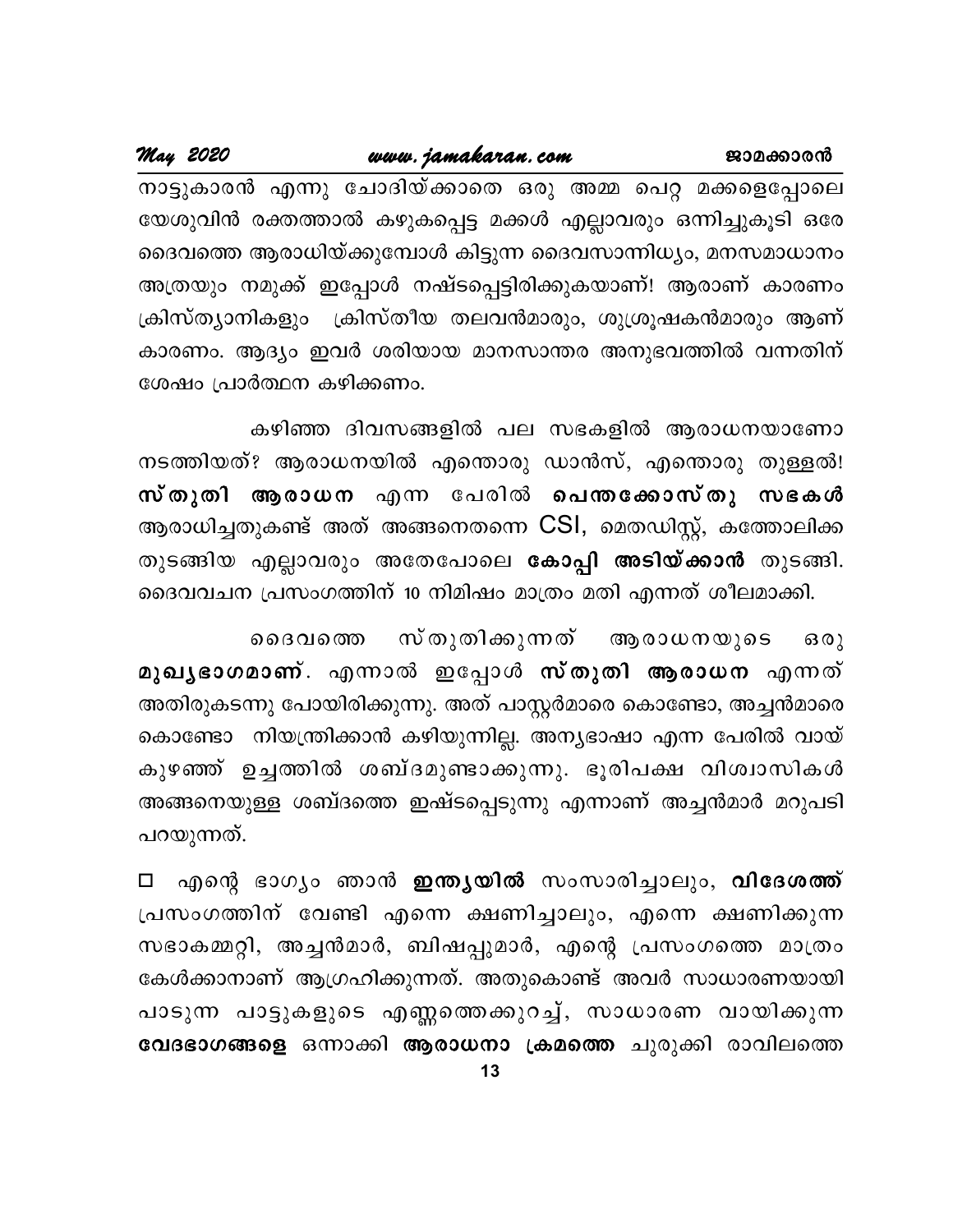നാട്ടുകാരൻ എന്നു ചോദിയ്ക്കാതെ ഒരു അമ്മ പെറ്റ മക്കളെപ്പോലെ യേശുവിൻ രക്തത്താൽ കഴുകപ്പെട്ട മക്കൾ എല്ലാവരും ഒന്നിച്ചുകൂടി ഒരേ ദൈവത്തെ ആരാധിയ്ക്കുമ്പോൾ കിട്ടുന്ന ദൈവസാന്നിധ്യം, മനസമാധാനം അത്രയും നമുക്ക് ഇപ്പോൾ നഷ്ടപ്പെട്ടിരിക്കുകയാണ്! ആരാണ് കാരണം ക്രിസ്ത്യാനികളും ക്രിസ്തീയ തലവൻമാരും, ശുശ്രൂഷകൻമാരും ആണ് കാരണം. ആദ്യം ഇവർ ശരിയായ മാനസാന്തര അനുഭവത്തിൽ വന്നതിന് ശേഷം പ്രാർത്ഥന കഴിക്കണം.

കഴിഞ്ഞ ദിവസങ്ങളിൽ പല സഭകളിൽ ആരാധനയാണോ നടത്തിയത്? ആരാധനയിൽ എന്തൊരു ഡാൻസ്, എന്തൊരു തുള്ളൽ! **സ്തുതി ആരാധന** എന്ന പേരിൽ **പെന്തക്കോസ്തു സഭകൾ** ആരാധിച്ചതുകണ്ട് അത് അങ്ങനെതന്നെ CSI, മെതഡിസ്റ്റ്, കത്തോലിക്ക തുടങ്ങിയ എല്ലാവരും അതേപോലെ **കോപ്പി അടിയ്ക്കാൻ** തുടങ്ങി. ദൈവവചന പ്രസംഗത്തിന് 10 നിമിഷം മാത്രം മതി എന്നത് ശീലമാക്കി.

ദൈവത്തെ സ്തുതിക്കുന്നത് ആരാധനയുടെ ഒരു **മുഖ്യഭാഗമാണ്**. എന്നാൽ ഇപ്പോൾ **സ്തുതി ആരാധന** എന്നത് അതിരുകടന്നു പോയിരിക്കുന്നു. അത് പാസ്റ്റർമാരെ കൊണ്ടോ, അച്ചൻമാരെ കൊണ്ടോ നിയന്ത്രിക്കാൻ കഴിയുന്നില്ല. അന്യഭാഷാ എന്ന പേരിൽ വായ് കുഴഞ്ഞ് ഉച്ചത്തിൽ ശബ്ദമുണ്ടാക്കുന്നു. ഭൂരിപക്ഷ വിശ്വാസികൾ അങ്ങനെയുള്ള ശബ്ദത്തെ ഇഷ്ടപ്പെടുന്നു എന്നാണ് അച്ചൻമാർ മറുപടി പറയുന്നത്.

☐ എന്റെ ഭാഗ്യം ഞാൻ **ഇന്ത്യയിൽ** സംസാരിച്ചാലും, **വിദേശത്ത്** പ്രസംഗത്തിന് വേണ്ടി എന്നെ ക്ഷണിച്ചാലും, എന്നെ ക്ഷണിക്കുന്ന സഭാകമ്മറ്റി, അച്ചൻമാർ, ബിഷപ്പുമാർ, എന്റെ പ്രസംഗത്തെ മാത്രം കേൾക്കാനാണ് ആഗ്രഹിക്കുന്നത്. അതുകൊണ്ട് അവർ സാധാരണയായി പാടുന്ന പാട്ടുകളുടെ എണ്ണത്തെക്കുറച്ച്, സാധാരണ വായിക്കുന്ന **വേദഭാഗങ്ങളെ** ഒന്നാക്കി **ആരാധനാ ക്രമത്തെ** ചുരുക്കി രാവിലത്തെ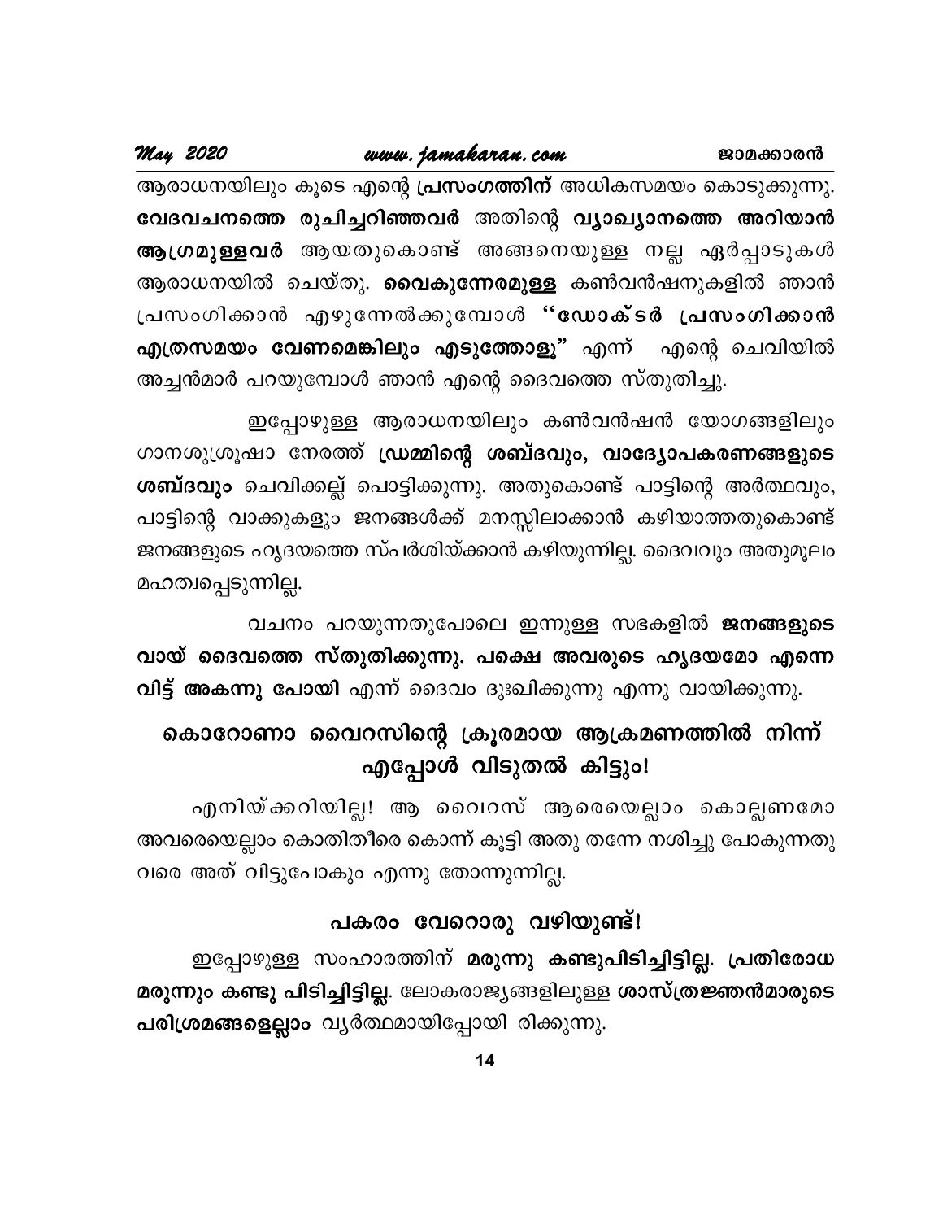ആരാധനയിലും കൂടെ എന്റെ **പ്രസംഗത്തിന്** അധികസമയം കൊടുക്കുന്നു. **വേദവചനത്തെ രുചിച്ചറിഞ്ഞവർ** അതിന്റെ **വ്യാഖ്യാനത്തെ അറിയാൻ ആഗ്രമുള്ളവർ** ആയതുകൊണ്ട് അങ്ങനെയുള്ള നല്ല ഏർപ്പാടുകൾ ആരാധനയിൽ ചെയ്തു. **വൈകുന്നേരമുള്ള** കൺവൻഷനുകളിൽ ഞാൻ പ്രസംഗിക്കാൻ എഴുന്നേൽക്കുമ്പോൾ **''ഡോക്ടർ പ്രസംഗിക്കാൻ എത്രസമയം വേണമെങ്കിലും എടുത്തോളൂ"** എന്ന് എന്റെ ചെവിയിൽ അച്ചൻമാർ പറയുമ്പോൾ ഞാൻ എന്റെ ദൈവത്തെ സ്തുതിച്ചു.

ഇപ്പോഴുള്ള ആരാധനയിലും കൺവൻഷൻ യോഗങ്ങളിലും ഗാനശുശ്രൂഷാ നേരത്ത് **ഡ്രമ്മിന്റെ ശബ്ദവും, വാദ്യോപകരണങ്ങളുടെ ശബ്ദവും** ചെവിക്കല്ല് പൊട്ടിക്കുന്നു. അതുകൊണ്ട് പാട്ടിന്റെ അർത്ഥവും, പാട്ടിന്റെ വാക്കുകളും ജനങ്ങൾക്ക് മനസ്സിലാക്കാൻ കഴിയാത്തതുകൊണ്ട് ജനങ്ങളുടെ ഹൃദയത്തെ സ്പർശിയ്ക്കാൻ കഴിയുന്നില്ല. ദൈവവും അതുമൂലം മഹത്വപ്പെടുന്നില്ല.

വചനം പറയുന്നതുപോലെ ഇന്നുള്ള സഭകളിൽ **ജനങ്ങളുടെ വായ് ദൈവത്തെ സ്തുതിക്കുന്നു. പക്ഷെ അവരുടെ ഹൃദയമോ എന്നെ വിട്ട് അകന്നു പോയി** എന്ന് ദൈവം ദുഃഖിക്കുന്നു എന്നു വായിക്കുന്നു.

## കൊറോണാ വൈറസിന്റെ ക്രൂരമായ ആക്രമണത്തിൽ നിന്ന് എപ്പോൾ വിടുതൽ കിട്ടും!

എനിയ്ക്കറിയില്ല! ആ വൈറസ് ആരെയെല്ലാം കൊല്ലണമോ അവരെയെല്ലാം കൊതിതീരെ കൊന്ന് കൂട്ടി അതു തന്നേ നശിച്ചു പോകുന്നതു വരെ അത് വിട്ടുപോകും എന്നു തോന്നുന്നില്ല.

## പകരം വേറൊരു വഴിയുണ്ട്!

ഇപ്പോഴുള്ള സംഹാരത്തിന് **മരുന്നു കണ്ടുപിടിച്ചിട്ടില്ല. പ്രതിരോധ മരുന്നും കണ്ടു പിടിച്ചിട്ടില്ല.** ലോകരാജ്യങ്ങളിലുള്ള **ശാസ്ത്രജ്ഞൻമാരുടെ പരിശ്രമങ്ങളെല്ലാം** വ്യർത്ഥമായിപ്പോയി രിക്കുന്നു.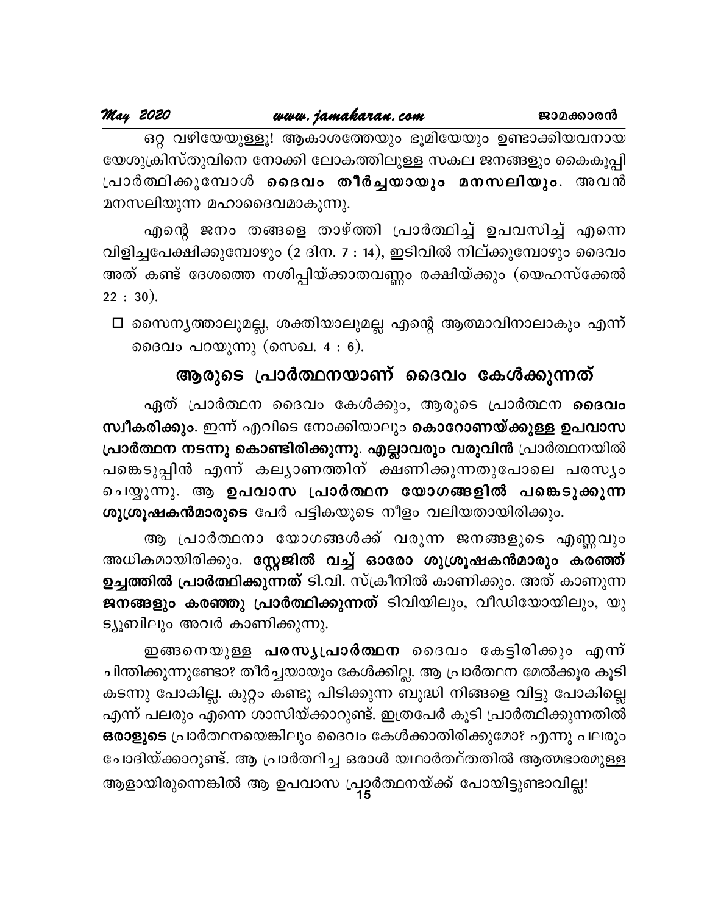ഒറ്റ വഴിയേയുള്ളൂ! ആകാശത്തേയും ഭൂമിയേയും ഉണ്ടാക്കിയവനായ യേശുക്രിസ്തുവിനെ നോക്കി ലോകത്തിലുള്ള സകല ജനങ്ങളും കൈകൂപ്പി പ്രാർത്ഥിക്കുമ്പോൾ **ദൈവം തീർച്ചയായും മനസലിയും**. അവൻ മനസലിയുന്ന മഹാദൈവമാകുന്നു.

എന്റെ ജനം തങ്ങളെ താഴ്ത്തി പ്രാർത്ഥിച്ച് ഉപവസിച്ച് എന്നെ വിളിച്ചപേക്ഷിക്കുമ്പോഴും (2 ദിന. 7 : 14), ഇടിവിൽ നില്ക്കുമ്പോഴും ദൈവം അത് കണ്ട് ദേശത്തെ നശിപ്പിയ്ക്കാതവണ്ണം രക്ഷിയ്ക്കും (യെഹസ്ക്കേൽ 22 : 30).

- ☐ സൈന്യത്താലുമല്ല, ശക്തിയാലുമല്ല എന്റെ ആത്മാവിനാലാകും എന്ന് ദൈവം പറയുന്നു (സെഖ. 4 : 6).

## ആരുടെ പ്രാർത്ഥനയാണ് ദൈവം കേൾക്കുന്നത്

ഏത് പ്രാർത്ഥന ദൈവം കേൾക്കും, ആരുടെ പ്രാർത്ഥന **ദൈവം സ്വീകരിക്കും**. ഇന്ന് എവിടെ നോക്കിയാലും **കൊറോണയ്ക്കുള്ള ഉപവാസ പ്രാർത്ഥന നടന്നു കൊണ്ടിരിക്കുന്നു. എല്ലാവരും വരുവിൻ** പ്രാർത്ഥനയിൽ പങ്കെടുപ്പിൻ എന്ന് കല്യാണത്തിന് ക്ഷണിക്കുന്നതുപോലെ പരസ്യം ചെയ്യുന്നു. ആ **ഉപവാസ പ്രാർത്ഥന യോഗങ്ങളിൽ പങ്കെടുക്കുന്ന ശുശ്രൂഷകൻമാരുടെ** പേർ പട്ടികയുടെ നീളം വലിയതായിരിക്കും.

ആ പ്രാർത്ഥനാ യോഗങ്ങൾക്ക് വരുന്ന ജനങ്ങളുടെ എണ്ണവും അധികമായിരിക്കും. **സ്റ്റേജിൽ വച്ച് ഓരോ ശുശ്രൂഷകൻമാരും കരഞ്ഞ് ഉച്ചത്തിൽ പ്രാർത്ഥിക്കുന്നത്** ടി.വി. സ്ക്രീനിൽ കാണിക്കും. അത് കാണുന്ന **ജനങ്ങളും കരഞ്ഞു പ്രാർത്ഥിക്കുന്നത്** ടിവിയിലും, വീഡിയോയിലും, യുട്യൂബിലും അവർ കാണിക്കുന്നു.

ഇങ്ങനെയുള്ള **പരസ്യപ്രാർത്ഥന** ദൈവം കേട്ടിരിക്കും എന്ന് ചിന്തിക്കുന്നുണ്ടോ? തീർച്ചയായും കേൾക്കില്ല. ആ പ്രാർത്ഥന മേൽക്കൂര കൂടി കടന്നു പോകില്ല. കുറ്റം കണ്ടു പിടിക്കുന്ന ബുദ്ധി നിങ്ങളെ വിട്ടു പോകില്ലെ എന്ന് പലരും എന്നെ ശാസിയ്ക്കാറുണ്ട്. ഇത്രപേർ കൂടി പ്രാർത്ഥിക്കുന്നതിൽ **ഒരാളുടെ** പ്രാർത്ഥനയെങ്കിലും ദൈവം കേൾക്കാതിരിക്കുമോ? എന്നു പലരും ചോദിയ്ക്കാറുണ്ട്. ആ പ്രാർത്ഥിച്ച ഒരാൾ യഥാർത്ഥ്തതിൽ ആത്മഭാരമുള്ള ആളായിരുന്നെങ്കിൽ ആ ഉപവാസ പ്രാർത്ഥനയ്ക്ക് പോയിട്ടുണ്ടാവില്ല!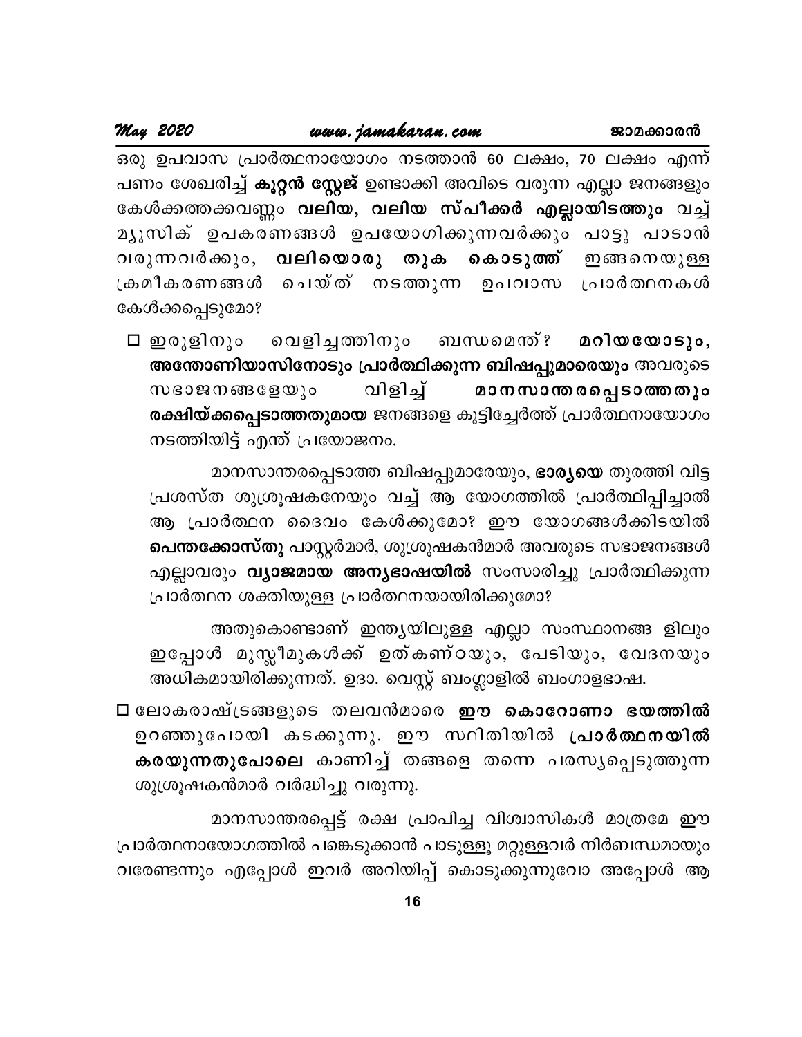ഒരു ഉപവാസ പ്രാർത്ഥനായോഗം നടത്താൻ 60 ലക്ഷം, 70 ലക്ഷം എന്ന് പണം ശേഖരിച്ച് **കൂറ്റൻ സ്റ്റേജ്** ഉണ്ടാക്കി അവിടെ വരുന്ന എല്ലാ ജനങ്ങളും കേൾക്കത്തക്കവണ്ണം **വലിയ, വലിയ സ്പീക്കർ എല്ലായിടത്തും** വച്ച് മ്യൂസിക് ഉപകരണങ്ങൾ ഉപയോഗിക്കുന്നവർക്കും പാട്ടു പാടാൻ വരുന്നവർക്കും, **വലിയൊരു തുക കൊടുത്ത്** ഇങ്ങനെയുള്ള ക്രമീകരണങ്ങൾ ചെയ്ത് നടത്തുന്ന ഉപവാസ പ്രാർത്ഥനകൾ കേൾക്കപ്പെടുമോ?

- ☐ ഇരുളിനും വെളിച്ചത്തിനും ബന്ധമെന്ത്? **മറിയയോടും, അന്തോണിയാസിനോടും പ്രാർത്ഥിക്കുന്ന ബിഷപ്പുമാരെയും** അവരുടെ സഭാജനങ്ങളേയും വിളിച്ച് **മാനസാന്തരപ്പെടാത്തതും രക്ഷിയ്ക്കപ്പെടാത്തതുമായ** ജനങ്ങളെ കൂട്ടിച്ചേർത്ത് പ്രാർത്ഥനായോഗം നടത്തിയിട്ട് എന്ത് പ്രയോജനം.

  മാനസാന്തരപ്പെടാത്ത ബിഷപ്പുമാരേയും, **ഭാര്യയെ** തുരത്തി വിട്ട പ്രശസ്ത ശുശ്രൂഷകനേയും വച്ച് ആ യോഗത്തിൽ പ്രാർത്ഥിപ്പിച്ചാൽ ആ പ്രാർത്ഥന ദൈവം കേൾക്കുമോ? ഈ യോഗങ്ങൾക്കിടയിൽ **പെന്തക്കോസ്തു** പാസ്റ്റർമാർ, ശുശ്രൂഷകൻമാർ അവരുടെ സഭാജനങ്ങൾ എല്ലാവരും **വ്യാജമായ അന്യഭാഷയിൽ** സംസാരിച്ചു പ്രാർത്ഥിക്കുന്ന പ്രാർത്ഥന ശക്തിയുള്ള പ്രാർത്ഥനയായിരിക്കുമോ?

  അതുകൊണ്ടാണ് ഇന്ത്യയിലുള്ള എല്ലാ സംസ്ഥാനങ്ങ ളിലും ഇപ്പോൾ മുസ്ലീമുകൾക്ക് ഉത്കണ്ഠയും, പേടിയും, വേദനയും അധികമായിരിക്കുന്നത്. ഉദാ. വെസ്റ്റ് ബംഗ്ലാളിൽ ബംഗാളഭാഷ.

- ☐ ലോകരാഷ്ട്രങ്ങളുടെ തലവൻമാരെ **ഈ കൊറോണാ ഭയത്തിൽ** ഉറഞ്ഞുപോയി കടക്കുന്നു. ഈ സ്ഥിതിയിൽ **പ്രാർത്ഥനയിൽ കരയുന്നതുപോലെ** കാണിച്ച് തങ്ങളെ തന്നെ പരസ്യപ്പെടുത്തുന്ന ശുശ്രൂഷകൻമാർ വർദ്ധിച്ചു വരുന്നു.

മാനസാന്തരപ്പെട്ട് രക്ഷ പ്രാപിച്ച വിശ്വാസികൾ മാത്രമേ ഈ പ്രാർത്ഥനായോഗത്തിൽ പങ്കെടുക്കാൻ പാടുള്ളൂ മറ്റുള്ളവർ നിർബന്ധമായും വരേണ്ടന്നും എപ്പോൾ ഇവർ അറിയിപ്പ് കൊടുക്കുന്നുവോ അപ്പോൾ ആ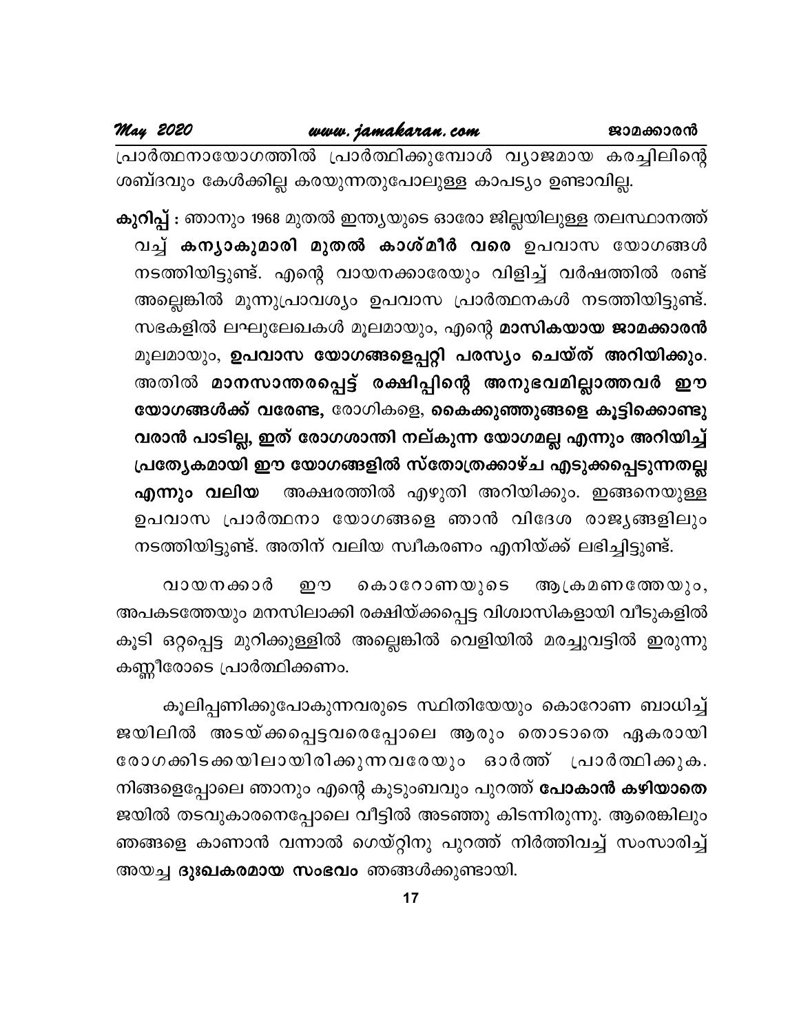പ്രാർത്ഥനായോഗത്തിൽ പ്രാർത്ഥിക്കുമ്പോൾ വ്യാജമായ കരച്ചിലിന്റെ ശബ്ദവും കേൾക്കില്ല കരയുന്നതുപോലുള്ള കാപട്യം ഉണ്ടാവില്ല.

**കുറിപ്പ് :** ഞാനും 1968 മുതൽ ഇന്ത്യയുടെ ഓരോ ജില്ലയിലുള്ള തലസ്ഥാനത്ത് വച്ച് **കന്യാകുമാരി മുതൽ കാശ്മീർ വരെ** ഉപവാസ യോഗങ്ങൾ നടത്തിയിട്ടുണ്ട്. എന്റെ വായനക്കാരേയും വിളിച്ച് വർഷത്തിൽ രണ്ട് അല്ലെങ്കിൽ മൂന്നുപ്രാവശ്യം ഉപവാസ പ്രാർത്ഥനകൾ നടത്തിയിട്ടുണ്ട്. സഭകളിൽ ലഘുലേഖകൾ മൂലമായും, എന്റെ **മാസികയായ ജാമക്കാരൻ** മൂലമായും, **ഉപവാസ യോഗങ്ങളെപ്പറ്റി പരസ്യം ചെയ്ത് അറിയിക്കും.** അതിൽ **മാനസാന്തരപ്പെട്ട് രക്ഷിപ്പിന്റെ അനുഭവമില്ലാത്തവർ ഈ യോഗങ്ങൾക്ക് വരേണ്ട,** രോഗികളെ, **കൈക്കുഞ്ഞുങ്ങളെ കൂട്ടിക്കൊണ്ടു വരാൻ പാടില്ല, ഇത് രോഗശാന്തി നല്കുന്ന യോഗമല്ല എന്നും അറിയിച്ച് പ്രത്യേകമായി ഈ യോഗങ്ങളിൽ സ്തോത്രക്കാഴ്ച എടുക്കപ്പെടുന്നതല്ല എന്നും വലിയ** അക്ഷരത്തിൽ എഴുതി അറിയിക്കും. ഇങ്ങനെയുള്ള ഉപവാസ പ്രാർത്ഥനാ യോഗങ്ങളെ ഞാൻ വിദേശ രാജ്യങ്ങളിലും നടത്തിയിട്ടുണ്ട്. അതിന് വലിയ സ്വീകരണം എനിയ്ക്ക് ലഭിച്ചിട്ടുണ്ട്.

വായനക്കാർ ഈ കൊറോണയുടെ ആക്രമണത്തേയും, അപകടത്തേയും മനസിലാക്കി രക്ഷിയ്ക്കപ്പെട്ട വിശ്വാസികളായി വീടുകളിൽ കൂടി ഒറ്റപ്പെട്ട മുറിക്കുള്ളിൽ അല്ലെങ്കിൽ വെളിയിൽ മരച്ചുവട്ടിൽ ഇരുന്നു കണ്ണീരോടെ പ്രാർത്ഥിക്കണം.

കൂലിപ്പണിക്കുപോകുന്നവരുടെ സ്ഥിതിയേയും കൊറോണ ബാധിച്ച് ജയിലിൽ അടയ്ക്കപ്പെട്ടവരെപ്പോലെ ആരും തൊടാതെ ഏകരായി രോഗക്കിടക്കയിലായിരിക്കുന്നവരേയും ഓർത്ത് പ്രാർത്ഥിക്കുക. നിങ്ങളെപ്പോലെ ഞാനും എന്റെ കുടുംബവും പുറത്ത് **പോകാൻ കഴിയാതെ** ജയിൽ തടവുകാരനെപ്പോലെ വീട്ടിൽ അടഞ്ഞു കിടന്നിരുന്നു. ആരെങ്കിലും ഞങ്ങളെ കാണാൻ വന്നാൽ ഗെയ്റ്റിനു പുറത്ത് നിർത്തിവച്ച് സംസാരിച്ച് അയച്ച **ദുഃഖകരമായ സംഭവം** ഞങ്ങൾക്കുണ്ടായി.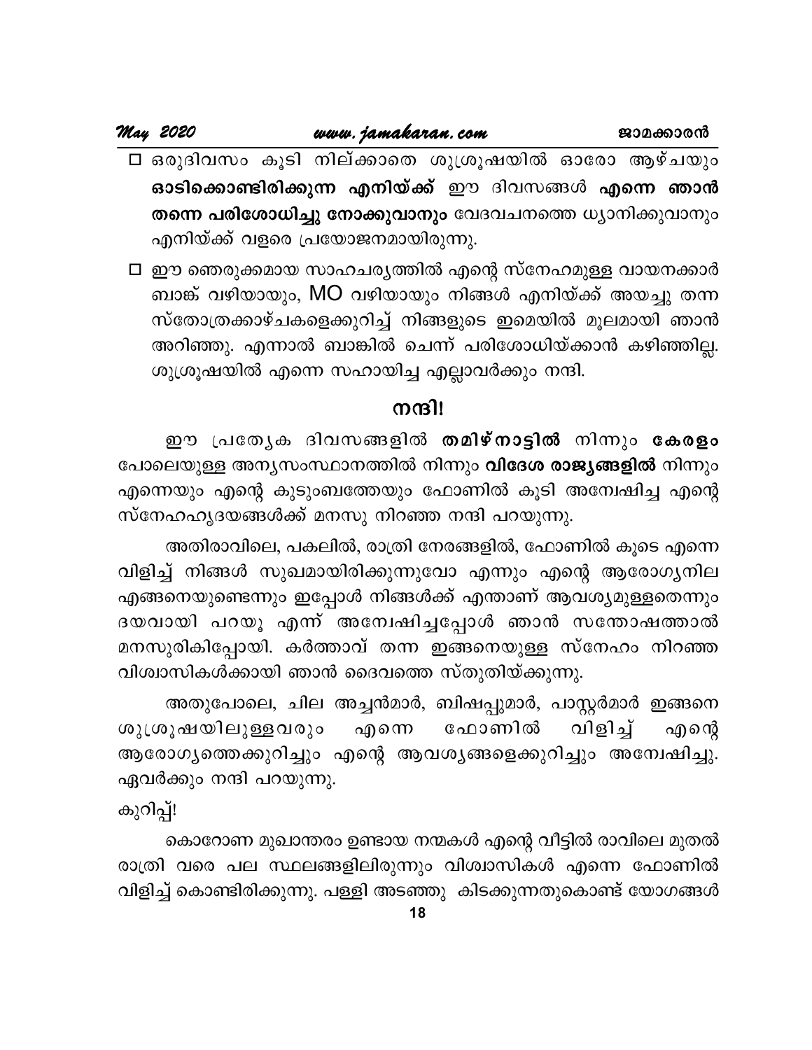- ഒരുദിവസം കൂടി നില്ക്കാതെ ശുശ്രൂഷയിൽ ഓരോ ആഴ്ചയും **ഓടിക്കൊണ്ടിരിക്കുന്ന എനിയ്ക്ക്** ഈ ദിവസങ്ങൾ **എന്നെ ഞാൻ തന്നെ പരിശോധിച്ചു നോക്കുവാനും** വേദവചനത്തെ ധ്യാനിക്കുവാനും എനിയ്ക്ക് വളരെ പ്രയോജനമായിരുന്നു.
- ഈ ഞെരുക്കമായ സാഹചര്യത്തിൽ എന്റെ സ്നേഹമുള്ള വായനക്കാർ ബാങ്ക് വഴിയായും, MO വഴിയായും നിങ്ങൾ എനിയ്ക്ക് അയച്ചു തന്ന സ്തോത്രക്കാഴ്ചകളെക്കുറിച്ച് നിങ്ങളുടെ ഇമെയിൽ മൂലമായി ഞാൻ അറിഞ്ഞു. എന്നാൽ ബാങ്കിൽ ചെന്ന് പരിശോധിയ്ക്കാൻ കഴിഞ്ഞില്ല. ശുശ്രൂഷയിൽ എന്നെ സഹായിച്ച എല്ലാവർക്കും നന്ദി.

## നന്ദി!

ഈ പ്രത്യേക ദിവസങ്ങളിൽ **തമിഴ്നാട്ടിൽ** നിന്നും **കേരളം** പോലെയുള്ള അന്യസംസ്ഥാനത്തിൽ നിന്നും **വിദേശ രാജ്യങ്ങളിൽ** നിന്നും എന്നെയും എന്റെ കുടുംബത്തേയും ഫോണിൽ കൂടി അന്വേഷിച്ച എന്റെ സ്നേഹഹൃദയങ്ങൾക്ക് മനസു നിറഞ്ഞ നന്ദി പറയുന്നു.

അതിരാവിലെ, പകലിൽ, രാത്രി നേരങ്ങളിൽ, ഫോണിൽ കൂടെ എന്നെ വിളിച്ച് നിങ്ങൾ സുഖമായിരിക്കുന്നുവോ എന്നും എന്റെ ആരോഗ്യനില എങ്ങനെയുണ്ടെന്നും ഇപ്പോൾ നിങ്ങൾക്ക് എന്താണ് ആവശ്യമുള്ളതെന്നും ദയവായി പറയൂ എന്ന് അന്വേഷിച്ചപ്പോൾ ഞാൻ സന്തോഷത്താൽ മനസുരികിപ്പോയി. കർത്താവ് തന്ന ഇങ്ങനെയുള്ള സ്നേഹം നിറഞ്ഞ വിശ്വാസികൾക്കായി ഞാൻ ദൈവത്തെ സ്തുതിയ്ക്കുന്നു.

അതുപോലെ, ചില അച്ചൻമാർ, ബിഷപ്പുമാർ, പാസ്റ്റർമാർ ഇങ്ങനെ ശുശ്രൂഷയിലുള്ളവരും എന്നെ ഫോണിൽ വിളിച്ച് എന്റെ ആരോഗ്യത്തെക്കുറിച്ചും എന്റെ ആവശ്യങ്ങളെക്കുറിച്ചും അന്വേഷിച്ചു. ഏവർക്കും നന്ദി പറയുന്നു.

കുറിപ്പ്!

കൊറോണ മുഖാന്തരം ഉണ്ടായ നന്മകൾ എന്റെ വീട്ടിൽ രാവിലെ മുതൽ രാത്രി വരെ പല സ്ഥലങ്ങളിലിരുന്നും വിശ്വാസികൾ എന്നെ ഫോണിൽ വിളിച്ച് കൊണ്ടിരിക്കുന്നു. പള്ളി അടഞ്ഞു കിടക്കുന്നതുകൊണ്ട് യോഗങ്ങൾ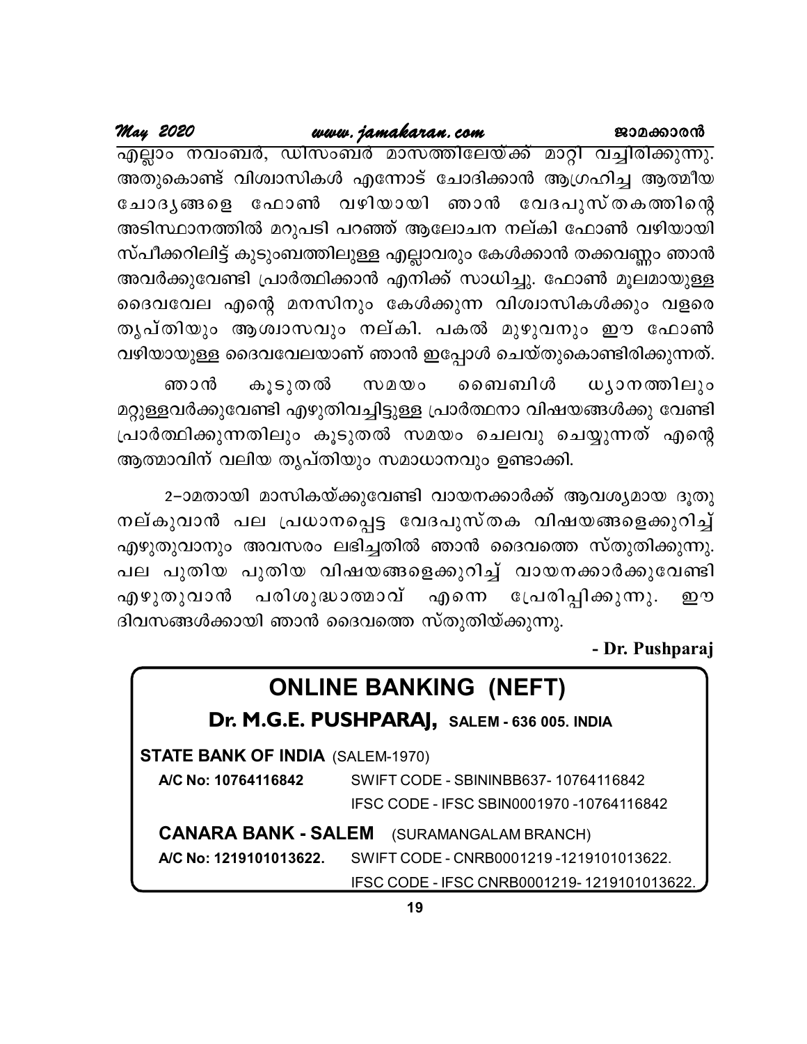എല്ലാം നവംബർ, ഡിസംബർ മാസത്തിലേയ്ക്ക് മാറ്റി വച്ചിരിക്കുന്നു. അതുകൊണ്ട് വിശ്വാസികൾ എന്നോട് ചോദിക്കാൻ ആഗ്രഹിച്ച ആത്മീയ ചോദ്യങ്ങളെ ഫോൺ വഴിയായി ഞാൻ വേദപുസ്തകത്തിന്റെ അടിസ്ഥാനത്തിൽ മറുപടി പറഞ്ഞ് ആലോചന നല്കി ഫോൺ വഴിയായി സ്പീക്കറിലിട്ട് കുടുംബത്തിലുള്ള എല്ലാവരും കേൾക്കാൻ തക്കവണ്ണം ഞാൻ അവർക്കുവേണ്ടി പ്രാർത്ഥിക്കാൻ എനിക്ക് സാധിച്ചു. ഫോൺ മൂലമായുള്ള ദൈവവേല എന്റെ മനസിനും കേൾക്കുന്ന വിശ്വാസികൾക്കും വളരെ തൃപ്തിയും ആശ്വാസവും നല്കി. പകൽ മുഴുവനും ഈ ഫോൺ വഴിയായുള്ള ദൈവവേലയാണ് ഞാൻ ഇപ്പോൾ ചെയ്തുകൊണ്ടിരിക്കുന്നത്.

ഞാൻ കൂടുതൽ സമയം ബൈബിൾ ധ്യാനത്തിലും മറ്റുള്ളവർക്കുവേണ്ടി എഴുതിവച്ചിട്ടുള്ള പ്രാർത്ഥനാ വിഷയങ്ങൾക്കു വേണ്ടി പ്രാർത്ഥിക്കുന്നതിലും കൂടുതൽ സമയം ചെലവു ചെയ്യുന്നത് എന്റെ ആത്മാവിന് വലിയ തൃപ്തിയും സമാധാനവും ഉണ്ടാക്കി.

2-ാമതായി മാസികയ്ക്കുവേണ്ടി വായനക്കാർക്ക് ആവശ്യമായ ദൂതു നല്കുവാൻ പല പ്രധാനപ്പെട്ട വേദപുസ്തക വിഷയങ്ങളെക്കുറിച്ച് എഴുതുവാനും അവസരം ലഭിച്ചതിൽ ഞാൻ ദൈവത്തെ സ്തുതിക്കുന്നു. പല പുതിയ പുതിയ വിഷയങ്ങളെക്കുറിച്ച് വായനക്കാർക്കുവേണ്ടി എഴുതുവാൻ പരിശുദ്ധാത്മാവ് എന്നെ പ്രേരിപ്പിക്കുന്നു. ഈ ദിവസങ്ങൾക്കായി ഞാൻ ദൈവത്തെ സ്തുതിയ്ക്കുന്നു.

**- Dr. Pushparaj**

## ONLINE BANKING (NEFT)

**Dr. M.G.E. PUSHPARAJ, SALEM - 636 005. INDIA**

**STATE BANK OF INDIA** (SALEM-1970)

**A/C No: 10764116842** SWIFT CODE - SBININBB637- 10764116842
IFSC CODE - IFSC SBIN0001970 -10764116842

**CANARA BANK - SALEM** (SURAMANGALAM BRANCH)

**A/C No: 1219101013622.** SWIFT CODE - CNRB0001219 -1219101013622.
IFSC CODE - IFSC CNRB0001219- 1219101013622.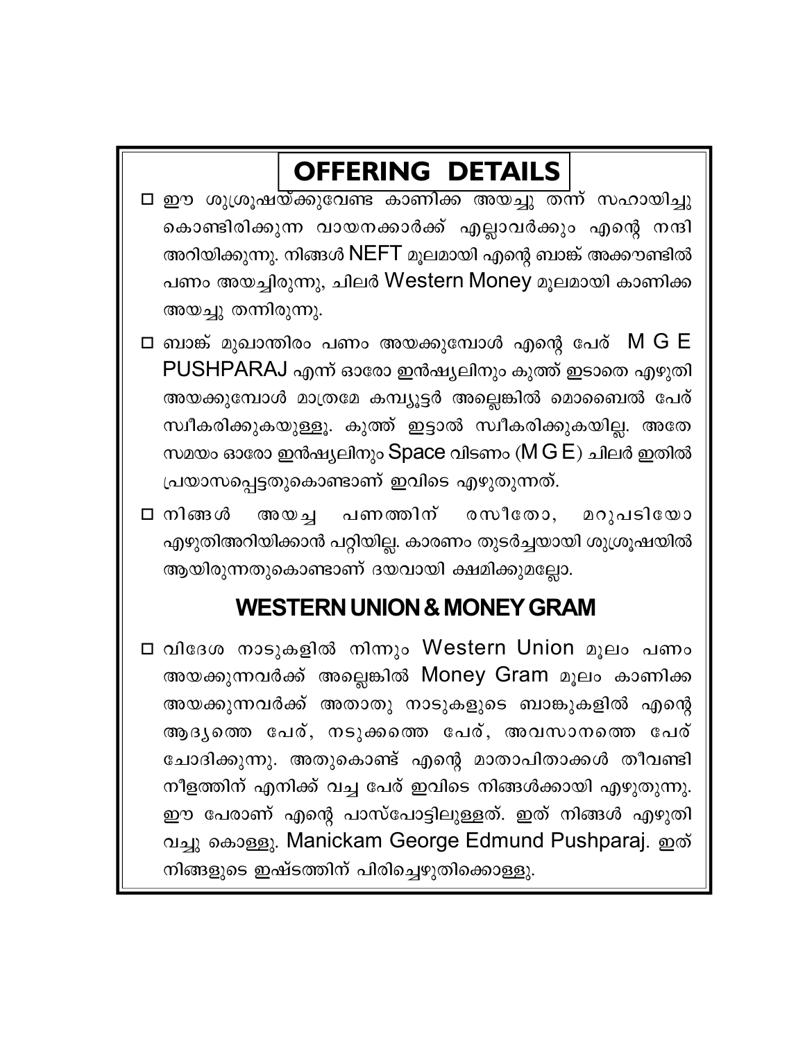# OFFERING DETAILS

- ഈ ശുശ്രൂഷയ്ക്കുവേണ്ട കാണിക്ക അയച്ചു തന്ന് സഹായിച്ചു കൊണ്ടിരിക്കുന്ന വായനക്കാർക്ക് എല്ലാവർക്കും എന്റെ നന്ദി അറിയിക്കുന്നു. നിങ്ങൾ NEFT മൂലമായി എന്റെ ബാങ്ക് അക്കൗണ്ടിൽ പണം അയച്ചിരുന്നു, ചിലർ Western Money മൂലമായി കാണിക്ക അയച്ചു തന്നിരുന്നു.
- ബാങ്ക് മുഖാന്തിരം പണം അയക്കുമ്പോൾ എന്റെ പേര് M G E PUSHPARAJ എന്ന് ഓരോ ഇൻഷ്യലിനും കുത്ത് ഇടാതെ എഴുതി അയക്കുമ്പോൾ മാത്രമേ കമ്പ്യൂട്ടർ അല്ലെങ്കിൽ മൊബൈൽ പേര് സ്വീകരിക്കുകയുള്ളൂ. കുത്ത് ഇട്ടാൽ സ്വീകരിക്കുകയില്ല. അതേ സമയം ഓരോ ഇൻഷ്യലിനും Space വിടണം (M G E) ചിലർ ഇതിൽ പ്രയാസപ്പെട്ടതുകൊണ്ടാണ് ഇവിടെ എഴുതുന്നത്.
- നിങ്ങൾ അയച്ച പണത്തിന് രസീതോ, മറുപടിയോ എഴുതിഅറിയിക്കാൻ പറ്റിയില്ല. കാരണം തുടർച്ചയായി ശുശ്രൂഷയിൽ ആയിരുന്നതുകൊണ്ടാണ് ദയവായി ക്ഷമിക്കുമല്ലോ.

## WESTERN UNION & MONEY GRAM

- വിദേശ നാടുകളിൽ നിന്നും Western Union മൂലം പണം അയക്കുന്നവർക്ക് അല്ലെങ്കിൽ Money Gram മൂലം കാണിക്ക അയക്കുന്നവർക്ക് അതാതു നാടുകളുടെ ബാങ്കുകളിൽ എന്റെ ആദ്യത്തെ പേര്, നടുക്കത്തെ പേര്, അവസാനത്തെ പേര് ചോദിക്കുന്നു. അതുകൊണ്ട് എന്റെ മാതാപിതാക്കൾ തീവണ്ടി നീളത്തിന് എനിക്ക് വച്ച പേര് ഇവിടെ നിങ്ങൾക്കായി എഴുതുന്നു. ഈ പേരാണ് എന്റെ പാസ്പോർട്ടിലുള്ളത്. ഇത് നിങ്ങൾ എഴുതി വച്ചു കൊള്ളൂ. Manickam George Edmund Pushparaj. ഇത് നിങ്ങളുടെ ഇഷ്ടത്തിന് പിരിച്ചെഴുതിക്കൊള്ളൂ.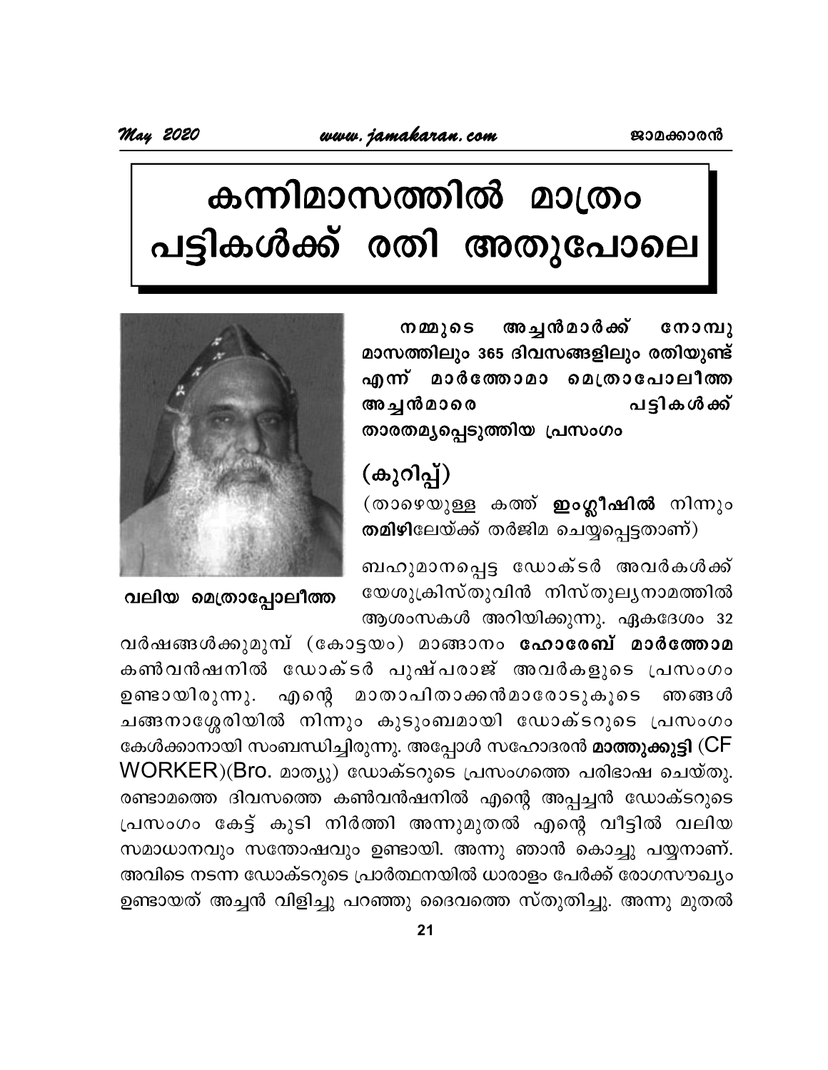// # കന്നിമാസത്തിൽ മാത്രം പട്ടികൾക്ക് രതി അതുപോലെ

വലിയ മെത്രാപ്പോലീത്ത

**നമ്മുടെ അച്ചൻമാർക്ക് നോമ്പു മാസത്തിലും 365 ദിവസങ്ങളിലും രതിയുണ്ട് എന്ന് മാർത്തോമാ മെത്രാപോലീത്ത അച്ചൻമാരെ പട്ടികൾക്ക് താരതമ്യപ്പെടുത്തിയ പ്രസംഗം**

## (കുറിപ്പ്)

(താഴെയുള്ള കത്ത് **ഇംഗ്ലീഷിൽ** നിന്നും **തമിഴി**ലേയ്ക്ക് തർജിമ ചെയ്യപ്പെട്ടതാണ്)

ബഹുമാനപ്പെട്ട ഡോക്ടർ അവർകൾക്ക് യേശുക്രിസ്തുവിൻ നിസ്തുല്യനാമത്തിൽ ആശംസകൾ അറിയിക്കുന്നു. ഏകദേശം 32 വർഷങ്ങൾക്കുമുമ്പ് (കോട്ടയം) മാങ്ങാനം **ഹോരേബ് മാർത്തോമ** കൺവൻഷനിൽ ഡോക്ടർ പുഷ്പരാജ് അവർകളുടെ പ്രസംഗം ഉണ്ടായിരുന്നു. എന്റെ മാതാപിതാക്കൻമാരോടുകൂടെ ഞങ്ങൾ ചങ്ങനാശ്ശേരിയിൽ നിന്നും കുടുംബമായി ഡോക്ടറുടെ പ്രസംഗം കേൾക്കാനായി സംബന്ധിച്ചിരുന്നു. അപ്പോൾ സഹോദരൻ **മാത്തുക്കുട്ടി** (CF WORKER)(Bro. മാത്യു) ഡോക്ടറുടെ പ്രസംഗത്തെ പരിഭാഷ ചെയ്തു. രണ്ടാമത്തെ ദിവസത്തെ കൺവൻഷനിൽ എന്റെ അപ്പച്ചൻ ഡോക്ടറുടെ പ്രസംഗം കേട്ട് കുടി നിർത്തി അന്നുമുതൽ എന്റെ വീട്ടിൽ വലിയ സമാധാനവും സന്തോഷവും ഉണ്ടായി. അന്നു ഞാൻ കൊച്ചു പയ്യനാണ്. അവിടെ നടന്ന ഡോക്ടറുടെ പ്രാർത്ഥനയിൽ ധാരാളം പേർക്ക് രോഗസൗഖ്യം ഉണ്ടായത് അച്ചൻ വിളിച്ചു പറഞ്ഞു ദൈവത്തെ സ്തുതിച്ചു. അന്നു മുതൽ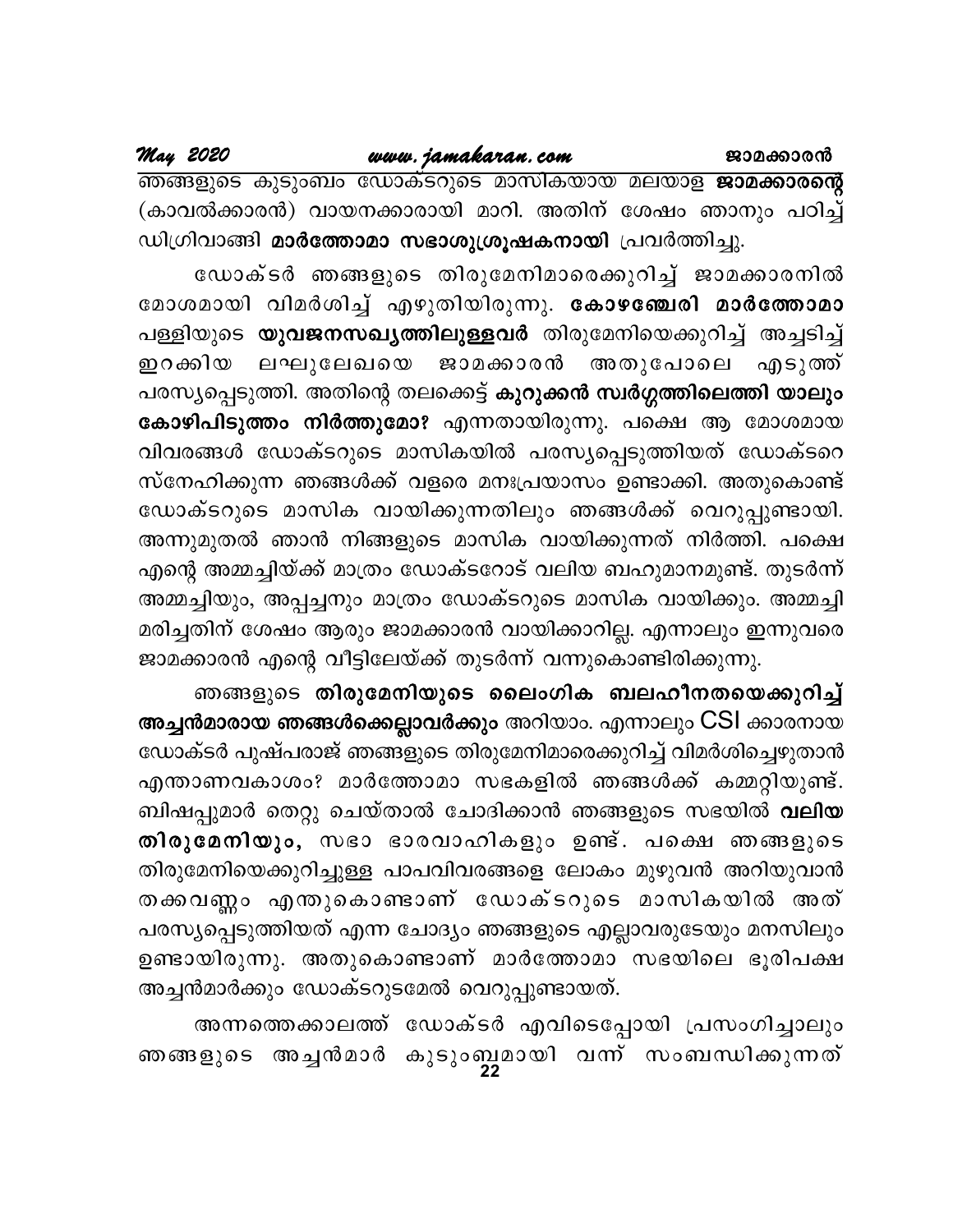ഞങ്ങളുടെ കുടുംബം ഡോക്ടറുടെ മാസികയായ മലയാള **ജാമക്കാരന്റെ** (കാവൽക്കാരൻ) വായനക്കാരായി മാറി. അതിന് ശേഷം ഞാനും പഠിച്ച് ഡിഗ്രിവാങ്ങി **മാർത്തോമാ സഭാശുശ്രൂഷകനായി** പ്രവർത്തിച്ചു.

ഡോക്ടർ ഞങ്ങളുടെ തിരുമേനിമാരെക്കുറിച്ച് ജാമക്കാരനിൽ മോശമായി വിമർശിച്ച് എഴുതിയിരുന്നു. **കോഴഞ്ചേരി മാർത്തോമാ** പള്ളിയുടെ **യുവജനസഖ്യത്തിലുള്ളവർ** തിരുമേനിയെക്കുറിച്ച് അച്ചടിച്ച് ഇറക്കിയ ലഘുലേഖയെ ജാമക്കാരൻ അതുപോലെ എടുത്ത് പരസ്യപ്പെടുത്തി. അതിന്റെ തലക്കെട്ട് **കുറുക്കൻ സ്വർഗ്ഗത്തിലെത്തി യാലും കോഴിപിടുത്തം നിർത്തുമോ?** എന്നതായിരുന്നു. പക്ഷെ ആ മോശമായ വിവരങ്ങൾ ഡോക്ടറുടെ മാസികയിൽ പരസ്യപ്പെടുത്തിയത് ഡോക്ടറെ സ്നേഹിക്കുന്ന ഞങ്ങൾക്ക് വളരെ മനഃപ്രയാസം ഉണ്ടാക്കി. അതുകൊണ്ട് ഡോക്ടറുടെ മാസിക വായിക്കുന്നതിലും ഞങ്ങൾക്ക് വെറുപ്പുണ്ടായി. അന്നുമുതൽ ഞാൻ നിങ്ങളുടെ മാസിക വായിക്കുന്നത് നിർത്തി. പക്ഷെ എന്റെ അമ്മച്ചിയ്ക്ക് മാത്രം ഡോക്ടറോട് വലിയ ബഹുമാനമുണ്ട്. തുടർന്ന് അമ്മച്ചിയും, അപ്പച്ചനും മാത്രം ഡോക്ടറുടെ മാസിക വായിക്കും. അമ്മച്ചി മരിച്ചതിന് ശേഷം ആരും ജാമക്കാരൻ വായിക്കാറില്ല. എന്നാലും ഇന്നുവരെ ജാമക്കാരൻ എന്റെ വീട്ടിലേയ്ക്ക് തുടർന്ന് വന്നുകൊണ്ടിരിക്കുന്നു.

ഞങ്ങളുടെ **തിരുമേനിയുടെ ലൈംഗിക ബലഹീനതയെക്കുറിച്ച് അച്ചൻമാരായ ഞങ്ങൾക്കെല്ലാവർക്കും** അറിയാം. എന്നാലും CSI ക്കാരനായ ഡോക്ടർ പുഷ്പരാജ് ഞങ്ങളുടെ തിരുമേനിമാരെക്കുറിച്ച് വിമർശിച്ചെഴുതാൻ എന്താണവകാശം? മാർത്തോമാ സഭകളിൽ ഞങ്ങൾക്ക് കമ്മറ്റിയുണ്ട്. ബിഷപ്പുമാർ തെറ്റു ചെയ്താൽ ചോദിക്കാൻ ഞങ്ങളുടെ സഭയിൽ **വലിയ തിരുമേനിയും,** സഭാ ഭാരവാഹികളും ഉണ്ട്. പക്ഷെ ഞങ്ങളുടെ തിരുമേനിയെക്കുറിച്ചുള്ള പാപവിവരങ്ങളെ ലോകം മുഴുവൻ അറിയുവാൻ തക്കവണ്ണം എന്തുകൊണ്ടാണ് ഡോക്ടറുടെ മാസികയിൽ അത് പരസ്യപ്പെടുത്തിയത് എന്ന ചോദ്യം ഞങ്ങളുടെ എല്ലാവരുടേയും മനസിലും ഉണ്ടായിരുന്നു. അതുകൊണ്ടാണ് മാർത്തോമാ സഭയിലെ ഭൂരിപക്ഷ അച്ചൻമാർക്കും ഡോക്ടറുടമേൽ വെറുപ്പുണ്ടായത്.

അന്നത്തെക്കാലത്ത് ഡോക്ടർ എവിടെപ്പോയി പ്രസംഗിച്ചാലും ഞങ്ങളുടെ അച്ചൻമാർ കുടുംബമായി വന്ന് സംബന്ധിക്കുന്നത്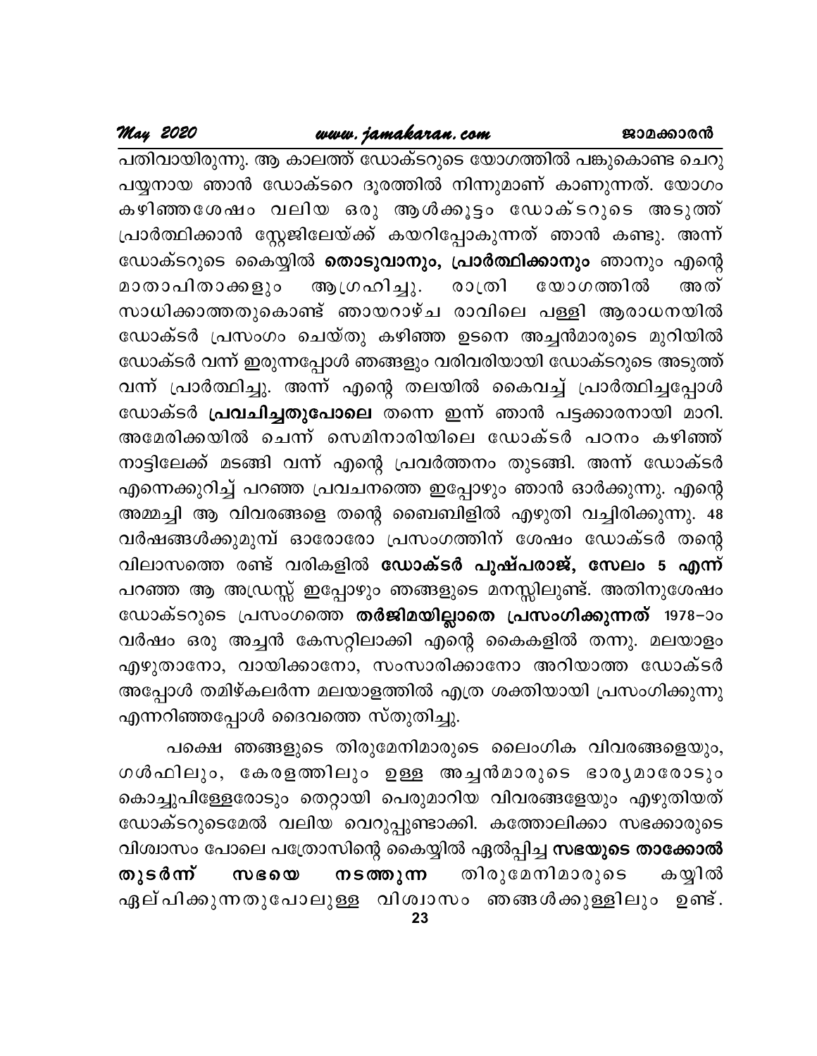പതിവായിരുന്നു. ആ കാലത്ത് ഡോക്ടറുടെ യോഗത്തിൽ പങ്കുകൊണ്ട ചെറു പയ്യനായ ഞാൻ ഡോക്ടറെ ദൂരത്തിൽ നിന്നുമാണ് കാണുന്നത്. യോഗം കഴിഞ്ഞശേഷം വലിയ ഒരു ആൾക്കൂട്ടം ഡോക്ടറുടെ അടുത്ത് പ്രാർത്ഥിക്കാൻ സ്റ്റേജിലേയ്ക്ക് കയറിപ്പോകുന്നത് ഞാൻ കണ്ടു. അന്ന് ഡോക്ടറുടെ കൈയ്യിൽ **തൊടുവാനും, പ്രാർത്ഥിക്കാനും** ഞാനും എന്റെ മാതാപിതാക്കളും ആഗ്രഹിച്ചു. രാത്രി യോഗത്തിൽ അത് സാധിക്കാത്തതുകൊണ്ട് ഞായറാഴ്ച രാവിലെ പള്ളി ആരാധനയിൽ ഡോക്ടർ പ്രസംഗം ചെയ്തു കഴിഞ്ഞ ഉടനെ അച്ചൻമാരുടെ മുറിയിൽ ഡോക്ടർ വന്ന് ഇരുന്നപ്പോൾ ഞങ്ങളും വരിവരിയായി ഡോക്ടറുടെ അടുത്ത് വന്ന് പ്രാർത്ഥിച്ചു. അന്ന് എന്റെ തലയിൽ കൈവച്ച് പ്രാർത്ഥിച്ചപ്പോൾ ഡോക്ടർ **പ്രവചിച്ചതുപോലെ** തന്നെ ഇന്ന് ഞാൻ പട്ടക്കാരനായി മാറി. അമേരിക്കയിൽ ചെന്ന് സെമിനാരിയിലെ ഡോക്ടർ പഠനം കഴിഞ്ഞ് നാട്ടിലേക്ക് മടങ്ങി വന്ന് എന്റെ പ്രവർത്തനം തുടങ്ങി. അന്ന് ഡോക്ടർ എന്നെക്കുറിച്ച് പറഞ്ഞ പ്രവചനത്തെ ഇപ്പോഴും ഞാൻ ഓർക്കുന്നു. എന്റെ അമ്മച്ചി ആ വിവരങ്ങളെ തന്റെ ബൈബിളിൽ എഴുതി വച്ചിരിക്കുന്നു. 48 വർഷങ്ങൾക്കുമുമ്പ് ഓരോരോ പ്രസംഗത്തിന് ശേഷം ഡോക്ടർ തന്റെ വിലാസത്തെ രണ്ട് വരികളിൽ **ഡോക്ടർ പുഷ്പരാജ്, സേലം 5 എന്ന്** പറഞ്ഞ ആ അഡ്രസ്സ് ഇപ്പോഴും ഞങ്ങളുടെ മനസ്സിലുണ്ട്. അതിനുശേഷം ഡോക്ടറുടെ പ്രസംഗത്തെ **തർജിമയില്ലാതെ പ്രസംഗിക്കുന്നത്** 1978-ാം വർഷം ഒരു അച്ചൻ കേസറ്റിലാക്കി എന്റെ കൈകളിൽ തന്നു. മലയാളം എഴുതാനോ, വായിക്കാനോ, സംസാരിക്കാനോ അറിയാത്ത ഡോക്ടർ അപ്പോൾ തമിഴ്കലർന്ന മലയാളത്തിൽ എത്ര ശക്തിയായി പ്രസംഗിക്കുന്നു എന്നറിഞ്ഞപ്പോൾ ദൈവത്തെ സ്തുതിച്ചു.

പക്ഷെ ഞങ്ങളുടെ തിരുമേനിമാരുടെ ലൈംഗിക വിവരങ്ങളെയും, ഗൾഫിലും, കേരളത്തിലും ഉള്ള അച്ചൻമാരുടെ ഭാര്യമാരോടും കൊച്ചുപിള്ളേരോടും തെറ്റായി പെരുമാറിയ വിവരങ്ങളേയും എഴുതിയത് ഡോക്ടറുടെമേൽ വലിയ വെറുപ്പുണ്ടാക്കി. കത്തോലിക്കാ സഭക്കാരുടെ വിശ്വാസം പോലെ പത്രോസിന്റെ കൈയ്യിൽ ഏൽപ്പിച്ച **സഭയുടെ താക്കോൽ തുടർന്ന് സഭയെ നടത്തുന്ന** തിരുമേനിമാരുടെ കയ്യിൽ ഏല്പിക്കുന്നതുപോലുള്ള വിശ്വാസം ഞങ്ങൾക്കുള്ളിലും ഉണ്ട്.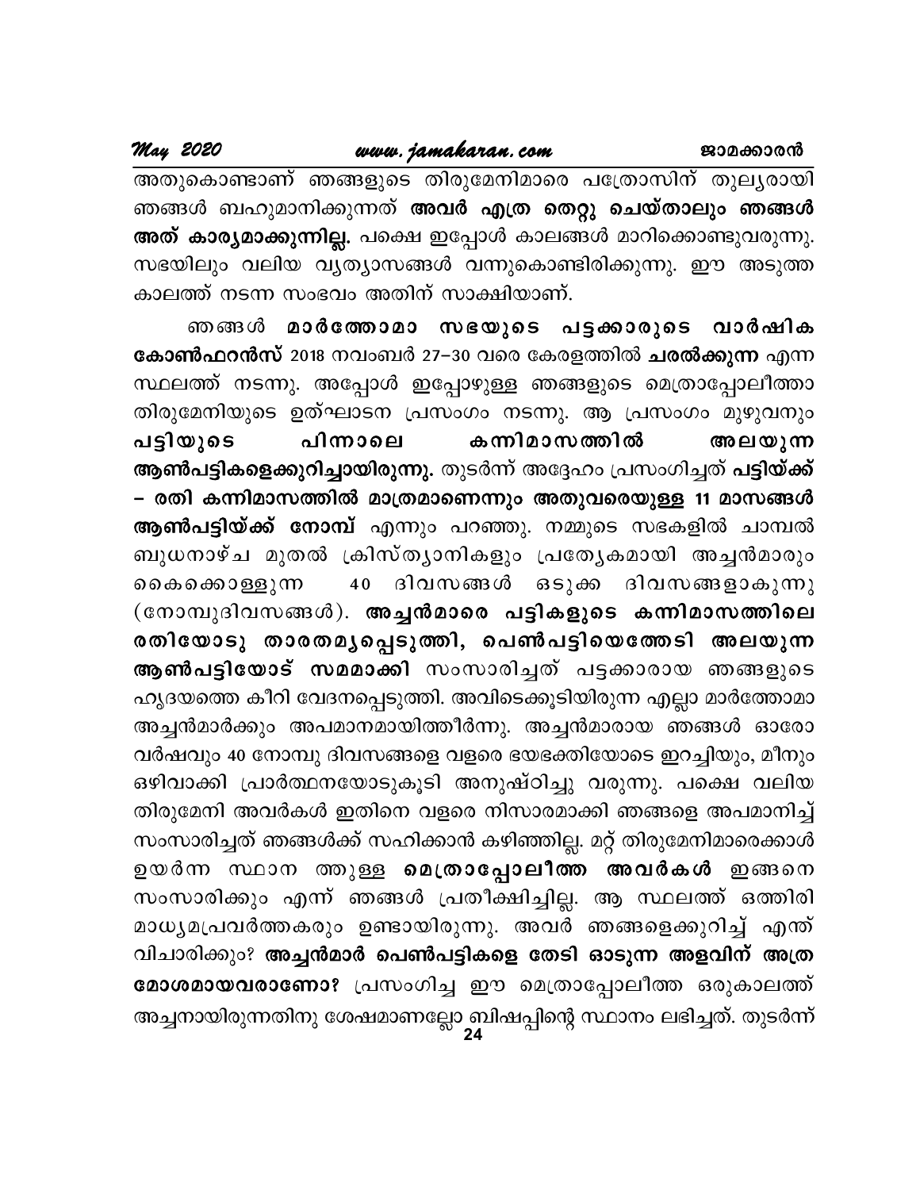അതുകൊണ്ടാണ് ഞങ്ങളുടെ തിരുമേനിമാരെ പത്രോസിന് തുല്യരായി ഞങ്ങൾ ബഹുമാനിക്കുന്നത് **അവർ എത്ര തെറ്റു ചെയ്താലും ഞങ്ങൾ അത് കാര്യമാക്കുന്നില്ല.** പക്ഷെ ഇപ്പോൾ കാലങ്ങൾ മാറിക്കൊണ്ടുവരുന്നു. സഭയിലും വലിയ വ്യത്യാസങ്ങൾ വന്നുകൊണ്ടിരിക്കുന്നു. ഈ അടുത്ത കാലത്ത് നടന്ന സംഭവം അതിന് സാക്ഷിയാണ്.

ഞങ്ങൾ **മാർത്തോമാ സഭയുടെ പട്ടക്കാരുടെ വാർഷിക കോൺഫറൻസ്** 2018 നവംബർ 27–30 വരെ കേരളത്തിൽ **ചരൽക്കുന്ന** എന്ന സ്ഥലത്ത് നടന്നു. അപ്പോൾ ഇപ്പോഴുള്ള ഞങ്ങളുടെ മെത്രാപ്പോലീത്താ തിരുമേനിയുടെ ഉത്ഘാടന പ്രസംഗം നടന്നു. ആ പ്രസംഗം മുഴുവനും **പട്ടിയുടെ പിന്നാലെ കന്നിമാസത്തിൽ അലയുന്ന ആൺപട്ടികളെക്കുറിച്ചായിരുന്നു.** തുടർന്ന് അദ്ദേഹം പ്രസംഗിച്ചത് **പട്ടിയ്ക്ക് – രതി കന്നിമാസത്തിൽ മാത്രമാണെന്നും അതുവരെയുള്ള 11 മാസങ്ങൾ ആൺപട്ടിയ്ക്ക് നോമ്പ്** എന്നും പറഞ്ഞു. നമ്മുടെ സഭകളിൽ ചാമ്പൽ ബുധനാഴ്ച മുതൽ ക്രിസ്ത്യാനികളും പ്രത്യേകമായി അച്ചൻമാരും കൈക്കൊള്ളുന്ന 40 ദിവസങ്ങൾ ഒടുക്ക ദിവസങ്ങളാകുന്നു (നോമ്പുദിവസങ്ങൾ). **അച്ചൻമാരെ പട്ടികളുടെ കന്നിമാസത്തിലെ രതിയോടു താരതമ്യപ്പെടുത്തി, പെൺപട്ടിയെത്തേടി അലയുന്ന ആൺപട്ടിയോട് സമമാക്കി** സംസാരിച്ചത് പട്ടക്കാരായ ഞങ്ങളുടെ ഹൃദയത്തെ കീറി വേദനപ്പെടുത്തി. അവിടെക്കൂടിയിരുന്ന എല്ലാ മാർത്തോമാ അച്ചൻമാർക്കും അപമാനമായിത്തീർന്നു. അച്ചൻമാരായ ഞങ്ങൾ ഓരോ വർഷവും 40 നോമ്പു ദിവസങ്ങളെ വളരെ ഭയഭക്തിയോടെ ഇറച്ചിയും, മീനും ഒഴിവാക്കി പ്രാർത്ഥനയോടുകൂടി അനുഷ്ഠിച്ചു വരുന്നു. പക്ഷെ വലിയ തിരുമേനി അവർകൾ ഇതിനെ വളരെ നിസാരമാക്കി ഞങ്ങളെ അപമാനിച്ച് സംസാരിച്ചത് ഞങ്ങൾക്ക് സഹിക്കാൻ കഴിഞ്ഞില്ല. മറ്റ് തിരുമേനിമാരെക്കാൾ ഉയർന്ന സ്ഥാന ത്തുള്ള **മെത്രാപ്പോലീത്ത അവർകൾ** ഇങ്ങനെ സംസാരിക്കും എന്ന് ഞങ്ങൾ പ്രതീക്ഷിച്ചില്ല. ആ സ്ഥലത്ത് ഒത്തിരി മാധ്യമപ്രവർത്തകരും ഉണ്ടായിരുന്നു. അവർ ഞങ്ങളെക്കുറിച്ച് എന്ത് വിചാരിക്കും? **അച്ചൻമാർ പെൺപട്ടികളെ തേടി ഓടുന്ന അളവിന് അത്ര മോശമായവരാണോ?** പ്രസംഗിച്ച ഈ മെത്രാപ്പോലീത്ത ഒരുകാലത്ത് അച്ചനായിരുന്നതിനു ശേഷമാണല്ലോ ബിഷപ്പിന്റെ സ്ഥാനം ലഭിച്ചത്. തുടർന്ന്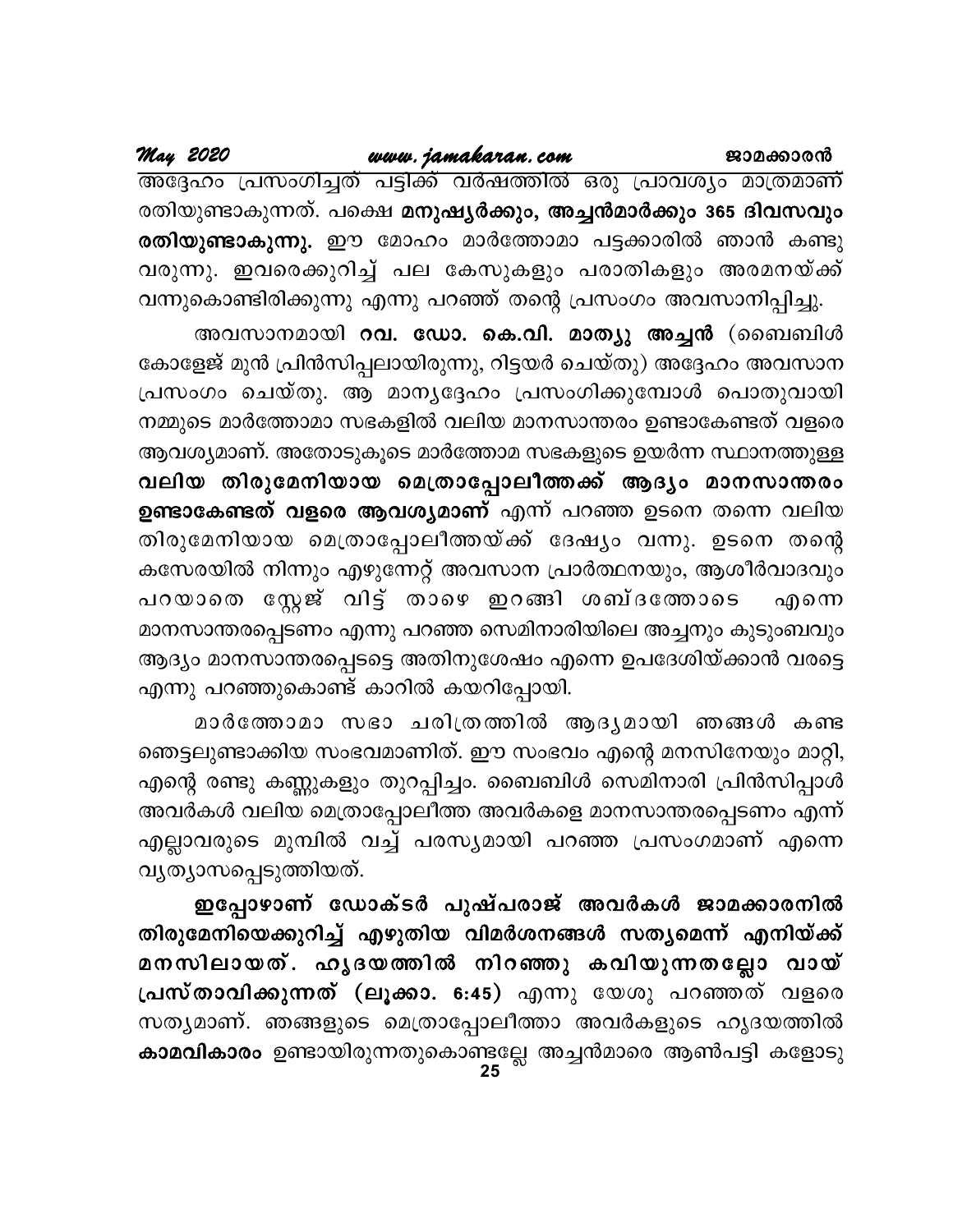അദ്ദേഹം പ്രസംഗിച്ചത് പട്ടിക്ക് വർഷത്തിൽ ഒരു പ്രാവശ്യം മാത്രമാണ് രതിയുണ്ടാകുന്നത്. പക്ഷെ **മനുഷ്യർക്കും, അച്ചൻമാർക്കും 365 ദിവസവും രതിയുണ്ടാകുന്നു.** ഈ മോഹം മാർത്തോമാ പട്ടക്കാരിൽ ഞാൻ കണ്ടു വരുന്നു. ഇവരെക്കുറിച്ച് പല കേസുകളും പരാതികളും അരമനയ്ക്ക് വന്നുകൊണ്ടിരിക്കുന്നു എന്നു പറഞ്ഞ് തന്റെ പ്രസംഗം അവസാനിപ്പിച്ചു.

അവസാനമായി **റവ. ഡോ. കെ.വി. മാത്യു അച്ചൻ** (ബൈബിൾ കോളേജ് മുൻ പ്രിൻസിപ്പലായിരുന്നു, റിട്ടയർ ചെയ്തു) അദ്ദേഹം അവസാന പ്രസംഗം ചെയ്തു. ആ മാന്യദേഹം പ്രസംഗിക്കുമ്പോൾ പൊതുവായി നമ്മുടെ മാർത്തോമാ സഭകളിൽ വലിയ മാനസാന്തരം ഉണ്ടാകേണ്ടത് വളരെ ആവശ്യമാണ്. അതോടുകൂടെ മാർത്തോമ സഭകളുടെ ഉയർന്ന സ്ഥാനത്തുള്ള **വലിയ തിരുമേനിയായ മെത്രാപ്പോലീത്തക്ക് ആദ്യം മാനസാന്തരം ഉണ്ടാകേണ്ടത് വളരെ ആവശ്യമാണ്** എന്ന് പറഞ്ഞ ഉടനെ തന്നെ വലിയ തിരുമേനിയായ മെത്രാപ്പോലീത്തയ്ക്ക് ദേഷ്യം വന്നു. ഉടനെ തന്റെ കസേരയിൽ നിന്നും എഴുന്നേറ്റ് അവസാന പ്രാർത്ഥനയും, ആശീർവാദവും പറയാതെ സ്റ്റേജ് വിട്ട് താഴെ ഇറങ്ങി ശബ്ദത്തോടെ എന്നെ മാനസാന്തരപ്പെടണം എന്നു പറഞ്ഞ സെമിനാരിയിലെ അച്ചനും കുടുംബവും ആദ്യം മാനസാന്തരപ്പെടട്ടെ അതിനുശേഷം എന്നെ ഉപദേശിയ്ക്കാൻ വരട്ടെ എന്നു പറഞ്ഞുകൊണ്ട് കാറിൽ കയറിപ്പോയി.

മാർത്തോമാ സഭാ ചരിത്രത്തിൽ ആദ്യമായി ഞങ്ങൾ കണ്ട ഞെട്ടലുണ്ടാക്കിയ സംഭവമാണിത്. ഈ സംഭവം എന്റെ മനസിനേയും മാറ്റി, എന്റെ രണ്ടു കണ്ണുകളും തുറപ്പിച്ചം. ബൈബിൾ സെമിനാരി പ്രിൻസിപ്പാൾ അവർകൾ വലിയ മെത്രാപ്പോലീത്ത അവർകളെ മാനസാന്തരപ്പെടണം എന്ന് എല്ലാവരുടെ മുമ്പിൽ വച്ച് പരസ്യമായി പറഞ്ഞ പ്രസംഗമാണ് എന്നെ വ്യത്യാസപ്പെടുത്തിയത്.

**ഇപ്പോഴാണ് ഡോക്ടർ പുഷ്പരാജ് അവർകൾ ജാമക്കാരനിൽ തിരുമേനിയെക്കുറിച്ച് എഴുതിയ വിമർശനങ്ങൾ സത്യമെന്ന് എനിയ്ക്ക് മനസിലായത്. ഹൃദയത്തിൽ നിറഞ്ഞു കവിയുന്നതല്ലോ വായ് പ്രസ്താവിക്കുന്നത് (ലൂക്കാ. 6:45)** എന്നു യേശു പറഞ്ഞത് വളരെ സത്യമാണ്. ഞങ്ങളുടെ മെത്രാപ്പോലീത്താ അവർകളുടെ ഹൃദയത്തിൽ **കാമവികാരം** ഉണ്ടായിരുന്നതുകൊണ്ടല്ലേ അച്ചൻമാരെ ആൺപട്ടി കളോടു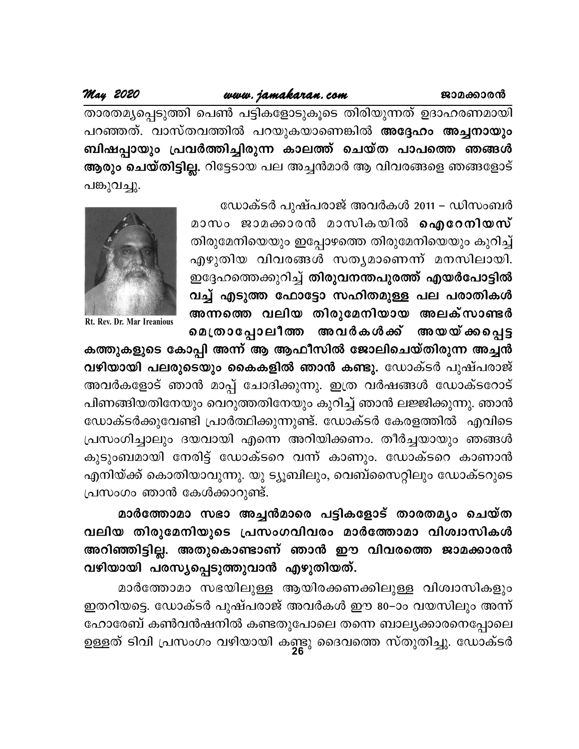താരതമ്യപ്പെടുത്തി പെൺ പട്ടികളോടുകൂടെ തിരിയുന്നത് ഉദാഹരണമായി പറഞ്ഞത്. വാസ്തവത്തിൽ പറയുകയാണെങ്കിൽ **അദ്ദേഹം അച്ചനായും ബിഷപ്പായും പ്രവർത്തിച്ചിരുന്ന കാലത്ത് ചെയ്ത പാപത്തെ ഞങ്ങൾ ആരും ചെയ്തിട്ടില്ല.** റിട്ടേടായ പല അച്ചൻമാർ ആ വിവരങ്ങളെ ഞങ്ങളോട് പങ്കുവച്ചു.

Rt. Rev. Dr. Mar Ireanious

ഡോക്ടർ പുഷ്പരാജ് അവർകൾ 2011 – ഡിസംബർ മാസം ജാമക്കാരൻ മാസികയിൽ **ഐറേനിയസ്** തിരുമേനിയെയും ഇപ്പോഴത്തെ തിരുമേനിയെയും കുറിച്ച് എഴുതിയ വിവരങ്ങൾ സത്യമാണെന്ന് മനസിലായി. ഇദ്ദേഹത്തെക്കുറിച്ച് **തിരുവനന്തപുരത്ത് എയർപോട്ടിൽ വച്ച് എടുത്ത ഫോട്ടോ സഹിതമുള്ള പല പരാതികൾ അന്നത്തെ വലിയ തിരുമേനിയായ അലക്സാണ്ടർ മെത്രാപ്പോലീത്ത അവർകൾക്ക് അയയ്ക്കപ്പെട്ട കത്തുകളുടെ കോപ്പി അന്ന് ആ ആഫീസിൽ ജോലിചെയ്തിരുന്ന അച്ചൻ വഴിയായി പലരുടെയും കൈകളിൽ ഞാൻ കണ്ടു.** ഡോക്ടർ പുഷ്പരാജ് അവർകളോട് ഞാൻ മാപ്പ് ചോദിക്കുന്നു. ഇത്ര വർഷങ്ങൾ ഡോക്ടറോട് പിണങ്ങിയതിനേയും വെറുത്തതിനേയും കുറിച്ച് ഞാൻ ലജ്ജിക്കുന്നു. ഞാൻ ഡോക്ടർക്കുവേണ്ടി പ്രാർത്ഥിക്കുന്നുണ്ട്. ഡോക്ടർ കേരളത്തിൽ എവിടെ പ്രസംഗിച്ചാലും ദയവായി എന്നെ അറിയിക്കണം. തീർച്ചയായും ഞങ്ങൾ കുടുംബമായി നേരിട്ട് ഡോക്ടറെ വന്ന് കാണും. ഡോക്ടറെ കാണാൻ എനിയ്ക്ക് കൊതിയാവുന്നു. യു ട്യൂബിലും, വെബ്സൈറ്റിലും ഡോക്ടറുടെ പ്രസംഗം ഞാൻ കേൾക്കാറുണ്ട്.

**മാർത്തോമാ സഭാ അച്ചൻമാരെ പട്ടികളോട് താരതമ്യം ചെയ്ത വലിയ തിരുമേനിയുടെ പ്രസംഗവിവരം മാർത്തോമാ വിശ്വാസികൾ അറിഞ്ഞിട്ടില്ല. അതുകൊണ്ടാണ് ഞാൻ ഈ വിവരത്തെ ജാമക്കാരൻ വഴിയായി പരസ്യപ്പെടുത്തുവാൻ എഴുതിയത്.**

മാർത്തോമാ സഭയിലുള്ള ആയിരക്കണക്കിലുള്ള വിശ്വാസികളും ഇതറിയട്ടെ. ഡോക്ടർ പുഷ്പരാജ് അവർകൾ ഈ 80–ാം വയസിലും അന്ന് ഹോരേബ് കൺവൻഷനിൽ കണ്ടതുപോലെ തന്നെ ബാല്യക്കാരനെപ്പോലെ ഉള്ളത് ടിവി പ്രസംഗം വഴിയായി കണ്ടു ദൈവത്തെ സ്തുതിച്ചു. ഡോക്ടർ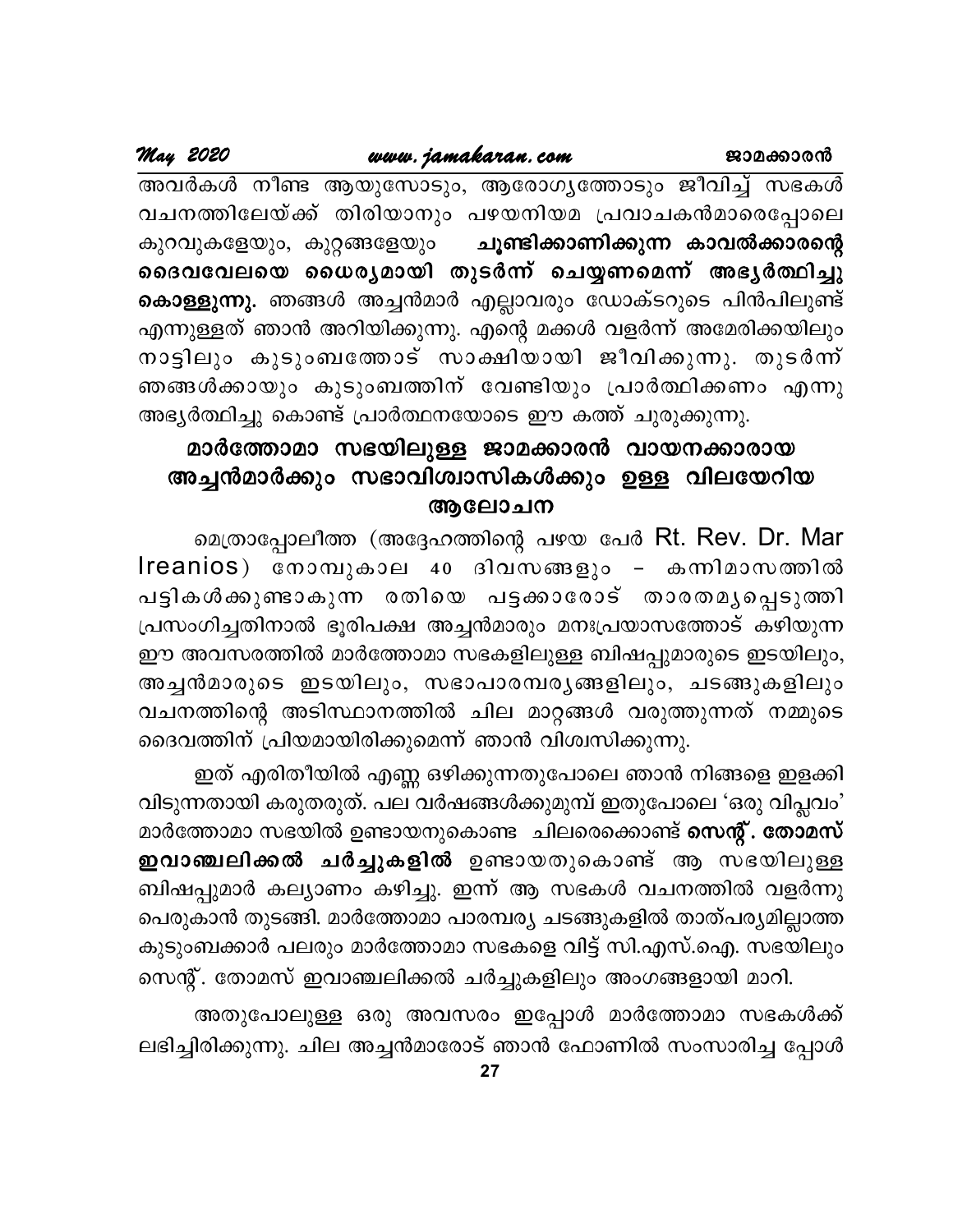അവർകൾ നീണ്ട ആയുസോടും, ആരോഗ്യത്തോടും ജീവിച്ച് സഭകൾ വചനത്തിലേയ്ക്ക് തിരിയാനും പഴയനിയമ പ്രവാചകൻമാരെപ്പോലെ കുറവുകളേയും, കുറ്റങ്ങളേയും **ചൂണ്ടിക്കാണിക്കുന്ന കാവൽക്കാരന്റെ ദൈവവേലയെ ധൈര്യമായി തുടർന്ന് ചെയ്യണമെന്ന് അഭ്യർത്ഥിച്ചു കൊള്ളുന്നു.** ഞങ്ങൾ അച്ചൻമാർ എല്ലാവരും ഡോക്ടറുടെ പിൻപിലുണ്ട് എന്നുള്ളത് ഞാൻ അറിയിക്കുന്നു. എന്റെ മക്കൾ വളർന്ന് അമേരിക്കയിലും നാട്ടിലും കുടുംബത്തോട് സാക്ഷിയായി ജീവിക്കുന്നു. തുടർന്ന് ഞങ്ങൾക്കായും കുടുംബത്തിന് വേണ്ടിയും പ്രാർത്ഥിക്കണം എന്നു അഭ്യർത്ഥിച്ചു കൊണ്ട് പ്രാർത്ഥനയോടെ ഈ കത്ത് ചുരുക്കുന്നു.

## മാർത്തോമാ സഭയിലുള്ള ജാമക്കാരൻ വായനക്കാരായ അച്ചൻമാർക്കും സഭാവിശ്വാസികൾക്കും ഉള്ള വിലയേറിയ ആലോചന

മെത്രാപ്പോലീത്ത (അദ്ദേഹത്തിന്റെ പഴയ പേർ Rt. Rev. Dr. Mar Ireanios) നോമ്പുകാല 40 ദിവസങ്ങളും – കന്നിമാസത്തിൽ പട്ടികൾക്കുണ്ടാകുന്ന രതിയെ പട്ടക്കാരോട് താരതമ്യപ്പെടുത്തി പ്രസംഗിച്ചതിനാൽ ഭൂരിപക്ഷ അച്ചൻമാരും മനഃപ്രയാസത്തോട് കഴിയുന്ന ഈ അവസരത്തിൽ മാർത്തോമാ സഭകളിലുള്ള ബിഷപ്പുമാരുടെ ഇടയിലും, അച്ചൻമാരുടെ ഇടയിലും, സഭാപാരമ്പര്യങ്ങളിലും, ചടങ്ങുകളിലും വചനത്തിന്റെ അടിസ്ഥാനത്തിൽ ചില മാറ്റങ്ങൾ വരുത്തുന്നത് നമ്മുടെ ദൈവത്തിന് പ്രിയമായിരിക്കുമെന്ന് ഞാൻ വിശ്വസിക്കുന്നു.

ഇത് എരിതീയിൽ എണ്ണ ഒഴിക്കുന്നതുപോലെ ഞാൻ നിങ്ങളെ ഇളക്കി വിടുന്നതായി കരുതരുത്. പല വർഷങ്ങൾക്കുമുമ്പ് ഇതുപോലെ 'ഒരു വിപ്ലവം' മാർത്തോമാ സഭയിൽ ഉണ്ടായനുകൊണ്ട ചിലരെക്കൊണ്ട് **സെന്റ്. തോമസ് ഇവാഞ്ചലിക്കൽ ചർച്ചുകളിൽ** ഉണ്ടായതുകൊണ്ട് ആ സഭയിലുള്ള ബിഷപ്പുമാർ കല്യാണം കഴിച്ചു. ഇന്ന് ആ സഭകൾ വചനത്തിൽ വളർന്നു പെരുകാൻ തുടങ്ങി. മാർത്തോമാ പാരമ്പര്യ ചടങ്ങുകളിൽ താത്പര്യമില്ലാത്ത കുടുംബക്കാർ പലരും മാർത്തോമാ സഭകളെ വിട്ട് സി.എസ്.ഐ. സഭയിലും സെന്റ്. തോമസ് ഇവാഞ്ചലിക്കൽ ചർച്ചുകളിലും അംഗങ്ങളായി മാറി.

അതുപോലുള്ള ഒരു അവസരം ഇപ്പോൾ മാർത്തോമാ സഭകൾക്ക് ലഭിച്ചിരിക്കുന്നു. ചില അച്ചൻമാരോട് ഞാൻ ഫോണിൽ സംസാരിച്ച പ്പോൾ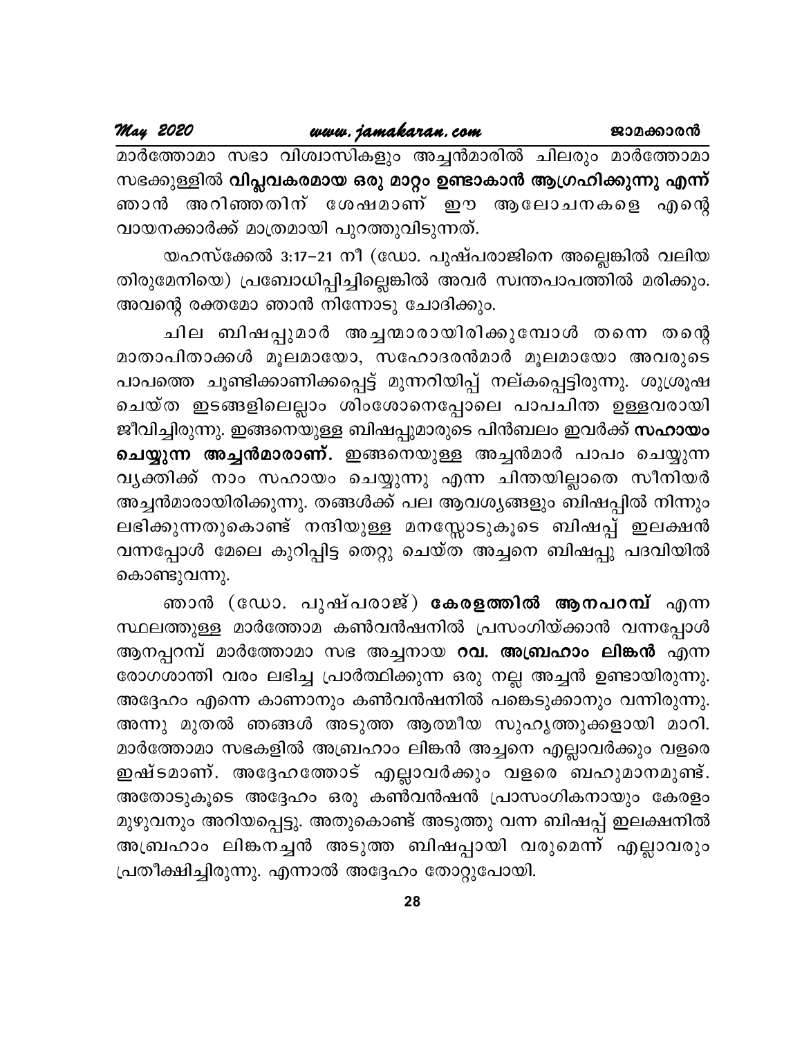മാർത്തോമാ സഭാ വിശ്വാസികളും അച്ചൻമാരിൽ ചിലരും മാർത്തോമാ സഭക്കുള്ളിൽ **വിപ്ലവകരമായ ഒരു മാറ്റം ഉണ്ടാകാൻ ആഗ്രഹിക്കുന്നു എന്ന്** ഞാൻ അറിഞ്ഞതിന് ശേഷമാണ് ഈ ആലോചനകളെ എന്റെ വായനക്കാർക്ക് മാത്രമായി പുറത്തുവിടുന്നത്.

യഹസ്ക്കേൽ 3:17-21 നീ (ഡോ. പുഷ്പരാജിനെ അല്ലെങ്കിൽ വലിയ തിരുമേനിയെ) പ്രബോധിപ്പിച്ചില്ലെങ്കിൽ അവർ സ്വന്തപാപത്തിൽ മരിക്കും. അവന്റെ രക്തമോ ഞാൻ നിന്നോടു ചോദിക്കും.

ചില ബിഷപ്പുമാർ അച്ചന്മാരായിരിക്കുമ്പോൾ തന്നെ തന്റെ മാതാപിതാക്കൾ മൂലമായോ, സഹോദരൻമാർ മൂലമായോ അവരുടെ പാപത്തെ ചൂണ്ടിക്കാണിക്കപ്പെട്ട് മുന്നറിയിപ്പ് നല്കപ്പെട്ടിരുന്നു. ശുശ്രൂഷ ചെയ്ത ഇടങ്ങളിലെല്ലാം ശിംശോനെപ്പോലെ പാപചിന്ത ഉള്ളവരായി ജീവിച്ചിരുന്നു. ഇങ്ങനെയുള്ള ബിഷപ്പുമാരുടെ പിൻബലം ഇവർക്ക് **സഹായം ചെയ്യുന്ന അച്ചൻമാരാണ്.** ഇങ്ങനെയുള്ള അച്ചൻമാർ പാപം ചെയ്യുന്ന വ്യക്തിക്ക് നാം സഹായം ചെയ്യുന്നു എന്ന ചിന്തയില്ലാതെ സീനിയർ അച്ചൻമാരായിരിക്കുന്നു. തങ്ങൾക്ക് പല ആവശ്യങ്ങളും ബിഷപ്പിൽ നിന്നും ലഭിക്കുന്നതുകൊണ്ട് നന്ദിയുള്ള മനസ്സോടുകൂടെ ബിഷപ്പ് ഇലക്ഷൻ വന്നപ്പോൾ മേലെ കുറിപ്പിട്ട തെറ്റു ചെയ്ത അച്ചനെ ബിഷപ്പു പദവിയിൽ കൊണ്ടുവന്നു.

ഞാൻ (ഡോ. പുഷ്പരാജ്) **കേരളത്തിൽ ആനപറമ്പ്** എന്ന സ്ഥലത്തുള്ള മാർത്തോമ കൺവൻഷനിൽ പ്രസംഗിയ്ക്കാൻ വന്നപ്പോൾ ആനപ്പറമ്പ് മാർത്തോമാ സഭ അച്ചനായ **റവ. അബ്രഹാം ലിങ്കൻ** എന്ന രോഗശാന്തി വരം ലഭിച്ച പ്രാർത്ഥിക്കുന്ന ഒരു നല്ല അച്ചൻ ഉണ്ടായിരുന്നു. അദ്ദേഹം എന്നെ കാണാനും കൺവൻഷനിൽ പങ്കെടുക്കാനും വന്നിരുന്നു. അന്നു മുതൽ ഞങ്ങൾ അടുത്ത ആത്മീയ സുഹൃത്തുക്കളായി മാറി. മാർത്തോമാ സഭകളിൽ അബ്രഹാം ലിങ്കൻ അച്ചനെ എല്ലാവർക്കും വളരെ ഇഷ്ടമാണ്. അദ്ദേഹത്തോട് എല്ലാവർക്കും വളരെ ബഹുമാനമുണ്ട്. അതോടുകൂടെ അദ്ദേഹം ഒരു കൺവൻഷൻ പ്രാസംഗികനായും കേരളം മുഴുവനും അറിയപ്പെട്ടു. അതുകൊണ്ട് അടുത്തു വന്ന ബിഷപ്പ് ഇലക്ഷനിൽ അബ്രഹാം ലിങ്കനച്ചൻ അടുത്ത ബിഷപ്പായി വരുമെന്ന് എല്ലാവരും പ്രതീക്ഷിച്ചിരുന്നു. എന്നാൽ അദ്ദേഹം തോറ്റുപോയി.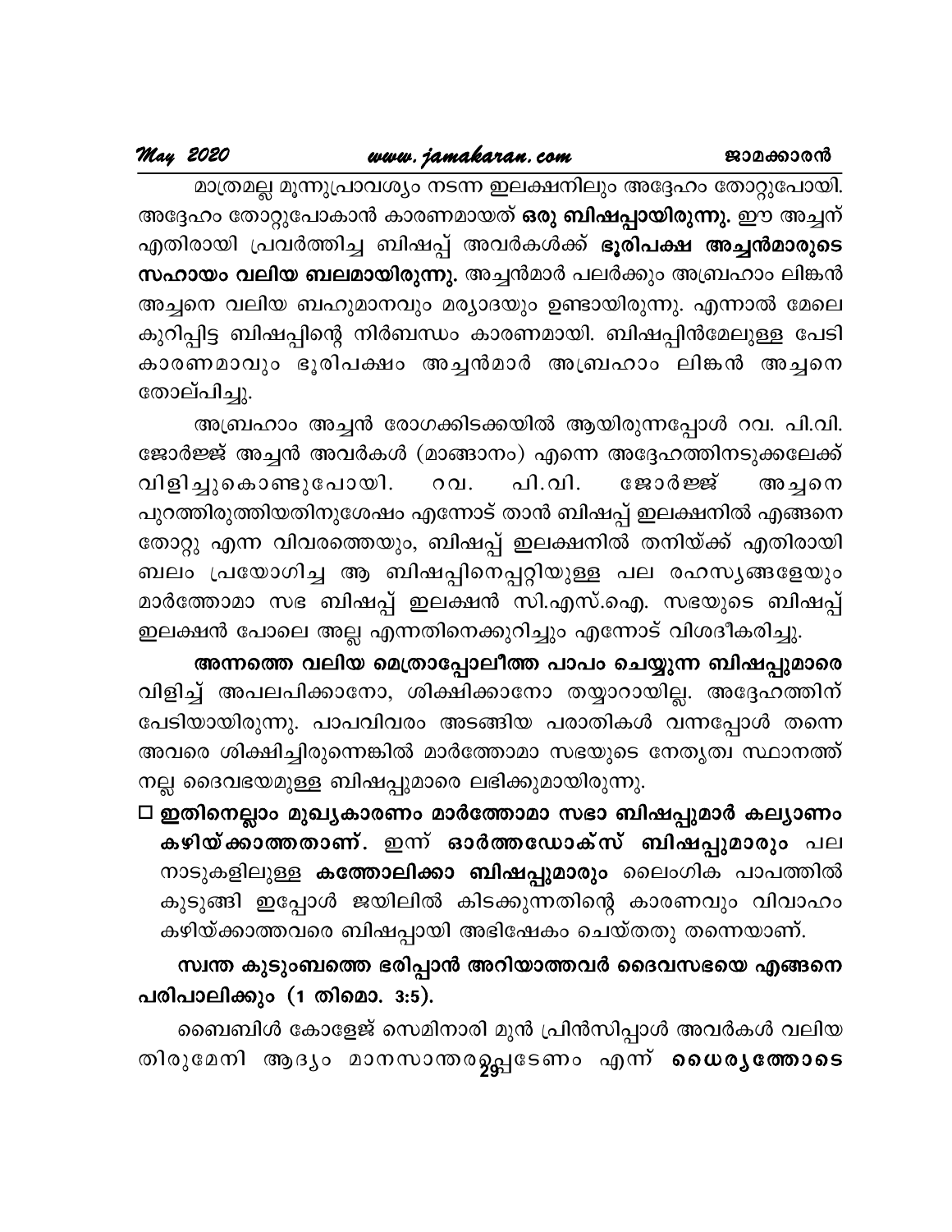മാത്രമല്ല മൂന്നുപ്രാവശ്യം നടന്ന ഇലക്ഷനിലും അദ്ദേഹം തോറ്റുപോയി. അദ്ദേഹം തോറ്റുപോകാൻ കാരണമായത് **ഒരു ബിഷപ്പായിരുന്നു.** ഈ അച്ചന് എതിരായി പ്രവർത്തിച്ച ബിഷപ്പ് അവർകൾക്ക് **ഭൂരിപക്ഷ അച്ചൻമാരുടെ സഹായം വലിയ ബലമായിരുന്നു.** അച്ചൻമാർ പലർക്കും അബ്രഹാം ലിങ്കൻ അച്ചനെ വലിയ ബഹുമാനവും മര്യാദയും ഉണ്ടായിരുന്നു. എന്നാൽ മേലെ കുറിപ്പിട്ട ബിഷപ്പിന്റെ നിർബന്ധം കാരണമായി. ബിഷപ്പിൻമേലുള്ള പേടി കാരണമാവും ഭൂരിപക്ഷം അച്ചൻമാർ അബ്രഹാം ലിങ്കൻ അച്ചനെ തോല്പിച്ചു.

അബ്രഹാം അച്ചൻ രോഗക്കിടക്കയിൽ ആയിരുന്നപ്പോൾ റവ. പി.വി. ജോർജ്ജ് അച്ചൻ അവർകൾ (മാങ്ങാനം) എന്നെ അദ്ദേഹത്തിനടുക്കലേക്ക് വിളിച്ചുകൊണ്ടുപോയി. റവ. പി.വി. ജോർജ്ജ് അച്ചനെ പുറത്തിരുത്തിയതിനുശേഷം എന്നോട് താൻ ബിഷപ്പ് ഇലക്ഷനിൽ എങ്ങനെ തോറ്റു എന്ന വിവരത്തെയും, ബിഷപ്പ് ഇലക്ഷനിൽ തനിയ്ക്ക് എതിരായി ബലം പ്രയോഗിച്ച ആ ബിഷപ്പിനെപ്പറ്റിയുള്ള പല രഹസ്യങ്ങളേയും മാർത്തോമാ സഭ ബിഷപ്പ് ഇലക്ഷൻ സി.എസ്.ഐ. സഭയുടെ ബിഷപ്പ് ഇലക്ഷൻ പോലെ അല്ല എന്നതിനെക്കുറിച്ചും എന്നോട് വിശദീകരിച്ചു.

**അന്നത്തെ വലിയ മെത്രാപ്പോലീത്ത പാപം ചെയ്യുന്ന ബിഷപ്പുമാരെ** വിളിച്ച് അപലപിക്കാനോ, ശിക്ഷിക്കാനോ തയ്യാറായില്ല. അദ്ദേഹത്തിന് പേടിയായിരുന്നു. പാപവിവരം അടങ്ങിയ പരാതികൾ വന്നപ്പോൾ തന്നെ അവരെ ശിക്ഷിച്ചിരുന്നെങ്കിൽ മാർത്തോമാ സഭയുടെ നേതൃത്വ സ്ഥാനത്ത് നല്ല ദൈവഭയമുള്ള ബിഷപ്പുമാരെ ലഭിക്കുമായിരുന്നു.

- ☐ **ഇതിനെല്ലാം മുഖ്യകാരണം മാർത്തോമാ സഭാ ബിഷപ്പുമാർ കല്യാണം കഴിയ്ക്കാത്തതാണ്.** ഇന്ന് **ഓർത്തഡോക്സ് ബിഷപ്പുമാരും** പല നാടുകളിലുള്ള **കത്തോലിക്കാ ബിഷപ്പുമാരും** ലൈംഗിക പാപത്തിൽ കുടുങ്ങി ഇപ്പോൾ ജയിലിൽ കിടക്കുന്നതിന്റെ കാരണവും വിവാഹം കഴിയ്ക്കാത്തവരെ ബിഷപ്പായി അഭിഷേകം ചെയ്തതു തന്നെയാണ്.

**സ്വന്ത കുടുംബത്തെ ഭരിപ്പാൻ അറിയാത്തവർ ദൈവസഭയെ എങ്ങനെ പരിപാലിക്കും (1 തിമൊ. 3:5).**

ബൈബിൾ കോളേജ് സെമിനാരി മുൻ പ്രിൻസിപ്പാൾ അവർകൾ വലിയ തിരുമേനി ആദ്യം മാനസാന്തരപ്പെടേണം എന്ന് **ധൈര്യത്തോടെ**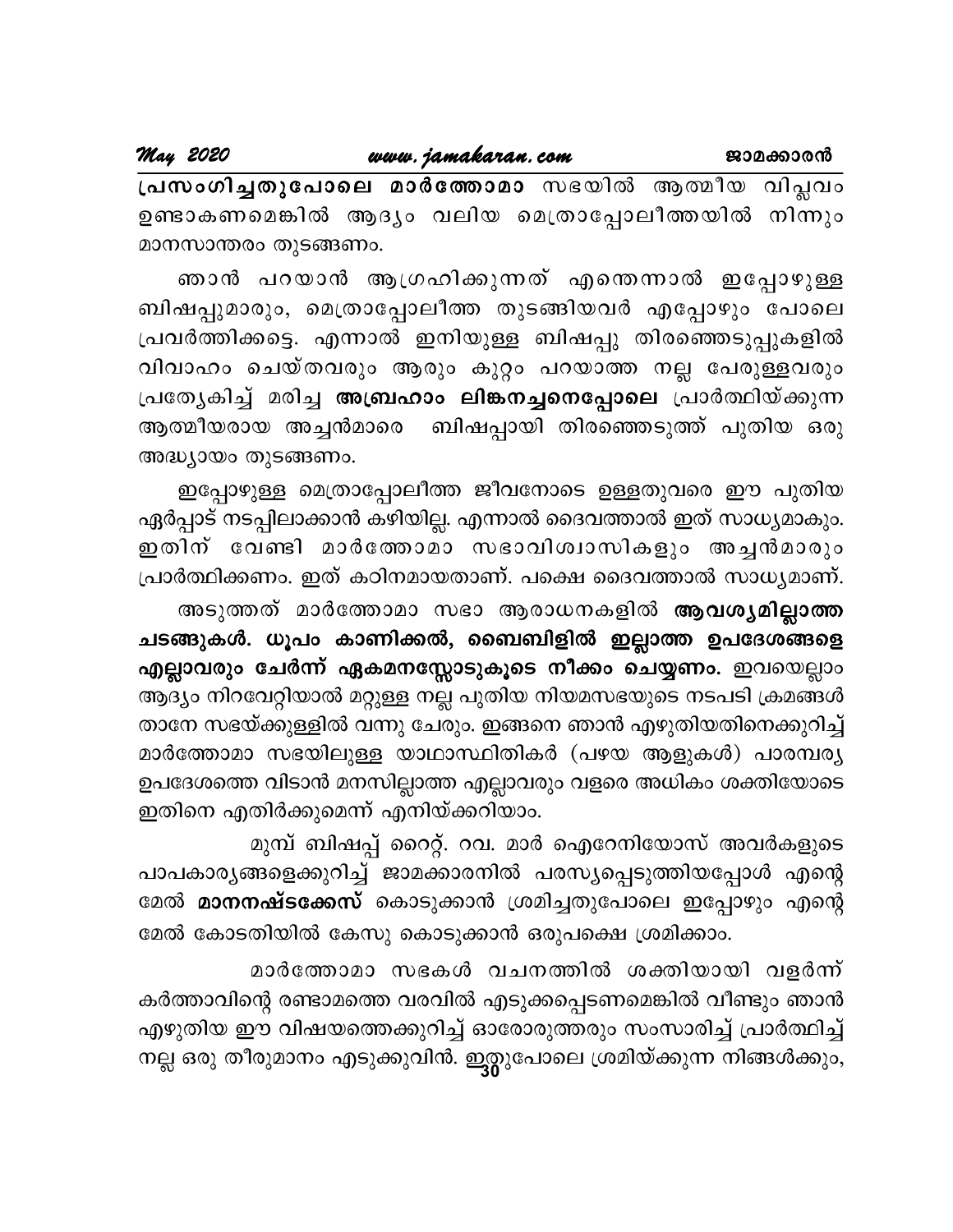**പ്രസംഗിച്ചതുപോലെ മാർത്തോമാ** സഭയിൽ ആത്മീയ വിപ്ലവം ഉണ്ടാകണമെങ്കിൽ ആദ്യം വലിയ മെത്രാപ്പോലീത്തയിൽ നിന്നും മാനസാന്തരം തുടങ്ങണം.

ഞാൻ പറയാൻ ആഗ്രഹിക്കുന്നത് എന്തെന്നാൽ ഇപ്പോഴുള്ള ബിഷപ്പുമാരും, മെത്രാപ്പോലീത്ത തുടങ്ങിയവർ എപ്പോഴും പോലെ പ്രവർത്തിക്കട്ടെ. എന്നാൽ ഇനിയുള്ള ബിഷപ്പു തിരഞ്ഞെടുപ്പുകളിൽ വിവാഹം ചെയ്തവരും ആരും കുറ്റം പറയാത്ത നല്ല പേരുള്ളവരും പ്രത്യേകിച്ച് മരിച്ച **അബ്രഹാം ലിങ്കനച്ചനെപ്പോലെ** പ്രാർത്ഥിയ്ക്കുന്ന ആത്മീയരായ അച്ചൻമാരെ ബിഷപ്പായി തിരഞ്ഞെടുത്ത് പുതിയ ഒരു അദ്ധ്യായം തുടങ്ങണം.

ഇപ്പോഴുള്ള മെത്രാപ്പോലീത്ത ജീവനോടെ ഉള്ളതുവരെ ഈ പുതിയ ഏർപ്പാട് നടപ്പിലാക്കാൻ കഴിയില്ല. എന്നാൽ ദൈവത്താൽ ഇത് സാധ്യമാകും. ഇതിന് വേണ്ടി മാർത്തോമാ സഭാവിശ്വാസികളും അച്ചൻമാരും പ്രാർത്ഥിക്കണം. ഇത് കഠിനമായതാണ്. പക്ഷെ ദൈവത്താൽ സാധ്യമാണ്.

അടുത്തത് മാർത്തോമാ സഭാ ആരാധനകളിൽ **ആവശ്യമില്ലാത്ത ചടങ്ങുകൾ. ധൂപം കാണിക്കൽ, ബൈബിളിൽ ഇല്ലാത്ത ഉപദേശങ്ങളെ എല്ലാവരും ചേർന്ന് ഏകമനസ്സോടുകൂടെ നീക്കം ചെയ്യണം.** ഇവയെല്ലാം ആദ്യം നിറവേറ്റിയാൽ മറ്റുള്ള നല്ല പുതിയ നിയമസഭയുടെ നടപടി ക്രമങ്ങൾ താനേ സഭയ്ക്കുള്ളിൽ വന്നു ചേരും. ഇങ്ങനെ ഞാൻ എഴുതിയതിനെക്കുറിച്ച് മാർത്തോമാ സഭയിലുള്ള യാഥാസ്ഥിതികർ (പഴയ ആളുകൾ) പാരമ്പര്യ ഉപദേശത്തെ വിടാൻ മനസില്ലാത്ത എല്ലാവരും വളരെ അധികം ശക്തിയോടെ ഇതിനെ എതിർക്കുമെന്ന് എനിയ്ക്കറിയാം.

മുമ്പ് ബിഷപ്പ് റൈറ്റ്. റവ. മാർ ഐറേനിയോസ് അവർകളുടെ പാപകാര്യങ്ങളെക്കുറിച്ച് ജാമക്കാരനിൽ പരസ്യപ്പെടുത്തിയപ്പോൾ എന്റെ മേൽ **മാനനഷ്ടക്കേസ്** കൊടുക്കാൻ ശ്രമിച്ചതുപോലെ ഇപ്പോഴും എന്റെ മേൽ കോടതിയിൽ കേസു കൊടുക്കാൻ ഒരുപക്ഷെ ശ്രമിക്കാം.

മാർത്തോമാ സഭകൾ വചനത്തിൽ ശക്തിയായി വളർന്ന് കർത്താവിന്റെ രണ്ടാമത്തെ വരവിൽ എടുക്കപ്പെടണമെങ്കിൽ വീണ്ടും ഞാൻ എഴുതിയ ഈ വിഷയത്തെക്കുറിച്ച് ഓരോരുത്തരും സംസാരിച്ച് പ്രാർത്ഥിച്ച് നല്ല ഒരു തീരുമാനം എടുക്കുവിൻ. ഇതുപോലെ ശ്രമിയ്ക്കുന്ന നിങ്ങൾക്കും,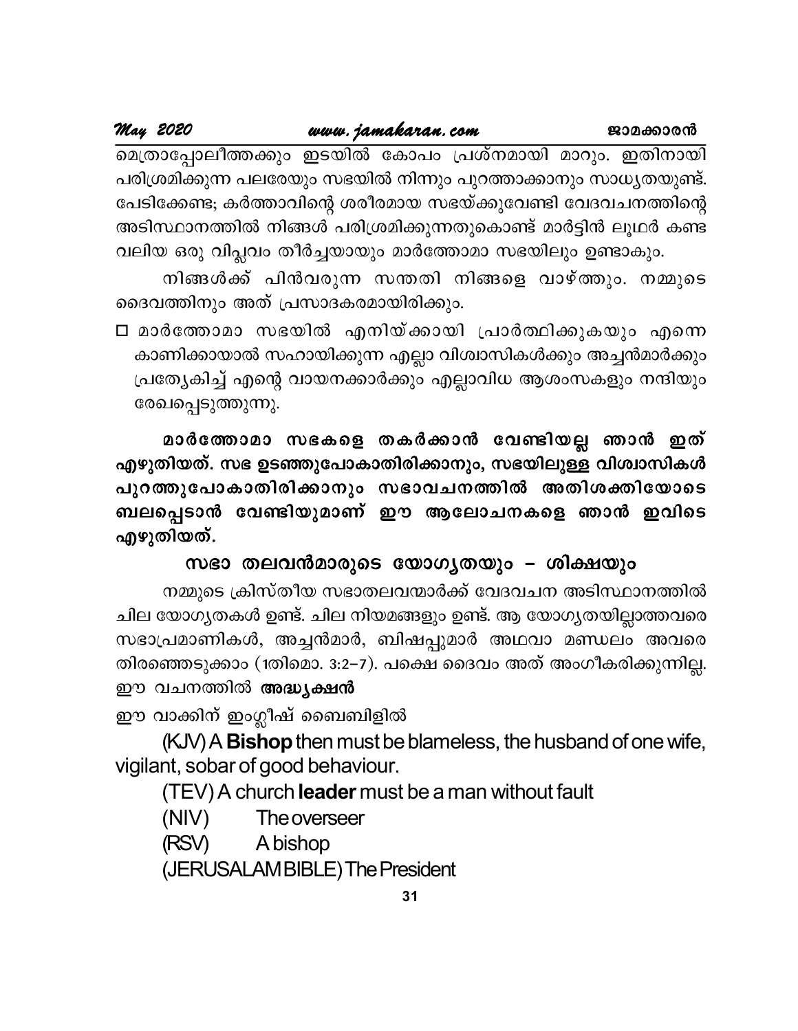മെത്രാപ്പോലീത്തക്കും ഇടയിൽ കോപം പ്രശ്നമായി മാറും. ഇതിനായി പരിശ്രമിക്കുന്ന പലരേയും സഭയിൽ നിന്നും പുറത്താക്കാനും സാധ്യതയുണ്ട്. പേടിക്കേണ്ട; കർത്താവിന്റെ ശരീരമായ സഭയ്ക്കുവേണ്ടി വേദവചനത്തിന്റെ അടിസ്ഥാനത്തിൽ നിങ്ങൾ പരിശ്രമിക്കുന്നതുകൊണ്ട് മാർട്ടിൻ ലൂഥർ കണ്ട വലിയ ഒരു വിപ്ലവം തീർച്ചയായും മാർത്തോമാ സഭയിലും ഉണ്ടാകും.

നിങ്ങൾക്ക് പിൻവരുന്ന സന്തതി നിങ്ങളെ വാഴ്ത്തും. നമ്മുടെ ദൈവത്തിനും അത് പ്രസാദകരമായിരിക്കും.

- മാർത്തോമാ സഭയിൽ എനിയ്ക്കായി പ്രാർത്ഥിക്കുകയും എന്നെ കാണിക്കായാൽ സഹായിക്കുന്ന എല്ലാ വിശ്വാസികൾക്കും അച്ചൻമാർക്കും പ്രത്യേകിച്ച് എന്റെ വായനക്കാർക്കും എല്ലാവിധ ആശംസകളും നന്ദിയും രേഖപ്പെടുത്തുന്നു.

**മാർത്തോമാ സഭകളെ തകർക്കാൻ വേണ്ടിയല്ല ഞാൻ ഇത് എഴുതിയത്. സഭ ഉടഞ്ഞുപോകാതിരിക്കാനും, സഭയിലുള്ള വിശ്വാസികൾ പുറത്തുപോകാതിരിക്കാനും സഭാവചനത്തിൽ അതിശക്തിയോടെ ബലപ്പെടാൻ വേണ്ടിയുമാണ് ഈ ആലോചനകളെ ഞാൻ ഇവിടെ എഴുതിയത്.**

## സഭാ തലവൻമാരുടെ യോഗ്യതയും – ശിക്ഷയും

നമ്മുടെ ക്രിസ്തീയ സഭാതലവന്മാർക്ക് വേദവചന അടിസ്ഥാനത്തിൽ ചില യോഗ്യതകൾ ഉണ്ട്. ചില നിയമങ്ങളും ഉണ്ട്. ആ യോഗ്യതയില്ലാത്തവരെ സഭാപ്രമാണികൾ, അച്ചൻമാർ, ബിഷപ്പുമാർ അഥവാ മണ്ഡലം അവരെ തിരഞ്ഞെടുക്കാം (1തിമൊ. 3:2–7). പക്ഷെ ദൈവം അത് അംഗീകരിക്കുന്നില്ല. ഈ വചനത്തിൽ **അദ്ധ്യക്ഷൻ**

ഈ വാക്കിന് ഇംഗ്ലീഷ് ബൈബിളിൽ

(KJV) A **Bishop** then must be blameless, the husband of one wife, vigilant, sobar of good behaviour.

(TEV) A church **leader** must be a man without fault

(NIV) The overseer

(RSV) A bishop

(JERUSALAM BIBLE) The President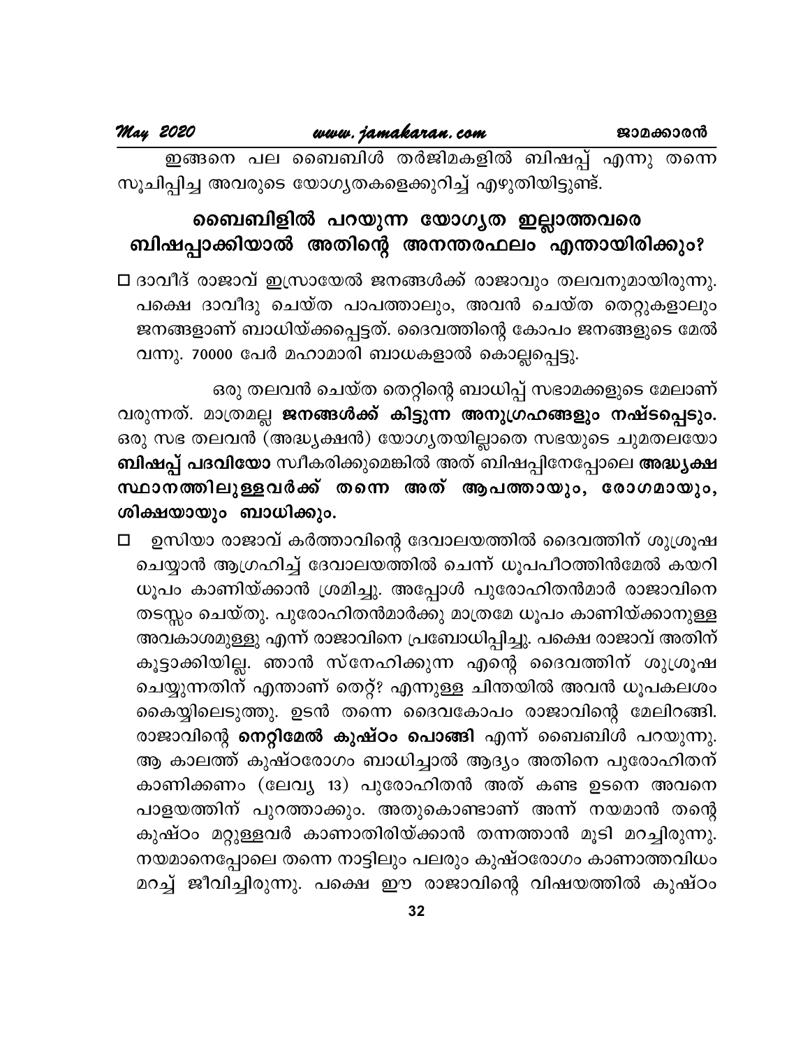ഇങ്ങനെ പല ബൈബിൾ തർജിമകളിൽ ബിഷപ്പ് എന്നു തന്നെ സൂചിപ്പിച്ച അവരുടെ യോഗ്യതകളെക്കുറിച്ച് എഴുതിയിട്ടുണ്ട്.

## ബൈബിളിൽ പറയുന്ന യോഗ്യത ഇല്ലാത്തവരെ ബിഷപ്പാക്കിയാൽ അതിന്റെ അനന്തരഫലം എന്തായിരിക്കും?

- ദാവീദ് രാജാവ് ഇസ്രായേൽ ജനങ്ങൾക്ക് രാജാവും തലവനുമായിരുന്നു. പക്ഷെ ദാവീദു ചെയ്ത പാപത്താലും, അവൻ ചെയ്ത തെറ്റുകളാലും ജനങ്ങളാണ് ബാധിയ്ക്കപ്പെട്ടത്. ദൈവത്തിന്റെ കോപം ജനങ്ങളുടെ മേൽ വന്നു. 70000 പേർ മഹാമാരി ബാധകളാൽ കൊല്ലപ്പെട്ടു.

ഒരു തലവൻ ചെയ്ത തെറ്റിന്റെ ബാധിപ്പ് സഭാമക്കളുടെ മേലാണ് വരുന്നത്. മാത്രമല്ല **ജനങ്ങൾക്ക് കിട്ടുന്ന അനുഗ്രഹങ്ങളും നഷ്ടപ്പെടും.** ഒരു സഭ തലവൻ (അദ്ധ്യക്ഷൻ) യോഗ്യതയില്ലാതെ സഭയുടെ ചുമതലയോ **ബിഷപ്പ് പദവിയോ** സ്വീകരിക്കുമെങ്കിൽ അത് ബിഷപ്പിനേപ്പോലെ **അദ്ധ്യക്ഷ സ്ഥാനത്തിലുള്ളവർക്ക് തന്നെ അത് ആപത്തായും, രോഗമായും, ശിക്ഷയായും ബാധിക്കും.**

- ഉസിയാ രാജാവ് കർത്താവിന്റെ ദേവാലയത്തിൽ ദൈവത്തിന് ശുശ്രൂഷ ചെയ്യാൻ ആഗ്രഹിച്ച് ദേവാലയത്തിൽ ചെന്ന് ധൂപപീഠത്തിൻമേൽ കയറി ധൂപം കാണിയ്ക്കാൻ ശ്രമിച്ചു. അപ്പോൾ പുരോഹിതൻമാർ രാജാവിനെ തടസ്സം ചെയ്തു. പുരോഹിതൻമാർക്കു മാത്രമേ ധൂപം കാണിയ്ക്കാനുള്ള അവകാശമുള്ളു എന്ന് രാജാവിനെ പ്രബോധിപ്പിച്ചു. പക്ഷെ രാജാവ് അതിന് കൂട്ടാക്കിയില്ല. ഞാൻ സ്നേഹിക്കുന്ന എന്റെ ദൈവത്തിന് ശുശ്രൂഷ ചെയ്യുന്നതിന് എന്താണ് തെറ്റ്? എന്നുള്ള ചിന്തയിൽ അവൻ ധൂപകലശം കൈയ്യിലെടുത്തു. ഉടൻ തന്നെ ദൈവകോപം രാജാവിന്റെ മേലിറങ്ങി. രാജാവിന്റെ **നെറ്റിമേൽ കുഷ്ഠം പൊങ്ങി** എന്ന് ബൈബിൾ പറയുന്നു. ആ കാലത്ത് കുഷ്ഠരോഗം ബാധിച്ചാൽ ആദ്യം അതിനെ പുരോഹിതന് കാണിക്കണം (ലേവ്യ 13) പുരോഹിതൻ അത് കണ്ട ഉടനെ അവനെ പാളയത്തിന് പുറത്താക്കും. അതുകൊണ്ടാണ് അന്ന് നയമാൻ തന്റെ കുഷ്ഠം മറ്റുള്ളവർ കാണാതിരിയ്ക്കാൻ തന്നത്താൻ മൂടി മറച്ചിരുന്നു. നയമാനെപ്പോലെ തന്നെ നാട്ടിലും പലരും കുഷ്ഠരോഗം കാണാത്തവിധം മറച്ച് ജീവിച്ചിരുന്നു. പക്ഷെ ഈ രാജാവിന്റെ വിഷയത്തിൽ കുഷ്ഠം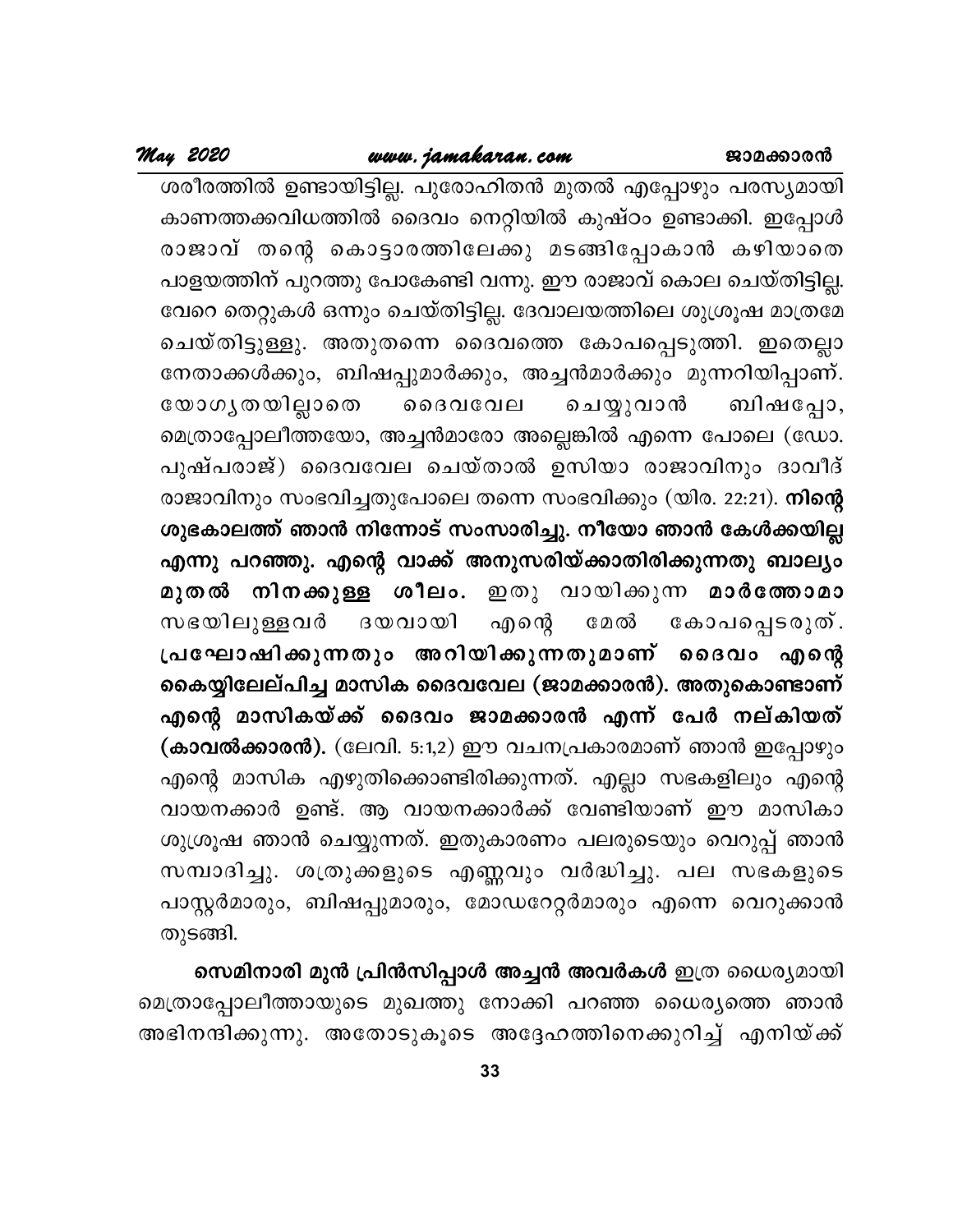ശരീരത്തിൽ ഉണ്ടായിട്ടില്ല. പുരോഹിതൻ മുതൽ എപ്പോഴും പരസ്യമായി കാണത്തക്കവിധത്തിൽ ദൈവം നെറ്റിയിൽ കുഷ്ഠം ഉണ്ടാക്കി. ഇപ്പോൾ രാജാവ് തന്റെ കൊട്ടാരത്തിലേക്കു മടങ്ങിപ്പോകാൻ കഴിയാതെ പാളയത്തിന് പുറത്തു പോകേണ്ടി വന്നു. ഈ രാജാവ് കൊല ചെയ്തിട്ടില്ല. വേറെ തെറ്റുകൾ ഒന്നും ചെയ്തിട്ടില്ല. ദേവാലയത്തിലെ ശുശ്രൂഷ മാത്രമേ ചെയ്തിട്ടുള്ളു. അതുതന്നെ ദൈവത്തെ കോപപ്പെടുത്തി. ഇതെല്ലാ നേതാക്കൾക്കും, ബിഷപ്പുമാർക്കും, അച്ചൻമാർക്കും മുന്നറിയിപ്പാണ്. യോഗ്യതയില്ലാതെ ദൈവവേല ചെയ്യുവാൻ ബിഷപ്പോ, മെത്രാപ്പോലീത്തയോ, അച്ചൻമാരോ അല്ലെങ്കിൽ എന്നെ പോലെ (ഡോ. പുഷ്പരാജ്) ദൈവവേല ചെയ്താൽ ഉസിയാ രാജാവിനും ദാവീദ് രാജാവിനും സംഭവിച്ചതുപോലെ തന്നെ സംഭവിക്കും (യിര. 22:21). **നിന്റെ ശുഭകാലത്ത് ഞാൻ നിന്നോട് സംസാരിച്ചു. നീയോ ഞാൻ കേൾക്കയില്ല എന്നു പറഞ്ഞു. എന്റെ വാക്ക് അനുസരിയ്ക്കാതിരിക്കുന്നതു ബാല്യം മുതൽ നിനക്കുള്ള ശീലം.** ഇതു വായിക്കുന്ന **മാർത്തോമാ** സഭയിലുള്ളവർ ദയവായി എന്റെ മേൽ കോപപ്പെടരുത്. **പ്രഘോഷിക്കുന്നതും അറിയിക്കുന്നതുമാണ് ദൈവം എന്റെ കൈയ്യിലേല്പിച്ച മാസിക ദൈവവേല (ജാമക്കാരൻ). അതുകൊണ്ടാണ് എന്റെ മാസികയ്ക്ക് ദൈവം ജാമക്കാരൻ എന്ന് പേര് നല്കിയത് (കാവൽക്കാരൻ).** (ലേവി. 5:1,2) ഈ വചനപ്രകാരമാണ് ഞാൻ ഇപ്പോഴും എന്റെ മാസിക എഴുതിക്കൊണ്ടിരിക്കുന്നത്. എല്ലാ സഭകളിലും എന്റെ വായനക്കാർ ഉണ്ട്. ആ വായനക്കാർക്ക് വേണ്ടിയാണ് ഈ മാസികാ ശുശ്രൂഷ ഞാൻ ചെയ്യുന്നത്. ഇതുകാരണം പലരുടെയും വെറുപ്പ് ഞാൻ സമ്പാദിച്ചു. ശത്രുക്കളുടെ എണ്ണവും വർദ്ധിച്ചു. പല സഭകളുടെ പാസ്റ്റർമാരും, ബിഷപ്പുമാരും, മോഡറേറ്റർമാരും എന്നെ വെറുക്കാൻ തുടങ്ങി.

**സെമിനാരി മുൻ പ്രിൻസിപ്പാൾ അച്ചൻ അവർകൾ** ഇത്ര ധൈര്യമായി മെത്രാപ്പോലീത്തായുടെ മുഖത്തു നോക്കി പറഞ്ഞ ധൈര്യത്തെ ഞാൻ അഭിനന്ദിക്കുന്നു. അതോടുകൂടെ അദ്ദേഹത്തിനെക്കുറിച്ച് എനിയ്ക്ക്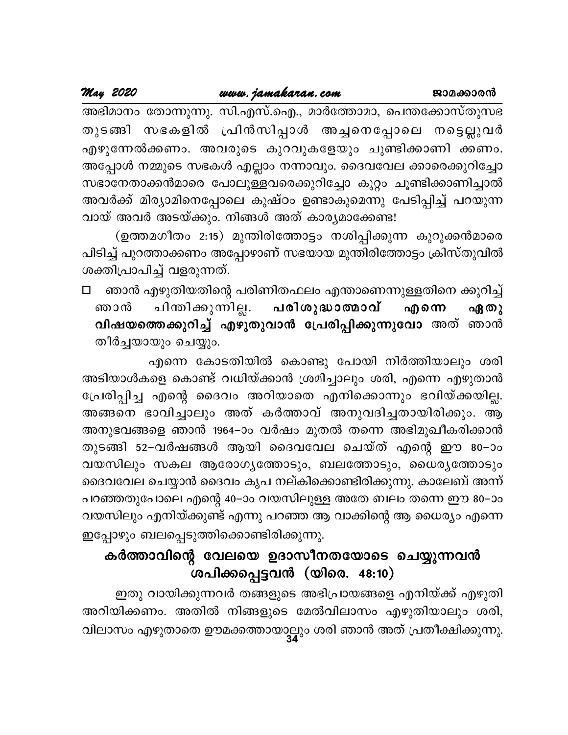അഭിമാനം തോന്നുന്നു. സി.എസ്.ഐ., മാർത്തോമാ, പെന്തക്കോസ്തുസഭ തുടങ്ങി സഭകളിൽ പ്രിൻസിപ്പാൾ അച്ചനെപ്പോലെ നട്ടെല്ലുവർ എഴുന്നേൽക്കണം. അവരുടെ കുറവുകളേയും ചൂണ്ടിക്കാണി ക്കണം. അപ്പോൾ നമ്മുടെ സഭകൾ എല്ലാം നന്നാവും. ദൈവവേല ക്കാരെക്കുറിച്ചോ സഭാനേതാക്കൻമാരെ പോലുള്ളവരെക്കുറിച്ചോ കുറ്റം ചൂണ്ടിക്കാണിച്ചാൽ അവർക്ക് മിര്യാമിനെപ്പോലെ കുഷ്ഠം ഉണ്ടാകുമെന്നു പേടിപ്പിച്ച് പറയുന്ന വായ് അവർ അടയ്ക്കും. നിങ്ങൾ അത് കാര്യമാക്കേണ്ട!

(ഉത്തമഗീതം 2:15) മുന്തിരിത്തോട്ടം നശിപ്പിക്കുന്ന കുറുക്കൻമാരെ പിടിച്ച് പുറത്താക്കണം അപ്പോഴാണ് സഭയായ മുന്തിരിത്തോട്ടം ക്രിസ്തുവിൽ ശക്തിപ്രാപിച്ച് വളരുന്നത്.

- ഞാൻ എഴുതിയതിന്റെ പരിണിതഫലം എന്താണെന്നുള്ളതിനെ ക്കുറിച്ച് ഞാൻ ചിന്തിക്കുന്നില്ല. **പരിശുദ്ധാത്മാവ് എന്നെ ഏതു വിഷയത്തെക്കുറിച്ച് എഴുതുവാൻ പ്രേരിപ്പിക്കുന്നുവോ** അത് ഞാൻ തീർച്ചയായും ചെയ്യും.

എന്നെ കോടതിയിൽ കൊണ്ടു പോയി നിർത്തിയാലും ശരി അടിയാൾകളെ കൊണ്ട് വധിയ്ക്കാൻ ശ്രമിച്ചാലും ശരി, എന്നെ എഴുതാൻ പ്രേരിപ്പിച്ച എന്റെ ദൈവം അറിയാതെ എനിക്കൊന്നും ഭവിയ്ക്കയില്ല. അങ്ങനെ ഭാവിച്ചാലും അത് കർത്താവ് അനുവദിച്ചതായിരിക്കും. ആ അനുഭവങ്ങളെ ഞാൻ 1964–ാം വർഷം മുതൽ തന്നെ അഭിമുഖീകരിക്കാൻ തുടങ്ങി 52–വർഷങ്ങൾ ആയി ദൈവവേല ചെയ്ത് എന്റെ ഈ 80–ാം വയസിലും സകല ആരോഗ്യത്തോടും, ബലത്തോടും, ധൈര്യത്തോടും ദൈവവേല ചെയ്യാൻ ദൈവം കൃപ നല്കിക്കൊണ്ടിരിക്കുന്നു. കാലേബ് അന്ന് പറഞ്ഞതുപോലെ എന്റെ 40–ാം വയസിലുള്ള അതേ ബലം തന്നെ ഈ 80–ാം വയസിലും എനിയ്ക്കുണ്ട് എന്നു പറഞ്ഞ ആ വാക്കിന്റെ ആ ധൈര്യം എന്നെ ഇപ്പോഴും ബലപ്പെടുത്തിക്കൊണ്ടിരിക്കുന്നു.

## കർത്താവിന്റെ വേലയെ ഉദാസീനതയോടെ ചെയ്യുന്നവൻ ശപിക്കപ്പെട്ടവൻ (യിരെ. 48:10)

ഇതു വായിക്കുന്നവർ തങ്ങളുടെ അഭിപ്രായങ്ങളെ എനിയ്ക്ക് എഴുതി അറിയിക്കണം. അതിൽ നിങ്ങളുടെ മേൽവിലാസം എഴുതിയാലും ശരി, വിലാസം എഴുതാതെ ഊമക്കത്തായാലും ശരി ഞാൻ അത് പ്രതീക്ഷിക്കുന്നു.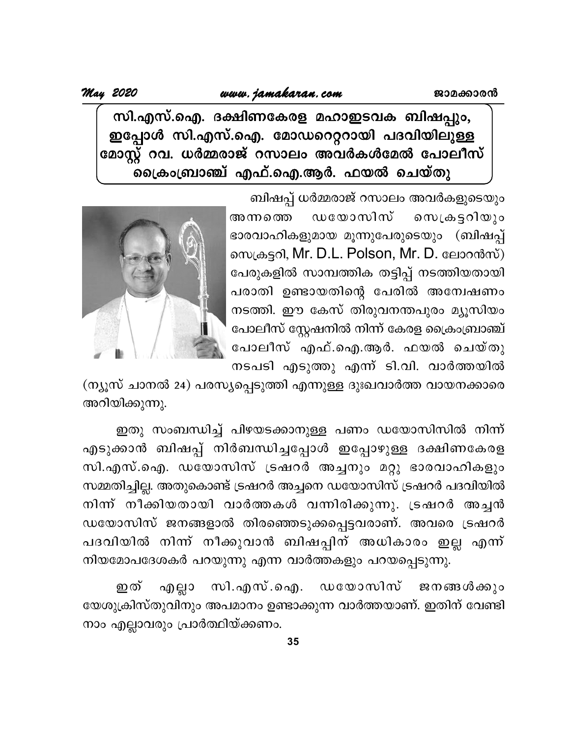## സി.എസ്.ഐ. ദക്ഷിണകേരള മഹാഇടവക ബിഷപ്പും, ഇപ്പോൾ സി.എസ്.ഐ. മോഡറെറ്ററായി പദവിയിലുള്ള മോസ്റ്റ് റവ. ധർമ്മരാജ് റസാലം അവർകൾമേൽ പോലീസ് ക്രൈംബ്രാഞ്ച് എഫ്.ഐ.ആർ. ഫയൽ ചെയ്തു

ബിഷപ്പ് ധർമ്മരാജ് റസാലം അവർകളുടെയും അന്നത്തെ ഡയോസിസ് സെക്രട്ടറിയും ഭാരവാഹികളുമായ മൂന്നുപേരുടെയും (ബിഷപ്പ് സെക്രട്ടറി, Mr. D.L. Polson, Mr. D. ലോറൻസ്) പേരുകളിൽ സാമ്പത്തിക തട്ടിപ്പ് നടത്തിയതായി പരാതി ഉണ്ടായതിന്റെ പേരിൽ അന്വേഷണം നടത്തി. ഈ കേസ് തിരുവനന്തപുരം മ്യൂസിയം പോലീസ് സ്റ്റേഷനിൽ നിന്ന് കേരള ക്രൈംബ്രാഞ്ച് പോലീസ് എഫ്.ഐ.ആർ. ഫയൽ ചെയ്തു നടപടി എടുത്തു എന്ന് ടി.വി. വാർത്തയിൽ (ന്യൂസ് ചാനൽ 24) പരസ്യപ്പെടുത്തി എന്നുള്ള ദുഃഖവാർത്ത വായനക്കാരെ അറിയിക്കുന്നു.

ഇതു സംബന്ധിച്ച് പിഴയടക്കാനുള്ള പണം ഡയോസിസിൽ നിന്ന് എടുക്കാൻ ബിഷപ്പ് നിർബന്ധിച്ചപ്പോൾ ഇപ്പോഴുള്ള ദക്ഷിണകേരള സി.എസ്.ഐ. ഡയോസിസ് ട്രഷറർ അച്ചനും മറ്റു ഭാരവാഹികളും സമ്മതിച്ചില്ല. അതുകൊണ്ട് ട്രഷറർ അച്ചനെ ഡയോസിസ് ട്രഷറർ പദവിയിൽ നിന്ന് നീക്കിയതായി വാർത്തകൾ വന്നിരിക്കുന്നു. ട്രഷറർ അച്ചൻ ഡയോസിസ് ജനങ്ങളാൽ തിരഞ്ഞെടുക്കപ്പെട്ടവരാണ്. അവരെ ട്രഷറർ പദവിയിൽ നിന്ന് നീക്കുവാൻ ബിഷപ്പിന് അധികാരം ഇല്ല എന്ന് നിയമോപദേശകർ പറയുന്നു എന്ന വാർത്തകളും പറയപ്പെടുന്നു.

ഇത് എല്ലാ സി.എസ്.ഐ. ഡയോസിസ് ജനങ്ങൾക്കും യേശുക്രിസ്തുവിനും അപമാനം ഉണ്ടാക്കുന്ന വാർത്തയാണ്. ഇതിന് വേണ്ടി നാം എല്ലാവരും പ്രാർത്ഥിയ്ക്കണം.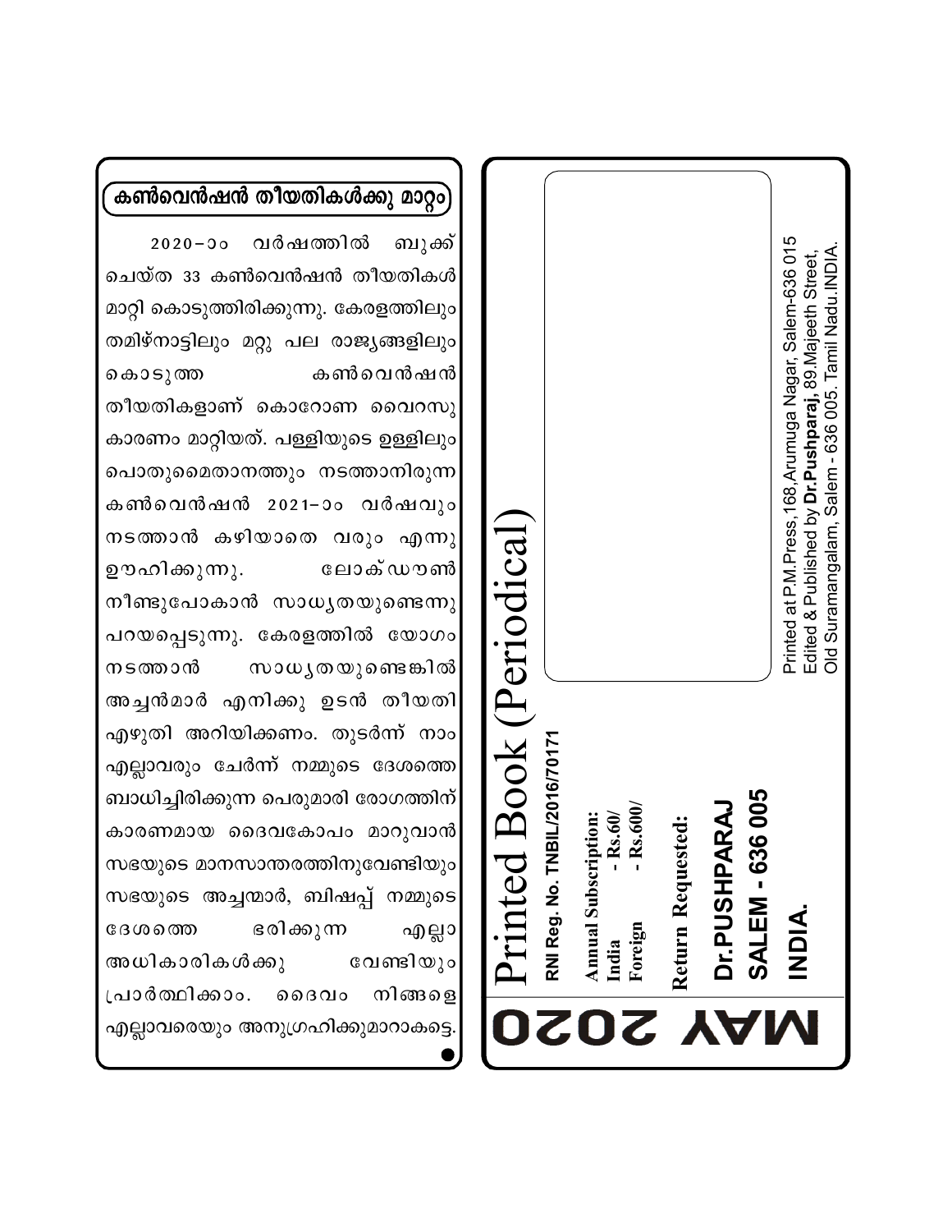## കൺവെൻഷൻ തീയതികൾക്കു മാറ്റം

2020–ാം വർഷത്തിൽ ബുക്ക് ചെയ്ത 33 കൺവെൻഷൻ തീയതികൾ മാറ്റി കൊടുത്തിരിക്കുന്നു. കേരളത്തിലും തമിഴ്നാട്ടിലും മറ്റു പല രാജ്യങ്ങളിലും കൊടുത്ത കൺവെൻഷൻ തീയതികളാണ് കൊറോണ വൈറസു കാരണം മാറ്റിയത്. പള്ളിയുടെ ഉള്ളിലും പൊതുമൈതാനത്തും നടത്താനിരുന്ന കൺവെൻഷൻ 2021–ാം വർഷവും നടത്താൻ കഴിയാതെ വരും എന്നു ഊഹിക്കുന്നു. ലോക്ഡൗൺ നീണ്ടുപോകാൻ സാധ്യതയുണ്ടെന്നു പറയപ്പെടുന്നു. കേരളത്തിൽ യോഗം നടത്താൻ സാധ്യതയുണ്ടെങ്കിൽ അച്ചൻമാർ എനിക്കു ഉടൻ തീയതി എഴുതി അറിയിക്കണം. തുടർന്ന് നാം എല്ലാവരും ചേർന്ന് നമ്മുടെ ദേശത്തെ ബാധിച്ചിരിക്കുന്ന പെരുമാരി രോഗത്തിന് കാരണമായ ദൈവകോപം മാറുവാൻ സഭയുടെ മാനസാന്തരത്തിനുവേണ്ടിയും സഭയുടെ അച്ചന്മാർ, ബിഷപ്പ് നമ്മുടെ ദേശത്തെ ഭരിക്കുന്ന എല്ലാ അധികാരികൾക്കു വേണ്ടിയും പ്രാർത്ഥിക്കാം. ദൈവം നിങ്ങളെ എല്ലാവരെയും അനുഗ്രഹിക്കുമാറാകട്ടെ.

---

# Printed Book (Periodical)

**RNI Reg. No. TNBIL/2016/70171**

**Annual Subscription:**
**India - Rs.60/**
**Foreign - Rs.600/**

**Return Requested:**

**Dr.PUSHPARAJ**
**SALEM - 636 005**
**INDIA.**

**MAY 2020**

Printed at P.M.Press,168,Arumuga Nagar, Salem-636 015
Edited & Published by **Dr.Pushparaj,** 89,Majeeth Street,
Old Suramangalam, Salem - 636 005. Tamil Nadu.INDIA.